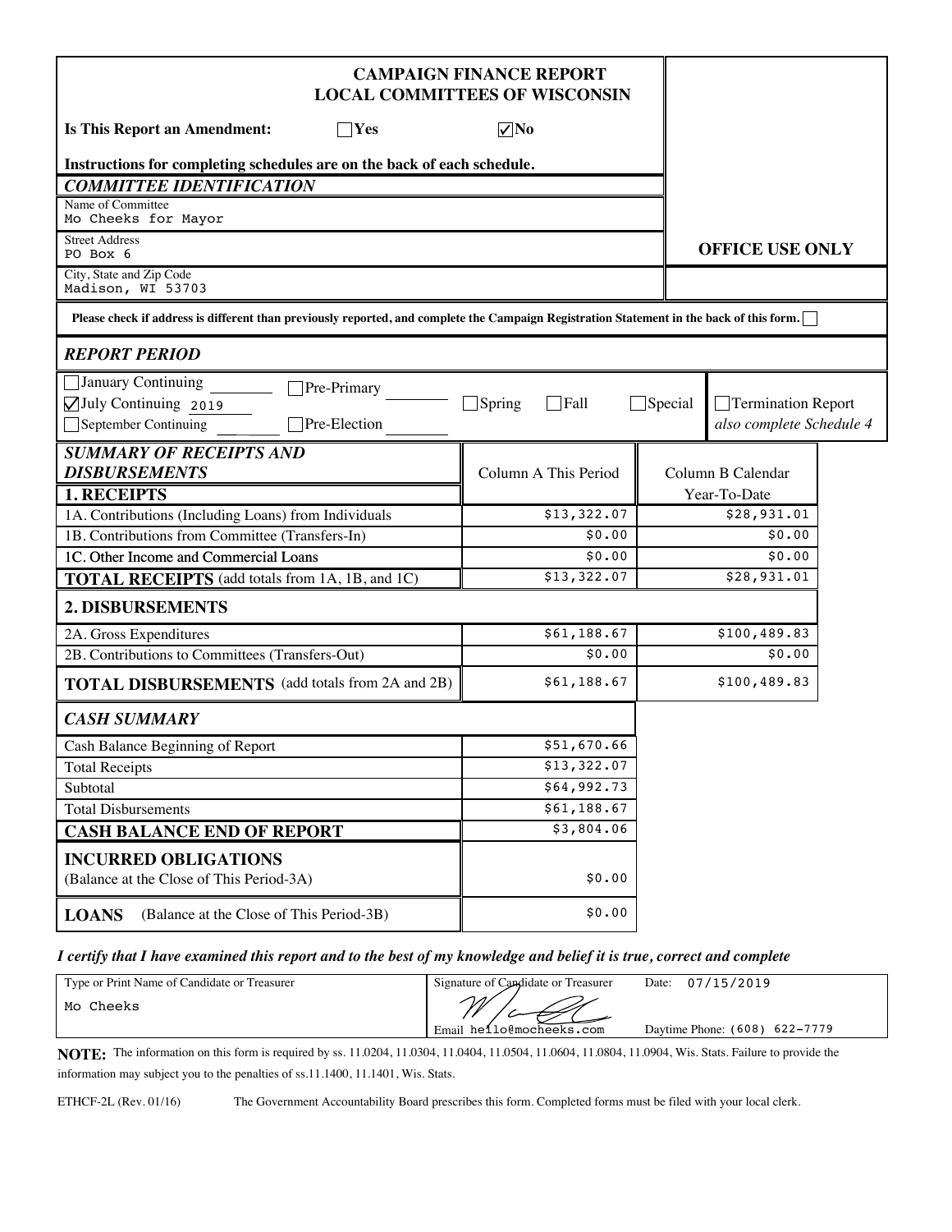# CAMPAIGN FINANCE REPORT
# LOCAL COMMITTEES OF WISCONSIN

**Is This Report an Amendment:** ☐ Yes ☑ No

**OFFICE USE ONLY**

**Instructions for completing schedules are on the back of each schedule.**

## *COMMITTEE IDENTIFICATION*

Name of Committee
Mo Cheeks for Mayor

Street Address
PO Box 6

City, State and Zip Code
Madison, WI 53703

**Please check if address is different than previously reported, and complete the Campaign Registration Statement in the back of this form.** ☐

## *REPORT PERIOD*

☐ January Continuing ______ ☐ Pre-Primary ______ ☐ Spring ☐ Fall ☐ Special ☐ Termination Report *also complete Schedule 4*

☑ July Continuing 2019

☐ September Continuing ______ ☐ Pre-Election ______

| *SUMMARY OF RECEIPTS AND DISBURSEMENTS* | Column A This Period | Column B Calendar Year-To-Date |
|---|---|---|
| **1. RECEIPTS** | | |
| 1A. Contributions (Including Loans) from Individuals | $13,322.07 | $28,931.01 |
| 1B. Contributions from Committee (Transfers-In) | $0.00 | $0.00 |
| 1C. Other Income and Commercial Loans | $0.00 | $0.00 |
| **TOTAL RECEIPTS** (add totals from 1A, 1B, and 1C) | $13,322.07 | $28,931.01 |
| **2. DISBURSEMENTS** | | |
| 2A. Gross Expenditures | $61,188.67 | $100,489.83 |
| 2B. Contributions to Committees (Transfers-Out) | $0.00 | $0.00 |
| **TOTAL DISBURSEMENTS** (add totals from 2A and 2B) | $61,188.67 | $100,489.83 |

| *CASH SUMMARY* | |
|---|---|
| Cash Balance Beginning of Report | $51,670.66 |
| Total Receipts | $13,322.07 |
| Subtotal | $64,992.73 |
| Total Disbursements | $61,188.67 |
| **CASH BALANCE END OF REPORT** | $3,804.06 |
| **INCURRED OBLIGATIONS** (Balance at the Close of This Period-3A) | $0.00 |
| **LOANS** (Balance at the Close of This Period-3B) | $0.00 |

***I certify that I have examined this report and to the best of my knowledge and belief it is true, correct and complete***

| Type or Print Name of Candidate or Treasurer | Signature of Candidate or Treasurer | Date: 07/15/2019 |
|---|---|---|
| Mo Cheeks | Email hello@mocheeks.com | Daytime Phone: (608) 622-7779 |

**NOTE:** The information on this form is required by ss. 11.0204, 11.0304, 11.0404, 11.0504, 11.0604, 11.0804, 11.0904, Wis. Stats. Failure to provide the information may subject you to the penalties of ss.11.1400, 11.1401, Wis. Stats.

ETHCF-2L (Rev. 01/16) The Government Accountability Board prescribes this form. Completed forms must be filed with your local clerk.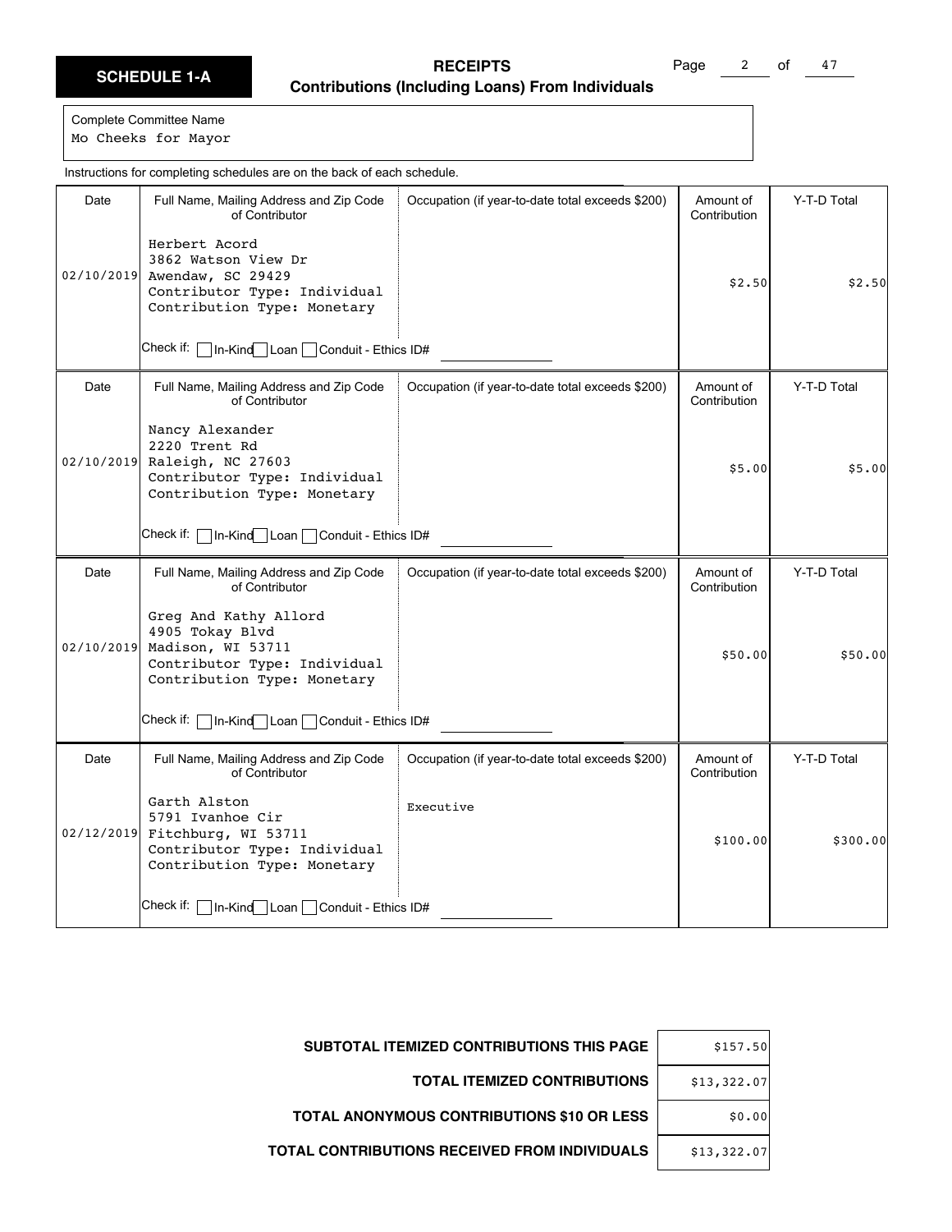## SCHEDULE 1-A

### RECEIPTS
### Contributions (Including Loans) From Individuals

Complete Committee Name
Mo Cheeks for Mayor

Instructions for completing schedules are on the back of each schedule.

| Date | Full Name, Mailing Address and Zip Code of Contributor | Occupation (if year-to-date total exceeds $200) | Amount of Contribution | Y-T-D Total |
|---|---|---|---|---|
| 02/10/2019 | Herbert Acord<br>3862 Watson View Dr<br>Awendaw, SC 29429<br>Contributor Type: Individual<br>Contribution Type: Monetary<br>Check if: ☐ In-Kind ☐ Loan ☐ Conduit - Ethics ID# | | $2.50 | $2.50 |
| 02/10/2019 | Nancy Alexander<br>2220 Trent Rd<br>Raleigh, NC 27603<br>Contributor Type: Individual<br>Contribution Type: Monetary<br>Check if: ☐ In-Kind ☐ Loan ☐ Conduit - Ethics ID# | | $5.00 | $5.00 |
| 02/10/2019 | Greg And Kathy Allord<br>4905 Tokay Blvd<br>Madison, WI 53711<br>Contributor Type: Individual<br>Contribution Type: Monetary<br>Check if: ☐ In-Kind ☐ Loan ☐ Conduit - Ethics ID# | | $50.00 | $50.00 |
| 02/12/2019 | Garth Alston<br>5791 Ivanhoe Cir<br>Fitchburg, WI 53711<br>Contributor Type: Individual<br>Contribution Type: Monetary<br>Check if: ☐ In-Kind ☐ Loan ☐ Conduit - Ethics ID# | Executive | $100.00 | $300.00 |

| | |
|---|---|
| **SUBTOTAL ITEMIZED CONTRIBUTIONS THIS PAGE** | $157.50 |
| **TOTAL ITEMIZED CONTRIBUTIONS** | $13,322.07 |
| **TOTAL ANONYMOUS CONTRIBUTIONS $10 OR LESS** | $0.00 |
| **TOTAL CONTRIBUTIONS RECEIVED FROM INDIVIDUALS** | $13,322.07 |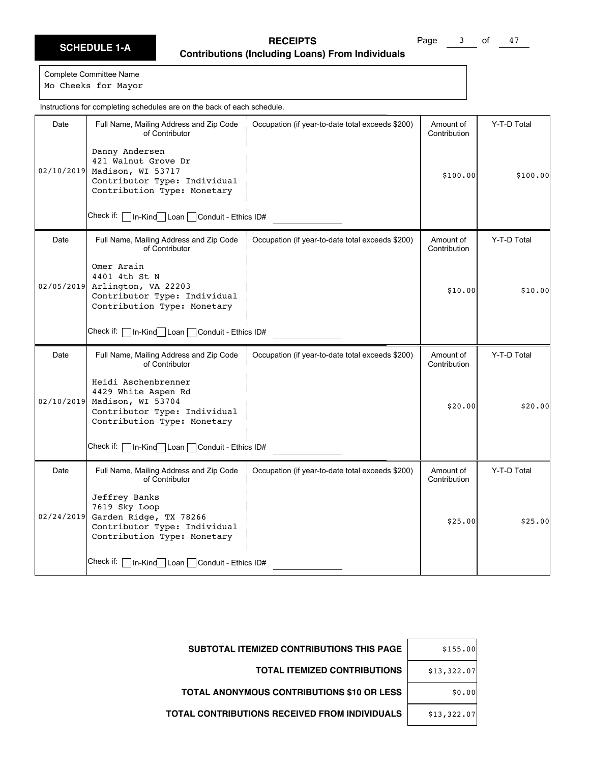**SCHEDULE 1-A**

## RECEIPTS
### Contributions (Including Loans) From Individuals

Complete Committee Name
Mo Cheeks for Mayor

Instructions for completing schedules are on the back of each schedule.

| Date | Full Name, Mailing Address and Zip Code of Contributor | Occupation (if year-to-date total exceeds $200) | Amount of Contribution | Y-T-D Total |
|---|---|---|---|---|
| 02/10/2019 | Danny Andersen<br>421 Walnut Grove Dr<br>Madison, WI 53717<br>Contributor Type: Individual<br>Contribution Type: Monetary<br>Check if: ☐ In-Kind ☐ Loan ☐ Conduit - Ethics ID# | | $100.00 | $100.00 |
| 02/05/2019 | Omer Arain<br>4401 4th St N<br>Arlington, VA 22203<br>Contributor Type: Individual<br>Contribution Type: Monetary<br>Check if: ☐ In-Kind ☐ Loan ☐ Conduit - Ethics ID# | | $10.00 | $10.00 |
| 02/10/2019 | Heidi Aschenbrenner<br>4429 White Aspen Rd<br>Madison, WI 53704<br>Contributor Type: Individual<br>Contribution Type: Monetary<br>Check if: ☐ In-Kind ☐ Loan ☐ Conduit - Ethics ID# | | $20.00 | $20.00 |
| 02/24/2019 | Jeffrey Banks<br>7619 Sky Loop<br>Garden Ridge, TX 78266<br>Contributor Type: Individual<br>Contribution Type: Monetary<br>Check if: ☐ In-Kind ☐ Loan ☐ Conduit - Ethics ID# | | $25.00 | $25.00 |

| | |
|---|---|
| **SUBTOTAL ITEMIZED CONTRIBUTIONS THIS PAGE** | $155.00 |
| **TOTAL ITEMIZED CONTRIBUTIONS** | $13,322.07 |
| **TOTAL ANONYMOUS CONTRIBUTIONS $10 OR LESS** | $0.00 |
| **TOTAL CONTRIBUTIONS RECEIVED FROM INDIVIDUALS** | $13,322.07 |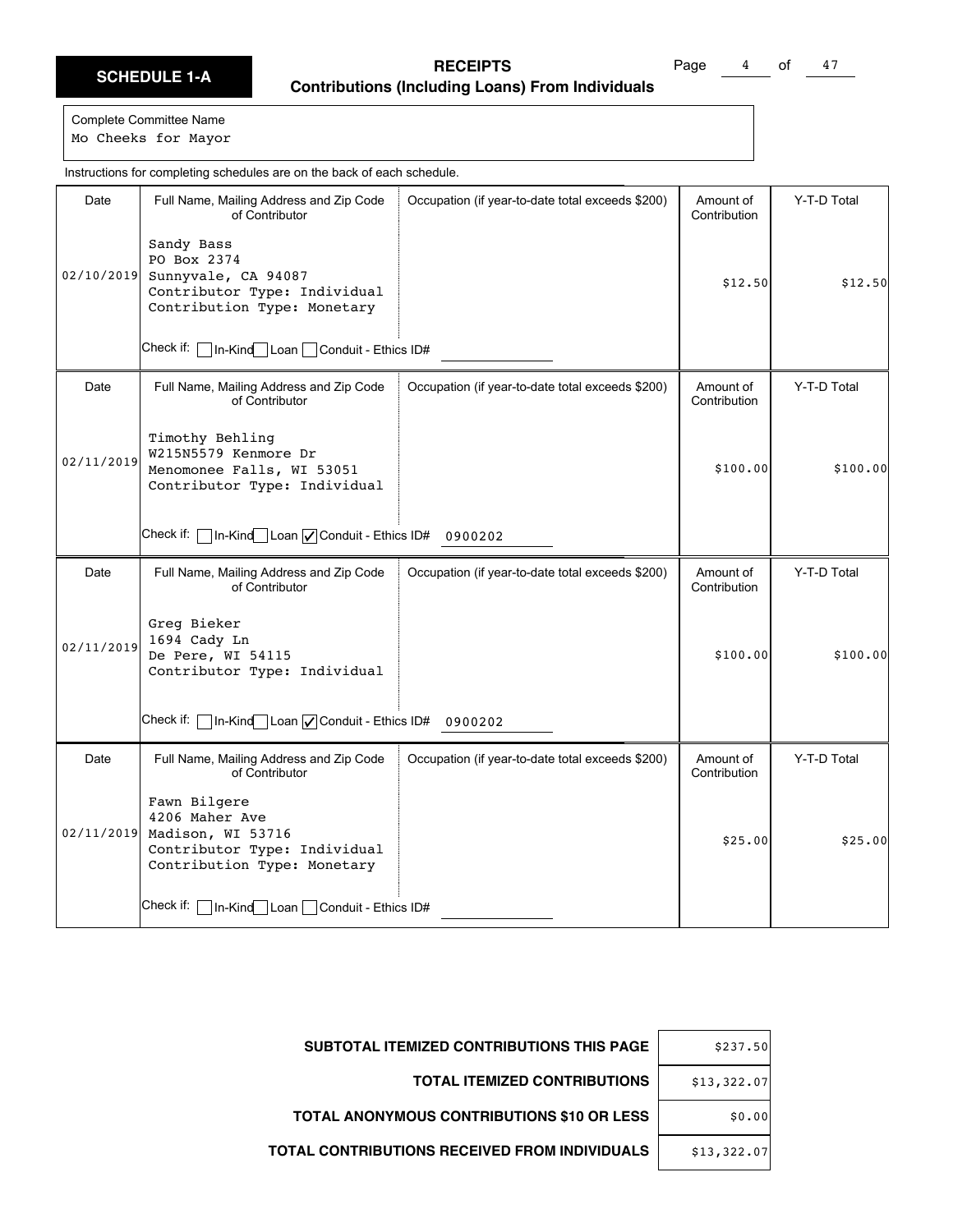**SCHEDULE 1-A**

## RECEIPTS
### Contributions (Including Loans) From Individuals

Complete Committee Name
Mo Cheeks for Mayor

Instructions for completing schedules are on the back of each schedule.

| Date | Full Name, Mailing Address and Zip Code of Contributor | Occupation (if year-to-date total exceeds $200) | Amount of Contribution | Y-T-D Total |
|---|---|---|---|---|
| 02/10/2019 | Sandy Bass<br>PO Box 2374<br>Sunnyvale, CA 94087<br>Contributor Type: Individual<br>Contribution Type: Monetary<br>Check if: ☐ In-Kind ☐ Loan ☐ Conduit - Ethics ID# | | $12.50 | $12.50 |
| 02/11/2019 | Timothy Behling<br>W215N5579 Kenmore Dr<br>Menomonee Falls, WI 53051<br>Contributor Type: Individual<br>Check if: ☐ In-Kind ☐ Loan ☑ Conduit - Ethics ID# 0900202 | | $100.00 | $100.00 |
| 02/11/2019 | Greg Bieker<br>1694 Cady Ln<br>De Pere, WI 54115<br>Contributor Type: Individual<br>Check if: ☐ In-Kind ☐ Loan ☑ Conduit - Ethics ID# 0900202 | | $100.00 | $100.00 |
| 02/11/2019 | Fawn Bilgere<br>4206 Maher Ave<br>Madison, WI 53716<br>Contributor Type: Individual<br>Contribution Type: Monetary<br>Check if: ☐ In-Kind ☐ Loan ☐ Conduit - Ethics ID# | | $25.00 | $25.00 |

| | |
|---|---|
| **SUBTOTAL ITEMIZED CONTRIBUTIONS THIS PAGE** | $237.50 |
| **TOTAL ITEMIZED CONTRIBUTIONS** | $13,322.07 |
| **TOTAL ANONYMOUS CONTRIBUTIONS $10 OR LESS** | $0.00 |
| **TOTAL CONTRIBUTIONS RECEIVED FROM INDIVIDUALS** | $13,322.07 |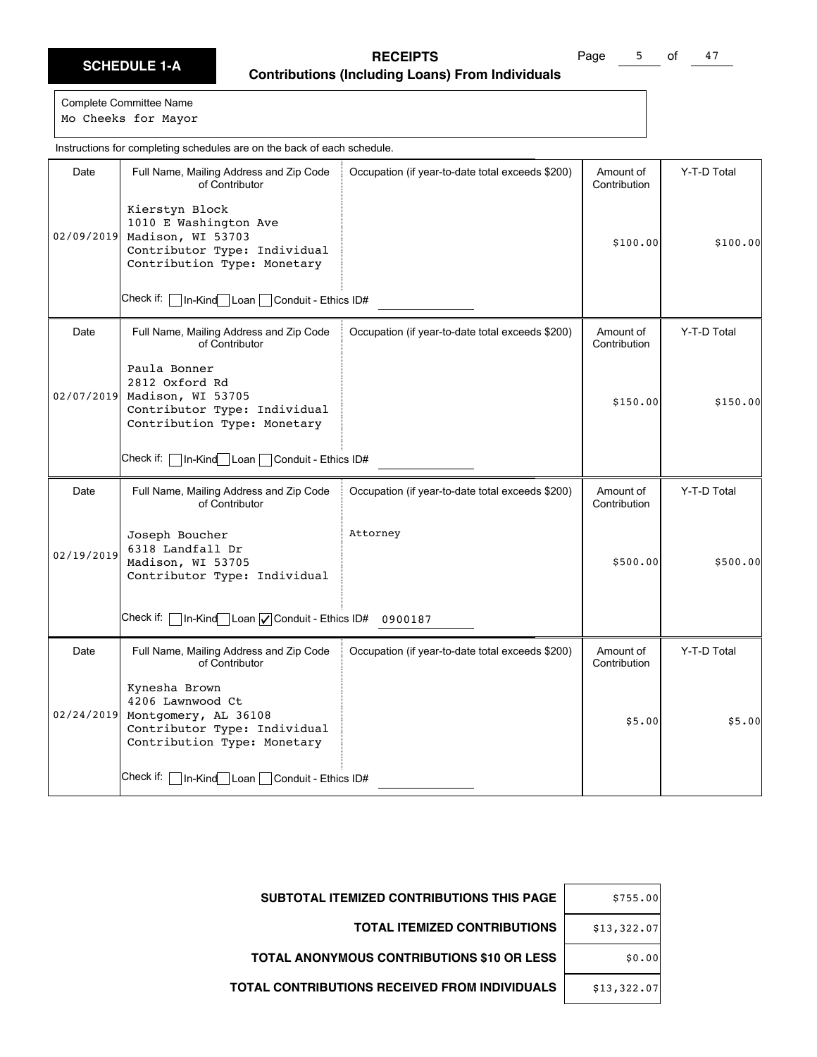**SCHEDULE 1-A**

## RECEIPTS
### Contributions (Including Loans) From Individuals

Complete Committee Name
Mo Cheeks for Mayor

Instructions for completing schedules are on the back of each schedule.

| Date | Full Name, Mailing Address and Zip Code of Contributor | Occupation (if year-to-date total exceeds $200) | Amount of Contribution | Y-T-D Total |
| --- | --- | --- | --- | --- |
| 02/09/2019 | Kierstyn Block<br>1010 E Washington Ave<br>Madison, WI 53703<br>Contributor Type: Individual<br>Contribution Type: Monetary<br>Check if: ☐ In-Kind ☐ Loan ☐ Conduit - Ethics ID# | | $100.00 | $100.00 |
| 02/07/2019 | Paula Bonner<br>2812 Oxford Rd<br>Madison, WI 53705<br>Contributor Type: Individual<br>Contribution Type: Monetary<br>Check if: ☐ In-Kind ☐ Loan ☐ Conduit - Ethics ID# | | $150.00 | $150.00 |
| 02/19/2019 | Joseph Boucher<br>6318 Landfall Dr<br>Madison, WI 53705<br>Contributor Type: Individual<br>Check if: ☐ In-Kind ☐ Loan ☑ Conduit - Ethics ID# 0900187 | Attorney | $500.00 | $500.00 |
| 02/24/2019 | Kynesha Brown<br>4206 Lawnwood Ct<br>Montgomery, AL 36108<br>Contributor Type: Individual<br>Contribution Type: Monetary<br>Check if: ☐ In-Kind ☐ Loan ☐ Conduit - Ethics ID# | | $5.00 | $5.00 |

| | |
| --- | --- |
| **SUBTOTAL ITEMIZED CONTRIBUTIONS THIS PAGE** | $755.00 |
| **TOTAL ITEMIZED CONTRIBUTIONS** | $13,322.07 |
| **TOTAL ANONYMOUS CONTRIBUTIONS $10 OR LESS** | $0.00 |
| **TOTAL CONTRIBUTIONS RECEIVED FROM INDIVIDUALS** | $13,322.07 |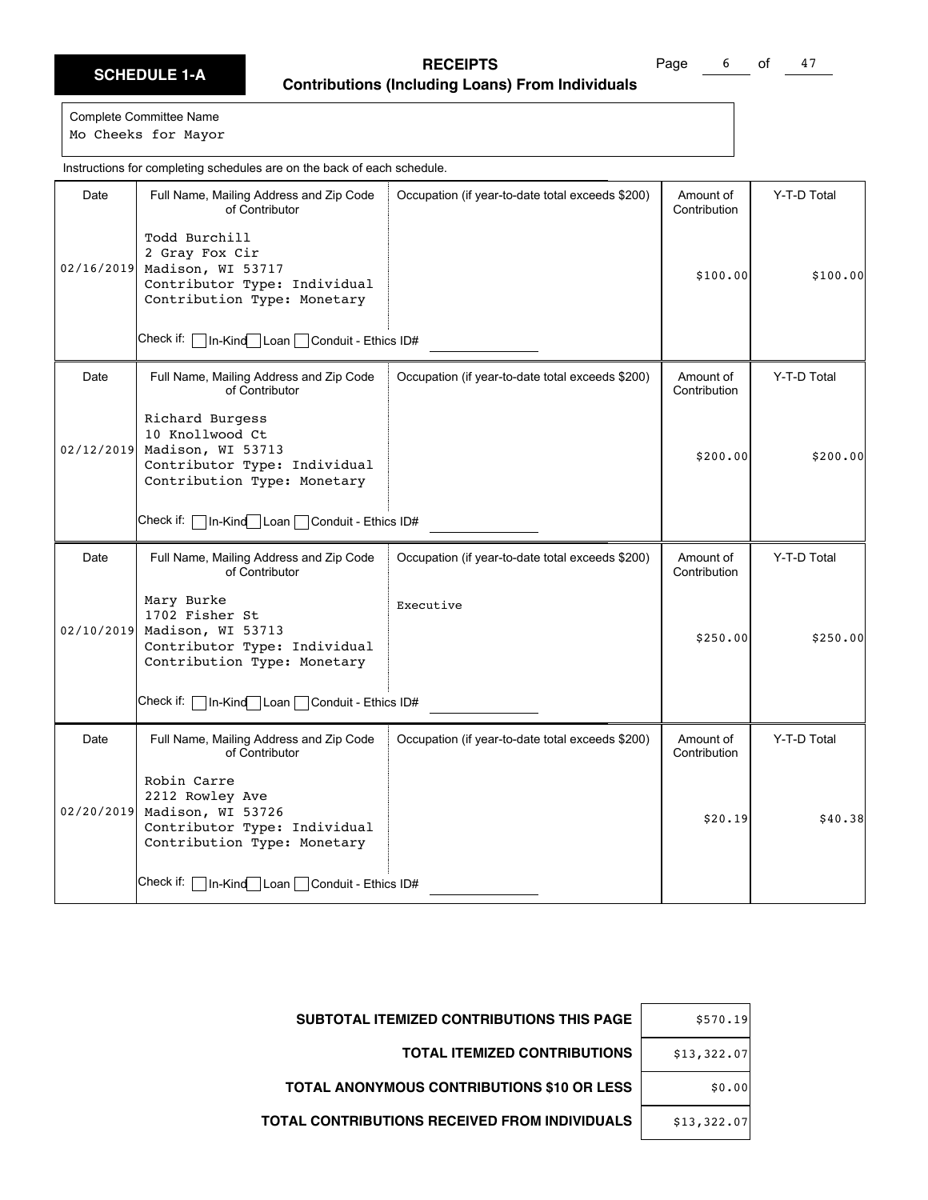**SCHEDULE 1-A**

## RECEIPTS
### Contributions (Including Loans) From Individuals

Complete Committee Name
Mo Cheeks for Mayor

Instructions for completing schedules are on the back of each schedule.

| Date | Full Name, Mailing Address and Zip Code of Contributor | Occupation (if year-to-date total exceeds $200) | Amount of Contribution | Y-T-D Total |
|---|---|---|---|---|
| 02/16/2019 | Todd Burchill<br>2 Gray Fox Cir<br>Madison, WI 53717<br>Contributor Type: Individual<br>Contribution Type: Monetary<br>Check if: ☐ In-Kind ☐ Loan ☐ Conduit - Ethics ID# | | $100.00 | $100.00 |
| 02/12/2019 | Richard Burgess<br>10 Knollwood Ct<br>Madison, WI 53713<br>Contributor Type: Individual<br>Contribution Type: Monetary<br>Check if: ☐ In-Kind ☐ Loan ☐ Conduit - Ethics ID# | | $200.00 | $200.00 |
| 02/10/2019 | Mary Burke<br>1702 Fisher St<br>Madison, WI 53713<br>Contributor Type: Individual<br>Contribution Type: Monetary<br>Check if: ☐ In-Kind ☐ Loan ☐ Conduit - Ethics ID# | Executive | $250.00 | $250.00 |
| 02/20/2019 | Robin Carre<br>2212 Rowley Ave<br>Madison, WI 53726<br>Contributor Type: Individual<br>Contribution Type: Monetary<br>Check if: ☐ In-Kind ☐ Loan ☐ Conduit - Ethics ID# | | $20.19 | $40.38 |

| | |
|---|---|
| **SUBTOTAL ITEMIZED CONTRIBUTIONS THIS PAGE** | $570.19 |
| **TOTAL ITEMIZED CONTRIBUTIONS** | $13,322.07 |
| **TOTAL ANONYMOUS CONTRIBUTIONS $10 OR LESS** | $0.00 |
| **TOTAL CONTRIBUTIONS RECEIVED FROM INDIVIDUALS** | $13,322.07 |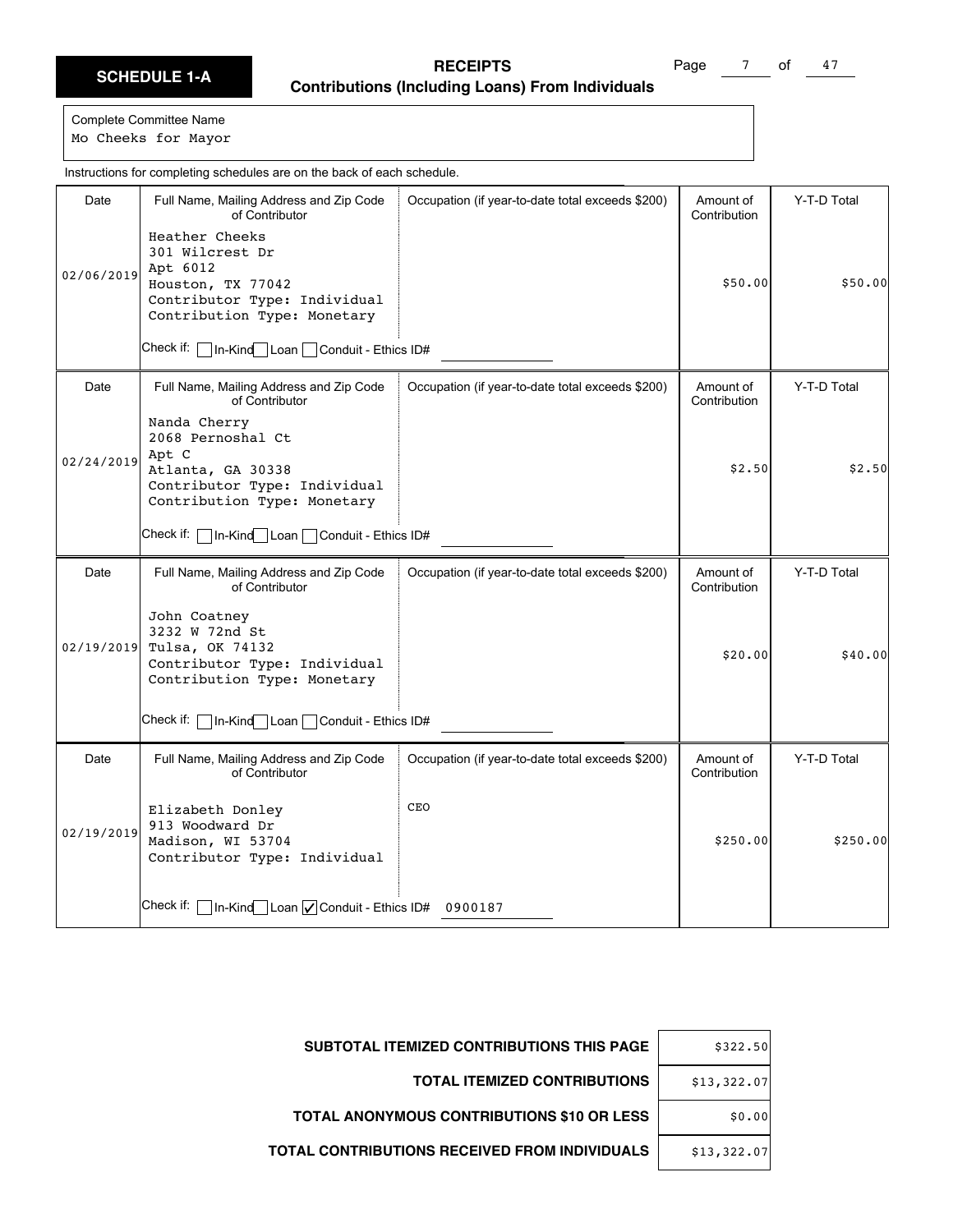# SCHEDULE 1-A

## RECEIPTS
### Contributions (Including Loans) From Individuals

Complete Committee Name
Mo Cheeks for Mayor

Instructions for completing schedules are on the back of each schedule.

| Date | Full Name, Mailing Address and Zip Code of Contributor | Occupation (if year-to-date total exceeds $200) | Amount of Contribution | Y-T-D Total |
|---|---|---|---|---|
| 02/06/2019 | Heather Cheeks<br>301 Wilcrest Dr<br>Apt 6012<br>Houston, TX 77042<br>Contributor Type: Individual<br>Contribution Type: Monetary<br>Check if: ☐ In-Kind ☐ Loan ☐ Conduit - Ethics ID# | | $50.00 | $50.00 |
| 02/24/2019 | Nanda Cherry<br>2068 Pernoshal Ct<br>Apt C<br>Atlanta, GA 30338<br>Contributor Type: Individual<br>Contribution Type: Monetary<br>Check if: ☐ In-Kind ☐ Loan ☐ Conduit - Ethics ID# | | $2.50 | $2.50 |
| 02/19/2019 | John Coatney<br>3232 W 72nd St<br>Tulsa, OK 74132<br>Contributor Type: Individual<br>Contribution Type: Monetary<br>Check if: ☐ In-Kind ☐ Loan ☐ Conduit - Ethics ID# | | $20.00 | $40.00 |
| 02/19/2019 | Elizabeth Donley<br>913 Woodward Dr<br>Madison, WI 53704<br>Contributor Type: Individual<br>Check if: ☐ In-Kind ☐ Loan ☑ Conduit - Ethics ID# 0900187 | CEO | $250.00 | $250.00 |

| | |
|---|---|
| **SUBTOTAL ITEMIZED CONTRIBUTIONS THIS PAGE** | $322.50 |
| **TOTAL ITEMIZED CONTRIBUTIONS** | $13,322.07 |
| **TOTAL ANONYMOUS CONTRIBUTIONS $10 OR LESS** | $0.00 |
| **TOTAL CONTRIBUTIONS RECEIVED FROM INDIVIDUALS** | $13,322.07 |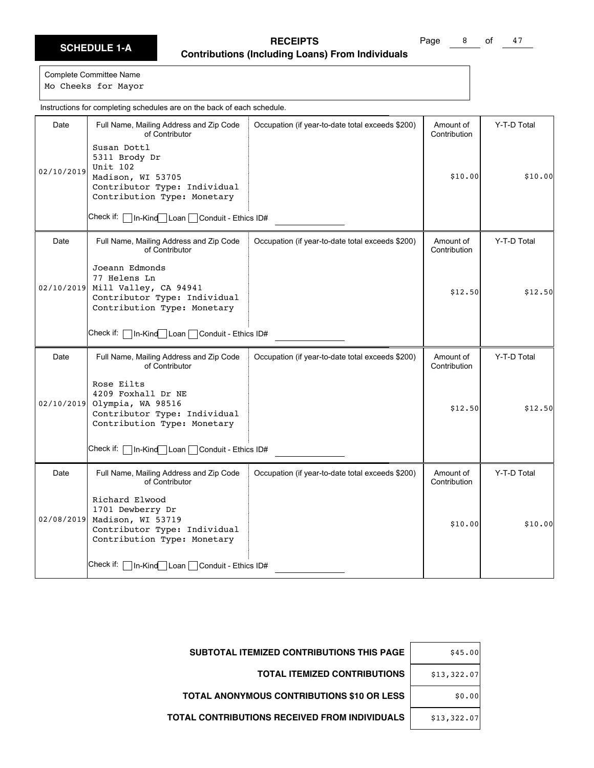**SCHEDULE 1-A**

**RECEIPTS**
**Contributions (Including Loans) From Individuals**

Complete Committee Name
Mo Cheeks for Mayor

Instructions for completing schedules are on the back of each schedule.

| Date | Full Name, Mailing Address and Zip Code of Contributor | Occupation (if year-to-date total exceeds $200) | Amount of Contribution | Y-T-D Total |
|---|---|---|---|---|
| 02/10/2019 | Susan Dottl<br>5311 Brody Dr<br>Unit 102<br>Madison, WI 53705<br>Contributor Type: Individual<br>Contribution Type: Monetary<br>Check if: ☐ In-Kind ☐ Loan ☐ Conduit - Ethics ID# | | $10.00 | $10.00 |
| 02/10/2019 | Joeann Edmonds<br>77 Helens Ln<br>Mill Valley, CA 94941<br>Contributor Type: Individual<br>Contribution Type: Monetary<br>Check if: ☐ In-Kind ☐ Loan ☐ Conduit - Ethics ID# | | $12.50 | $12.50 |
| 02/10/2019 | Rose Eilts<br>4209 Foxhall Dr NE<br>Olympia, WA 98516<br>Contributor Type: Individual<br>Contribution Type: Monetary<br>Check if: ☐ In-Kind ☐ Loan ☐ Conduit - Ethics ID# | | $12.50 | $12.50 |
| 02/08/2019 | Richard Elwood<br>1701 Dewberry Dr<br>Madison, WI 53719<br>Contributor Type: Individual<br>Contribution Type: Monetary<br>Check if: ☐ In-Kind ☐ Loan ☐ Conduit - Ethics ID# | | $10.00 | $10.00 |

| | |
|---|---|
| **SUBTOTAL ITEMIZED CONTRIBUTIONS THIS PAGE** | $45.00 |
| **TOTAL ITEMIZED CONTRIBUTIONS** | $13,322.07 |
| **TOTAL ANONYMOUS CONTRIBUTIONS $10 OR LESS** | $0.00 |
| **TOTAL CONTRIBUTIONS RECEIVED FROM INDIVIDUALS** | $13,322.07 |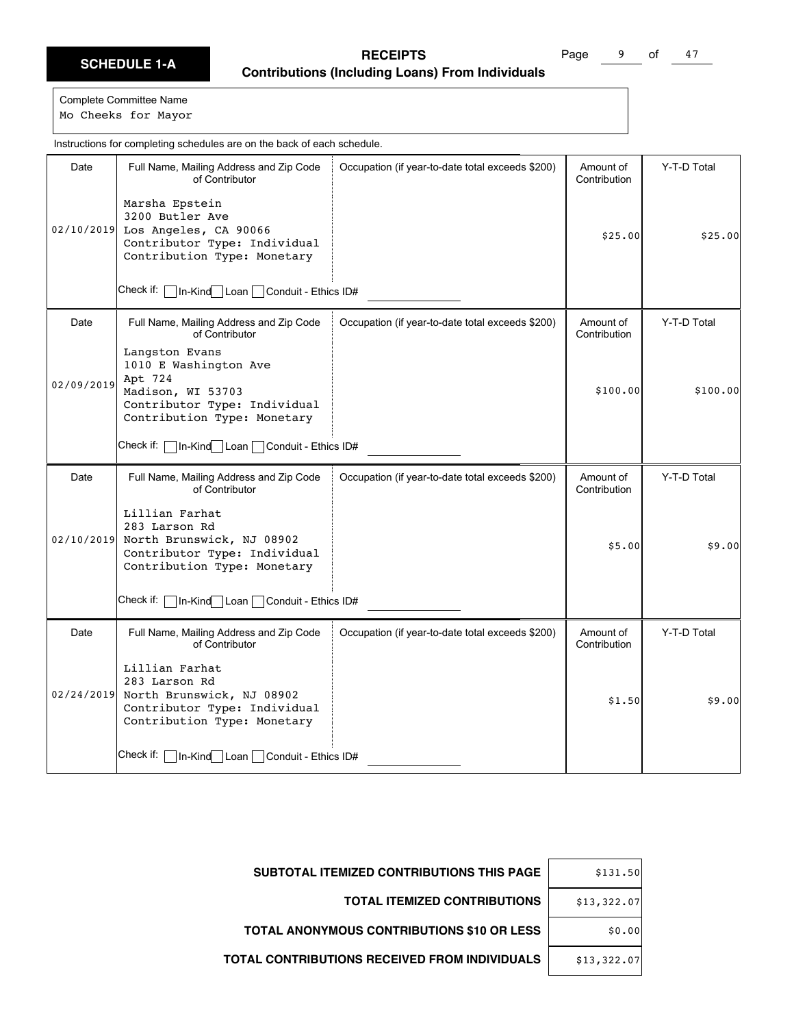# SCHEDULE 1-A

## RECEIPTS

### Contributions (Including Loans) From Individuals

Complete Committee Name
Mo Cheeks for Mayor

Instructions for completing schedules are on the back of each schedule.

| Date | Full Name, Mailing Address and Zip Code of Contributor | Occupation (if year-to-date total exceeds $200) | Amount of Contribution | Y-T-D Total |
|---|---|---|---|---|
| 02/10/2019 | Marsha Epstein<br>3200 Butler Ave<br>Los Angeles, CA 90066<br>Contributor Type: Individual<br>Contribution Type: Monetary<br>Check if: ☐ In-Kind ☐ Loan ☐ Conduit - Ethics ID# | | $25.00 | $25.00 |
| 02/09/2019 | Langston Evans<br>1010 E Washington Ave<br>Apt 724<br>Madison, WI 53703<br>Contributor Type: Individual<br>Contribution Type: Monetary<br>Check if: ☐ In-Kind ☐ Loan ☐ Conduit - Ethics ID# | | $100.00 | $100.00 |
| 02/10/2019 | Lillian Farhat<br>283 Larson Rd<br>North Brunswick, NJ 08902<br>Contributor Type: Individual<br>Contribution Type: Monetary<br>Check if: ☐ In-Kind ☐ Loan ☐ Conduit - Ethics ID# | | $5.00 | $9.00 |
| 02/24/2019 | Lillian Farhat<br>283 Larson Rd<br>North Brunswick, NJ 08902<br>Contributor Type: Individual<br>Contribution Type: Monetary<br>Check if: ☐ In-Kind ☐ Loan ☐ Conduit - Ethics ID# | | $1.50 | $9.00 |

| | |
|---|---|
| **SUBTOTAL ITEMIZED CONTRIBUTIONS THIS PAGE** | $131.50 |
| **TOTAL ITEMIZED CONTRIBUTIONS** | $13,322.07 |
| **TOTAL ANONYMOUS CONTRIBUTIONS $10 OR LESS** | $0.00 |
| **TOTAL CONTRIBUTIONS RECEIVED FROM INDIVIDUALS** | $13,322.07 |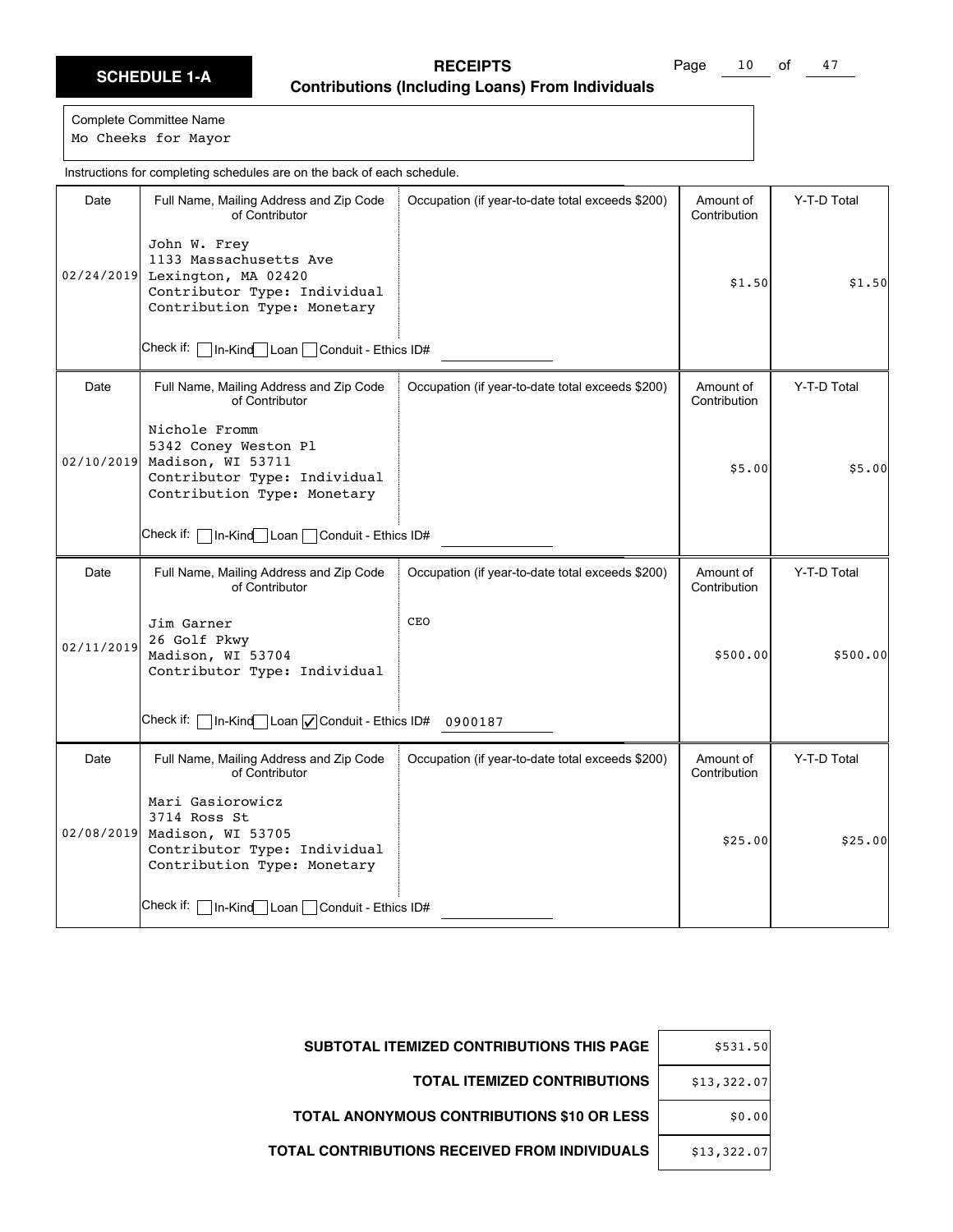# SCHEDULE 1-A

## RECEIPTS
**Contributions (Including Loans) From Individuals**

Complete Committee Name
Mo Cheeks for Mayor

Instructions for completing schedules are on the back of each schedule.

| Date | Full Name, Mailing Address and Zip Code of Contributor | Occupation (if year-to-date total exceeds $200) | Amount of Contribution | Y-T-D Total |
|---|---|---|---|---|
| 02/24/2019 | John W. Frey<br>1133 Massachusetts Ave<br>Lexington, MA 02420<br>Contributor Type: Individual<br>Contribution Type: Monetary<br>Check if: ☐ In-Kind ☐ Loan ☐ Conduit - Ethics ID# | | $1.50 | $1.50 |
| 02/10/2019 | Nichole Fromm<br>5342 Coney Weston Pl<br>Madison, WI 53711<br>Contributor Type: Individual<br>Contribution Type: Monetary<br>Check if: ☐ In-Kind ☐ Loan ☐ Conduit - Ethics ID# | | $5.00 | $5.00 |
| 02/11/2019 | Jim Garner<br>26 Golf Pkwy<br>Madison, WI 53704<br>Contributor Type: Individual<br>Check if: ☐ In-Kind ☐ Loan ☑ Conduit - Ethics ID# 0900187 | CEO | $500.00 | $500.00 |
| 02/08/2019 | Mari Gasiorowicz<br>3714 Ross St<br>Madison, WI 53705<br>Contributor Type: Individual<br>Contribution Type: Monetary<br>Check if: ☐ In-Kind ☐ Loan ☐ Conduit - Ethics ID# | | $25.00 | $25.00 |

| | |
|---|---|
| **SUBTOTAL ITEMIZED CONTRIBUTIONS THIS PAGE** | $531.50 |
| **TOTAL ITEMIZED CONTRIBUTIONS** | $13,322.07 |
| **TOTAL ANONYMOUS CONTRIBUTIONS $10 OR LESS** | $0.00 |
| **TOTAL CONTRIBUTIONS RECEIVED FROM INDIVIDUALS** | $13,322.07 |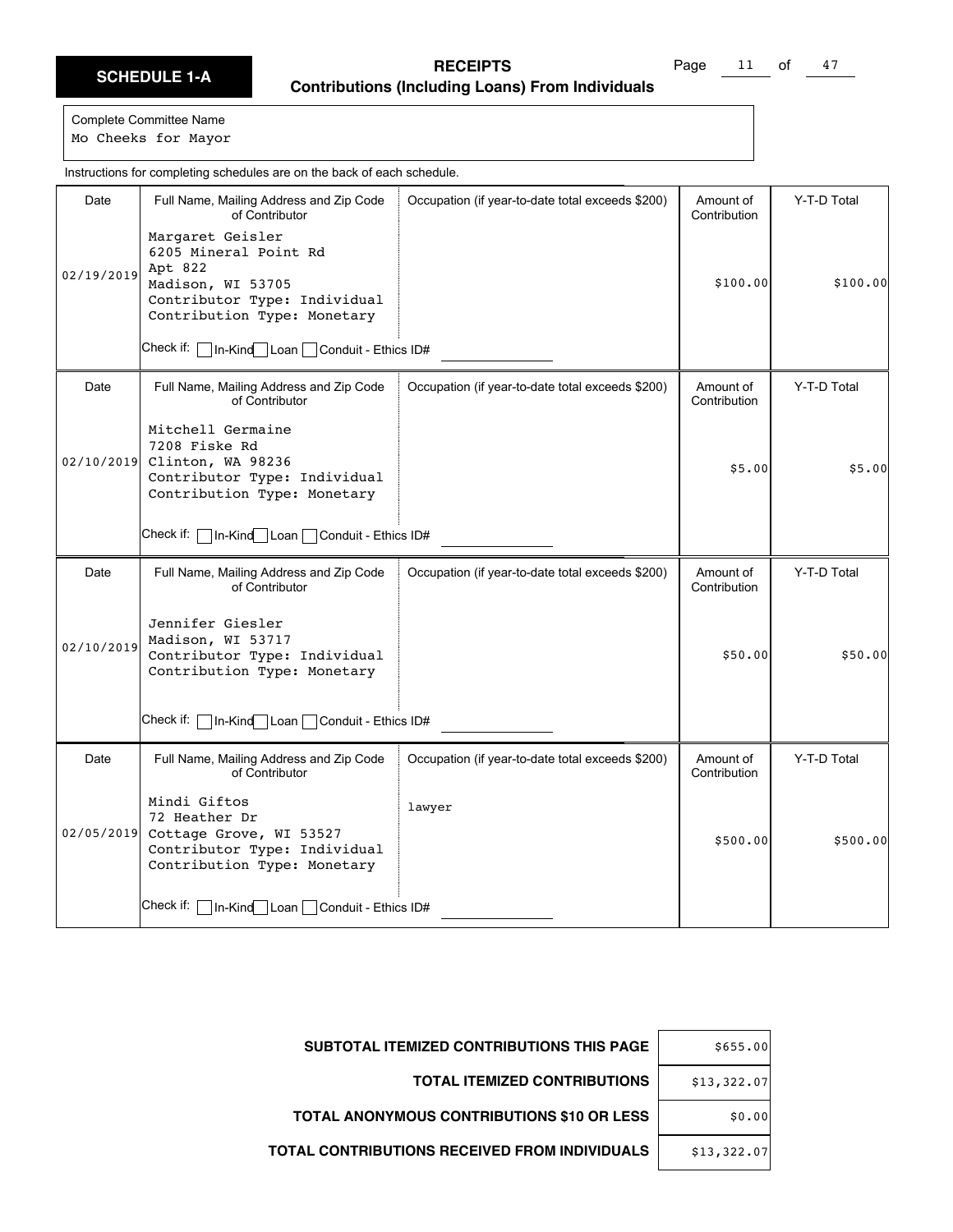# SCHEDULE 1-A

## RECEIPTS
### Contributions (Including Loans) From Individuals

Complete Committee Name
Mo Cheeks for Mayor

Instructions for completing schedules are on the back of each schedule.

| Date | Full Name, Mailing Address and Zip Code of Contributor | Occupation (if year-to-date total exceeds $200) | Amount of Contribution | Y-T-D Total |
|---|---|---|---|---|
| 02/19/2019 | Margaret Geisler<br>6205 Mineral Point Rd<br>Apt 822<br>Madison, WI 53705<br>Contributor Type: Individual<br>Contribution Type: Monetary<br>Check if: ☐ In-Kind ☐ Loan ☐ Conduit - Ethics ID# | | $100.00 | $100.00 |
| 02/10/2019 | Mitchell Germaine<br>7208 Fiske Rd<br>Clinton, WA 98236<br>Contributor Type: Individual<br>Contribution Type: Monetary<br>Check if: ☐ In-Kind ☐ Loan ☐ Conduit - Ethics ID# | | $5.00 | $5.00 |
| 02/10/2019 | Jennifer Giesler<br>Madison, WI 53717<br>Contributor Type: Individual<br>Contribution Type: Monetary<br>Check if: ☐ In-Kind ☐ Loan ☐ Conduit - Ethics ID# | | $50.00 | $50.00 |
| 02/05/2019 | Mindi Giftos<br>72 Heather Dr<br>Cottage Grove, WI 53527<br>Contributor Type: Individual<br>Contribution Type: Monetary<br>Check if: ☐ In-Kind ☐ Loan ☐ Conduit - Ethics ID# | lawyer | $500.00 | $500.00 |

| | |
|---|---|
| **SUBTOTAL ITEMIZED CONTRIBUTIONS THIS PAGE** | $655.00 |
| **TOTAL ITEMIZED CONTRIBUTIONS** | $13,322.07 |
| **TOTAL ANONYMOUS CONTRIBUTIONS $10 OR LESS** | $0.00 |
| **TOTAL CONTRIBUTIONS RECEIVED FROM INDIVIDUALS** | $13,322.07 |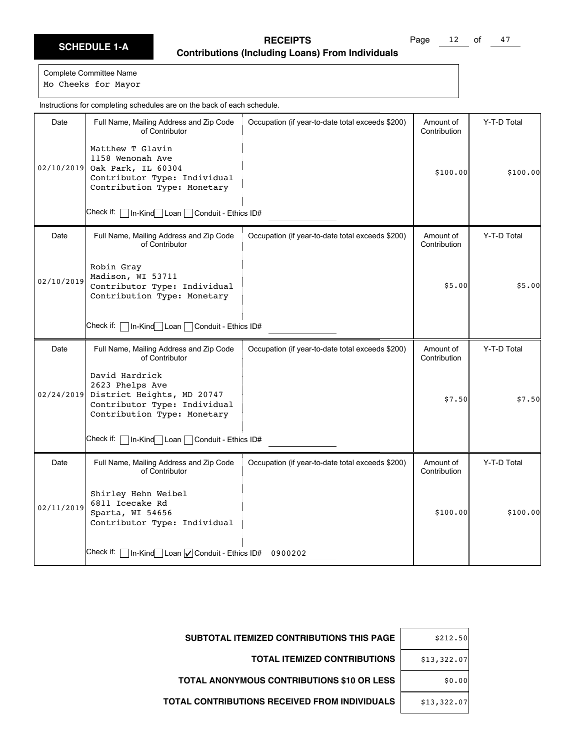# SCHEDULE 1-A

## RECEIPTS
### Contributions (Including Loans) From Individuals

Complete Committee Name
Mo Cheeks for Mayor

Instructions for completing schedules are on the back of each schedule.

| Date | Full Name, Mailing Address and Zip Code of Contributor | Occupation (if year-to-date total exceeds $200) | Amount of Contribution | Y-T-D Total |
|---|---|---|---|---|
| 02/10/2019 | Matthew T Glavin<br>1158 Wenonah Ave<br>Oak Park, IL 60304<br>Contributor Type: Individual<br>Contribution Type: Monetary<br>Check if: ☐ In-Kind ☐ Loan ☐ Conduit - Ethics ID# | | $100.00 | $100.00 |
| 02/10/2019 | Robin Gray<br>Madison, WI 53711<br>Contributor Type: Individual<br>Contribution Type: Monetary<br>Check if: ☐ In-Kind ☐ Loan ☐ Conduit - Ethics ID# | | $5.00 | $5.00 |
| 02/24/2019 | David Hardrick<br>2623 Phelps Ave<br>District Heights, MD 20747<br>Contributor Type: Individual<br>Contribution Type: Monetary<br>Check if: ☐ In-Kind ☐ Loan ☐ Conduit - Ethics ID# | | $7.50 | $7.50 |
| 02/11/2019 | Shirley Hehn Weibel<br>6811 Icecake Rd<br>Sparta, WI 54656<br>Contributor Type: Individual<br>Check if: ☐ In-Kind ☐ Loan ☑ Conduit - Ethics ID# 0900202 | | $100.00 | $100.00 |

| | |
|---|---|
| **SUBTOTAL ITEMIZED CONTRIBUTIONS THIS PAGE** | $212.50 |
| **TOTAL ITEMIZED CONTRIBUTIONS** | $13,322.07 |
| **TOTAL ANONYMOUS CONTRIBUTIONS $10 OR LESS** | $0.00 |
| **TOTAL CONTRIBUTIONS RECEIVED FROM INDIVIDUALS** | $13,322.07 |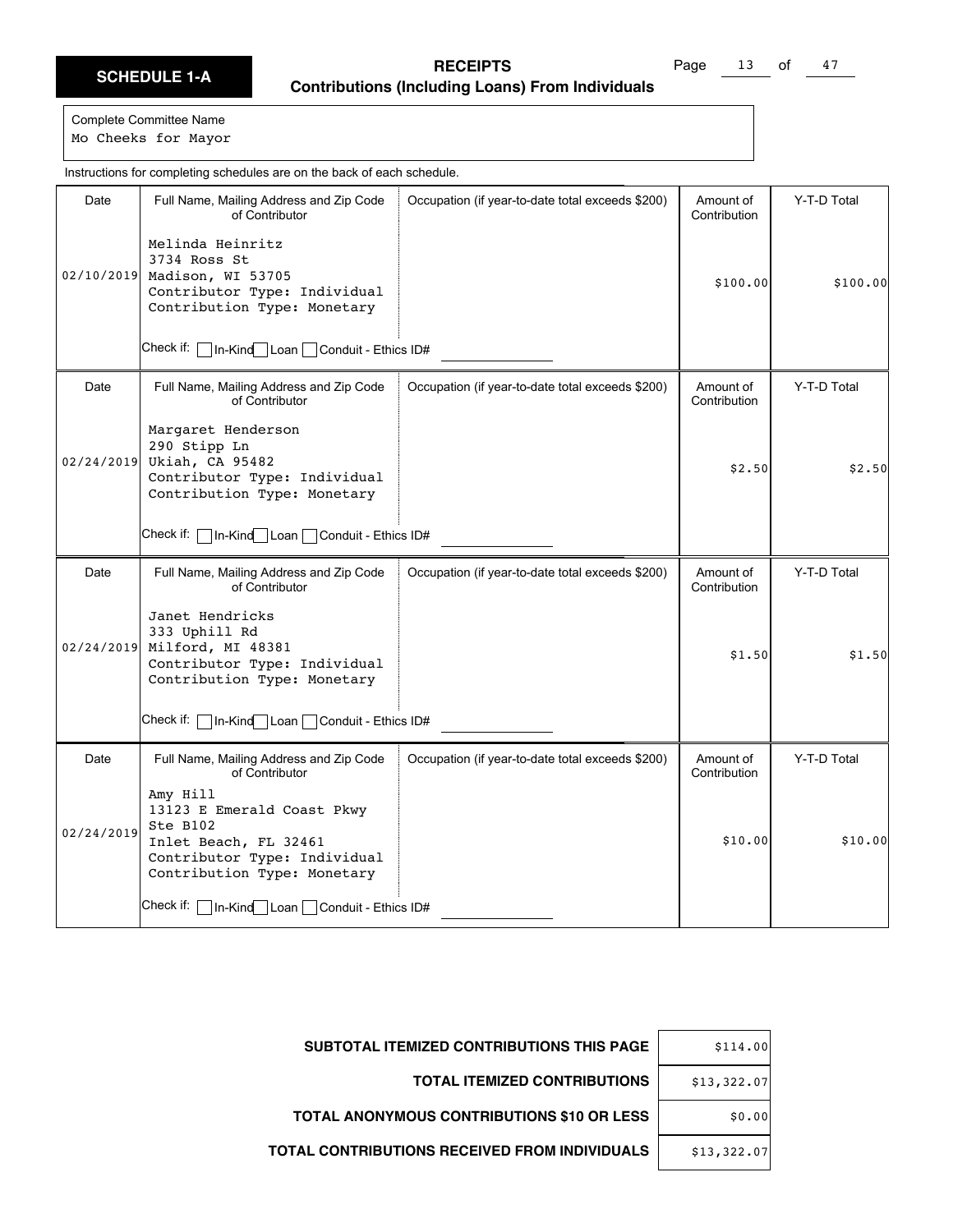**SCHEDULE 1-A**

**RECEIPTS**
**Contributions (Including Loans) From Individuals**

Complete Committee Name
Mo Cheeks for Mayor

Instructions for completing schedules are on the back of each schedule.

| Date | Full Name, Mailing Address and Zip Code of Contributor | Occupation (if year-to-date total exceeds $200) | Amount of Contribution | Y-T-D Total |
|---|---|---|---|---|
| 02/10/2019 | Melinda Heinritz<br>3734 Ross St<br>Madison, WI 53705<br>Contributor Type: Individual<br>Contribution Type: Monetary<br>Check if: ☐ In-Kind ☐ Loan ☐ Conduit - Ethics ID# | | $100.00 | $100.00 |
| 02/24/2019 | Margaret Henderson<br>290 Stipp Ln<br>Ukiah, CA 95482<br>Contributor Type: Individual<br>Contribution Type: Monetary<br>Check if: ☐ In-Kind ☐ Loan ☐ Conduit - Ethics ID# | | $2.50 | $2.50 |
| 02/24/2019 | Janet Hendricks<br>333 Uphill Rd<br>Milford, MI 48381<br>Contributor Type: Individual<br>Contribution Type: Monetary<br>Check if: ☐ In-Kind ☐ Loan ☐ Conduit - Ethics ID# | | $1.50 | $1.50 |
| 02/24/2019 | Amy Hill<br>13123 E Emerald Coast Pkwy<br>Ste B102<br>Inlet Beach, FL 32461<br>Contributor Type: Individual<br>Contribution Type: Monetary<br>Check if: ☐ In-Kind ☐ Loan ☐ Conduit - Ethics ID# | | $10.00 | $10.00 |

| | |
|---|---|
| **SUBTOTAL ITEMIZED CONTRIBUTIONS THIS PAGE** | $114.00 |
| **TOTAL ITEMIZED CONTRIBUTIONS** | $13,322.07 |
| **TOTAL ANONYMOUS CONTRIBUTIONS $10 OR LESS** | $0.00 |
| **TOTAL CONTRIBUTIONS RECEIVED FROM INDIVIDUALS** | $13,322.07 |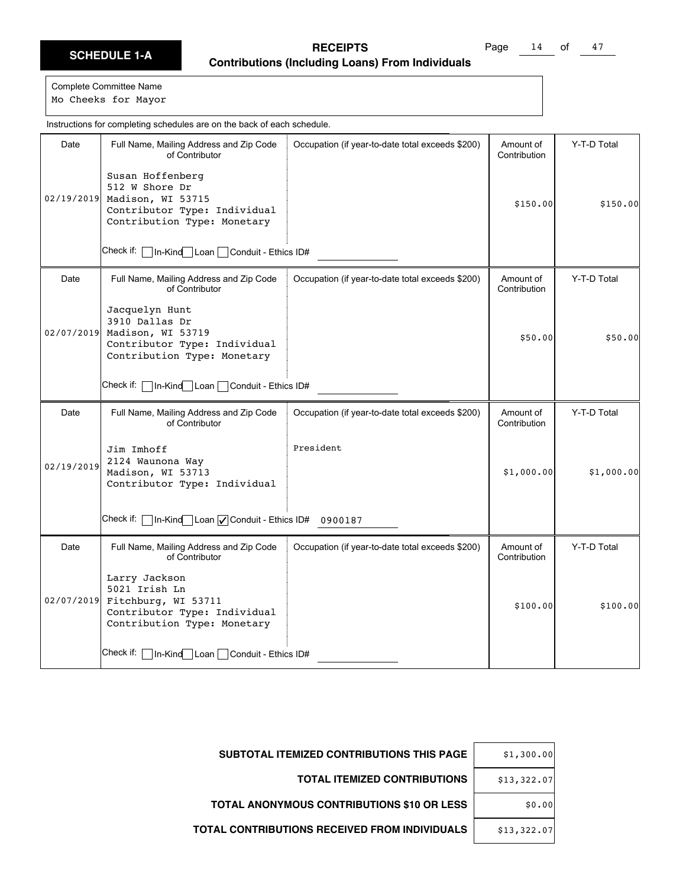# SCHEDULE 1-A

## RECEIPTS
### Contributions (Including Loans) From Individuals

Complete Committee Name
Mo Cheeks for Mayor

Instructions for completing schedules are on the back of each schedule.

| Date | Full Name, Mailing Address and Zip Code of Contributor | Occupation (if year-to-date total exceeds $200) | Amount of Contribution | Y-T-D Total |
|---|---|---|---|---|
| 02/19/2019 | Susan Hoffenberg<br>512 W Shore Dr<br>Madison, WI 53715<br>Contributor Type: Individual<br>Contribution Type: Monetary<br>Check if: ☐ In-Kind ☐ Loan ☐ Conduit - Ethics ID# | | $150.00 | $150.00 |
| 02/07/2019 | Jacquelyn Hunt<br>3910 Dallas Dr<br>Madison, WI 53719<br>Contributor Type: Individual<br>Contribution Type: Monetary<br>Check if: ☐ In-Kind ☐ Loan ☐ Conduit - Ethics ID# | | $50.00 | $50.00 |
| 02/19/2019 | Jim Imhoff<br>2124 Waunona Way<br>Madison, WI 53713<br>Contributor Type: Individual<br>Check if: ☐ In-Kind ☐ Loan ☑ Conduit - Ethics ID# 0900187 | President | $1,000.00 | $1,000.00 |
| 02/07/2019 | Larry Jackson<br>5021 Irish Ln<br>Fitchburg, WI 53711<br>Contributor Type: Individual<br>Contribution Type: Monetary<br>Check if: ☐ In-Kind ☐ Loan ☐ Conduit - Ethics ID# | | $100.00 | $100.00 |

| | |
|---|---|
| **SUBTOTAL ITEMIZED CONTRIBUTIONS THIS PAGE** | $1,300.00 |
| **TOTAL ITEMIZED CONTRIBUTIONS** | $13,322.07 |
| **TOTAL ANONYMOUS CONTRIBUTIONS $10 OR LESS** | $0.00 |
| **TOTAL CONTRIBUTIONS RECEIVED FROM INDIVIDUALS** | $13,322.07 |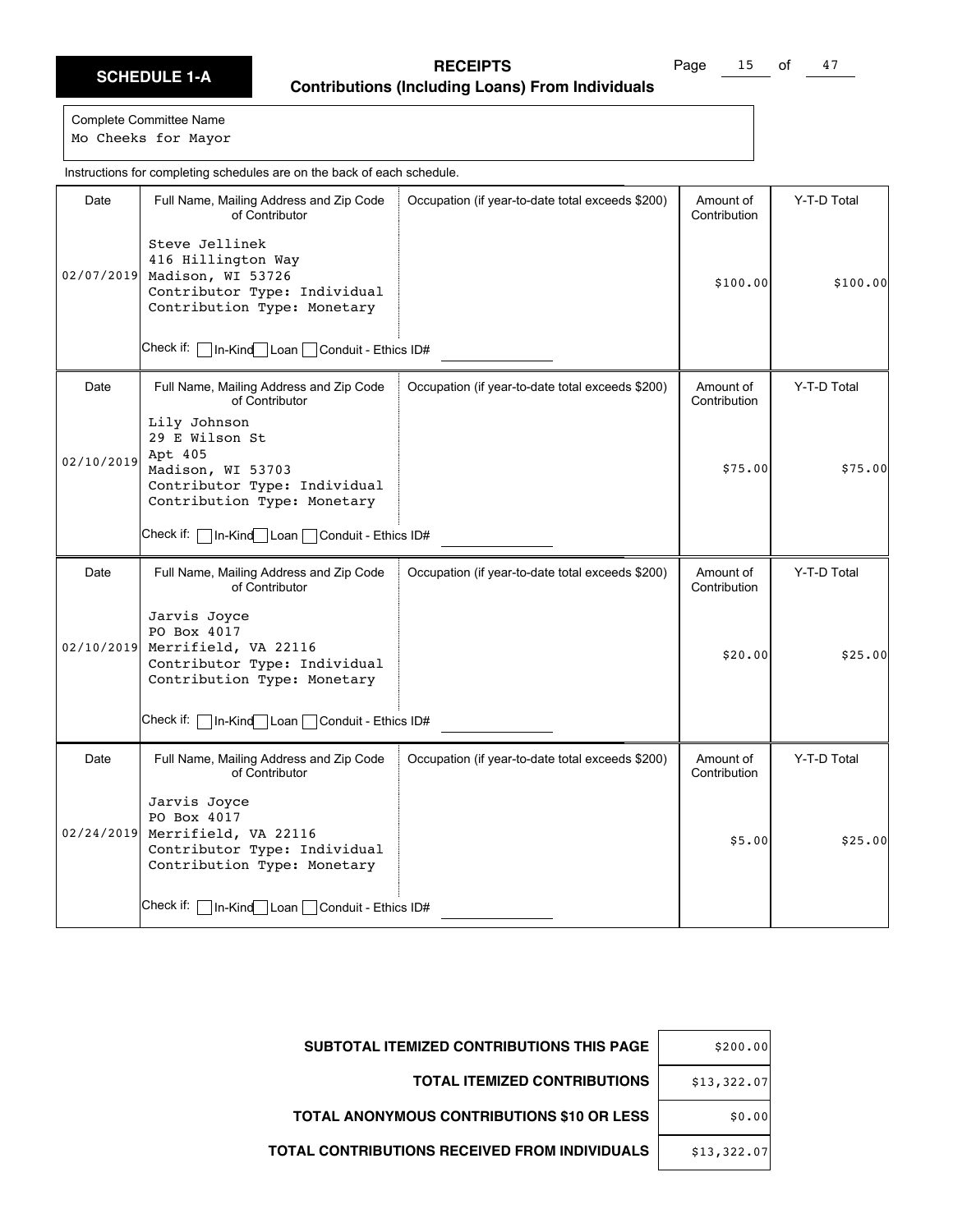# SCHEDULE 1-A

## RECEIPTS
### Contributions (Including Loans) From Individuals

Complete Committee Name
Mo Cheeks for Mayor

Instructions for completing schedules are on the back of each schedule.

| Date | Full Name, Mailing Address and Zip Code of Contributor | Occupation (if year-to-date total exceeds $200) | Amount of Contribution | Y-T-D Total |
|---|---|---|---|---|
| 02/07/2019 | Steve Jellinek<br>416 Hillington Way<br>Madison, WI 53726<br>Contributor Type: Individual<br>Contribution Type: Monetary<br>Check if: ☐ In-Kind ☐ Loan ☐ Conduit - Ethics ID# | | $100.00 | $100.00 |
| 02/10/2019 | Lily Johnson<br>29 E Wilson St<br>Apt 405<br>Madison, WI 53703<br>Contributor Type: Individual<br>Contribution Type: Monetary<br>Check if: ☐ In-Kind ☐ Loan ☐ Conduit - Ethics ID# | | $75.00 | $75.00 |
| 02/10/2019 | Jarvis Joyce<br>PO Box 4017<br>Merrifield, VA 22116<br>Contributor Type: Individual<br>Contribution Type: Monetary<br>Check if: ☐ In-Kind ☐ Loan ☐ Conduit - Ethics ID# | | $20.00 | $25.00 |
| 02/24/2019 | Jarvis Joyce<br>PO Box 4017<br>Merrifield, VA 22116<br>Contributor Type: Individual<br>Contribution Type: Monetary<br>Check if: ☐ In-Kind ☐ Loan ☐ Conduit - Ethics ID# | | $5.00 | $25.00 |

| | |
|---|---|
| **SUBTOTAL ITEMIZED CONTRIBUTIONS THIS PAGE** | $200.00 |
| **TOTAL ITEMIZED CONTRIBUTIONS** | $13,322.07 |
| **TOTAL ANONYMOUS CONTRIBUTIONS $10 OR LESS** | $0.00 |
| **TOTAL CONTRIBUTIONS RECEIVED FROM INDIVIDUALS** | $13,322.07 |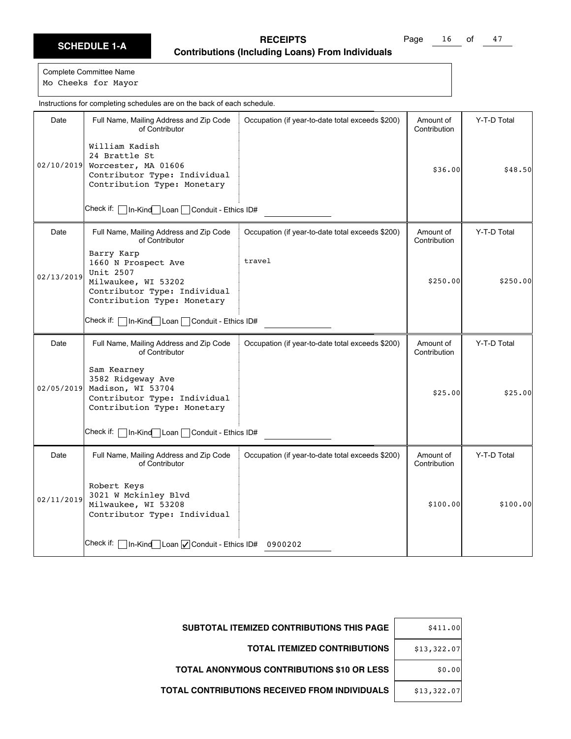**SCHEDULE 1-A**

# RECEIPTS

## Contributions (Including Loans) From Individuals

Complete Committee Name
Mo Cheeks for Mayor

Instructions for completing schedules are on the back of each schedule.

| Date | Full Name, Mailing Address and Zip Code of Contributor | Occupation (if year-to-date total exceeds $200) | Amount of Contribution | Y-T-D Total |
|---|---|---|---|---|
| 02/10/2019 | William Kadish<br>24 Brattle St<br>Worcester, MA 01606<br>Contributor Type: Individual<br>Contribution Type: Monetary<br>Check if: ☐ In-Kind ☐ Loan ☐ Conduit - Ethics ID# |  | $36.00 | $48.50 |
| 02/13/2019 | Barry Karp<br>1660 N Prospect Ave<br>Unit 2507<br>Milwaukee, WI 53202<br>Contributor Type: Individual<br>Contribution Type: Monetary<br>Check if: ☐ In-Kind ☐ Loan ☐ Conduit - Ethics ID# | travel | $250.00 | $250.00 |
| 02/05/2019 | Sam Kearney<br>3582 Ridgeway Ave<br>Madison, WI 53704<br>Contributor Type: Individual<br>Contribution Type: Monetary<br>Check if: ☐ In-Kind ☐ Loan ☐ Conduit - Ethics ID# |  | $25.00 | $25.00 |
| 02/11/2019 | Robert Keys<br>3021 W Mckinley Blvd<br>Milwaukee, WI 53208<br>Contributor Type: Individual<br>Check if: ☐ In-Kind ☐ Loan ☑ Conduit - Ethics ID# 0900202 |  | $100.00 | $100.00 |

| | |
|---|---|
| **SUBTOTAL ITEMIZED CONTRIBUTIONS THIS PAGE** | $411.00 |
| **TOTAL ITEMIZED CONTRIBUTIONS** | $13,322.07 |
| **TOTAL ANONYMOUS CONTRIBUTIONS $10 OR LESS** | $0.00 |
| **TOTAL CONTRIBUTIONS RECEIVED FROM INDIVIDUALS** | $13,322.07 |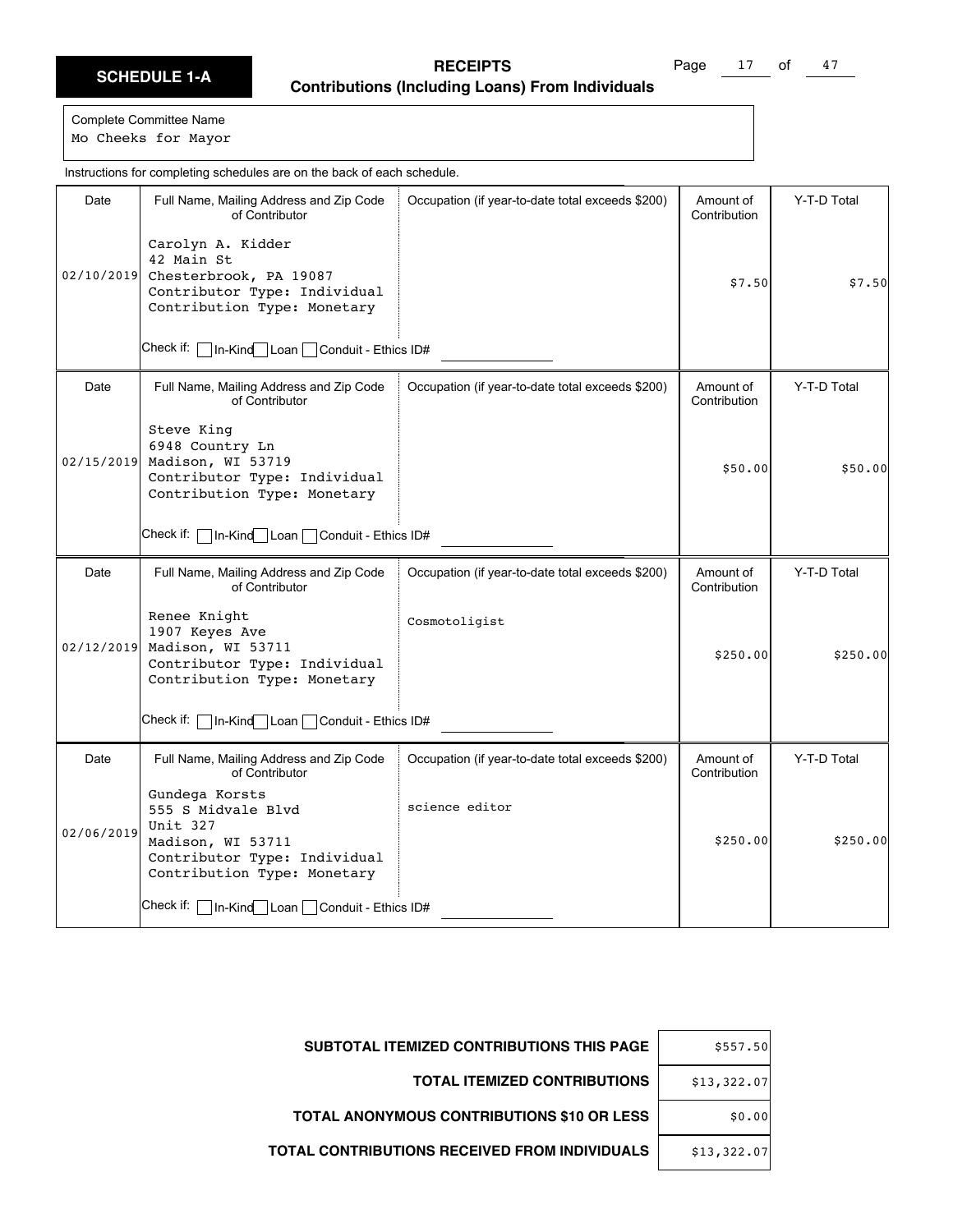**SCHEDULE 1-A**

**RECEIPTS**
**Contributions (Including Loans) From Individuals**

Complete Committee Name
Mo Cheeks for Mayor

Instructions for completing schedules are on the back of each schedule.

| Date | Full Name, Mailing Address and Zip Code of Contributor | Occupation (if year-to-date total exceeds $200) | Amount of Contribution | Y-T-D Total |
|---|---|---|---|---|
| 02/10/2019 | Carolyn A. Kidder<br>42 Main St<br>Chesterbrook, PA 19087<br>Contributor Type: Individual<br>Contribution Type: Monetary<br>Check if: ☐ In-Kind ☐ Loan ☐ Conduit - Ethics ID# | | $7.50 | $7.50 |
| 02/15/2019 | Steve King<br>6948 Country Ln<br>Madison, WI 53719<br>Contributor Type: Individual<br>Contribution Type: Monetary<br>Check if: ☐ In-Kind ☐ Loan ☐ Conduit - Ethics ID# | | $50.00 | $50.00 |
| 02/12/2019 | Renee Knight<br>1907 Keyes Ave<br>Madison, WI 53711<br>Contributor Type: Individual<br>Contribution Type: Monetary<br>Check if: ☐ In-Kind ☐ Loan ☐ Conduit - Ethics ID# | Cosmotoligist | $250.00 | $250.00 |
| 02/06/2019 | Gundega Korsts<br>555 S Midvale Blvd<br>Unit 327<br>Madison, WI 53711<br>Contributor Type: Individual<br>Contribution Type: Monetary<br>Check if: ☐ In-Kind ☐ Loan ☐ Conduit - Ethics ID# | science editor | $250.00 | $250.00 |

| | |
|---|---|
| **SUBTOTAL ITEMIZED CONTRIBUTIONS THIS PAGE** | $557.50 |
| **TOTAL ITEMIZED CONTRIBUTIONS** | $13,322.07 |
| **TOTAL ANONYMOUS CONTRIBUTIONS $10 OR LESS** | $0.00 |
| **TOTAL CONTRIBUTIONS RECEIVED FROM INDIVIDUALS** | $13,322.07 |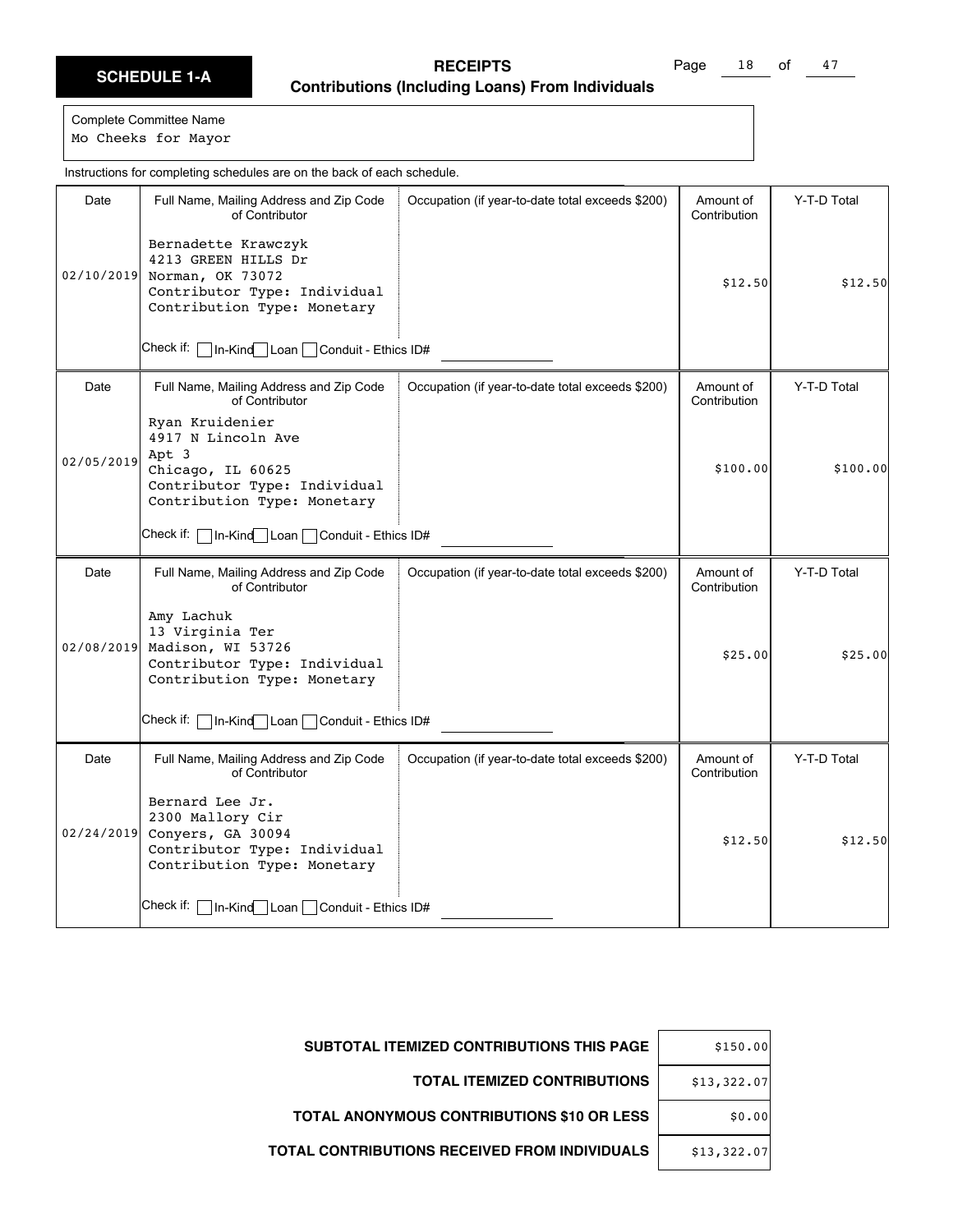# SCHEDULE 1-A

## RECEIPTS
### Contributions (Including Loans) From Individuals

Complete Committee Name
Mo Cheeks for Mayor

Instructions for completing schedules are on the back of each schedule.

| Date | Full Name, Mailing Address and Zip Code of Contributor | Occupation (if year-to-date total exceeds $200) | Amount of Contribution | Y-T-D Total |
|---|---|---|---|---|
| 02/10/2019 | Bernadette Krawczyk<br>4213 GREEN HILLS Dr<br>Norman, OK 73072<br>Contributor Type: Individual<br>Contribution Type: Monetary<br>Check if: ☐ In-Kind ☐ Loan ☐ Conduit - Ethics ID# | | $12.50 | $12.50 |
| 02/05/2019 | Ryan Kruidenier<br>4917 N Lincoln Ave<br>Apt 3<br>Chicago, IL 60625<br>Contributor Type: Individual<br>Contribution Type: Monetary<br>Check if: ☐ In-Kind ☐ Loan ☐ Conduit - Ethics ID# | | $100.00 | $100.00 |
| 02/08/2019 | Amy Lachuk<br>13 Virginia Ter<br>Madison, WI 53726<br>Contributor Type: Individual<br>Contribution Type: Monetary<br>Check if: ☐ In-Kind ☐ Loan ☐ Conduit - Ethics ID# | | $25.00 | $25.00 |
| 02/24/2019 | Bernard Lee Jr.<br>2300 Mallory Cir<br>Conyers, GA 30094<br>Contributor Type: Individual<br>Contribution Type: Monetary<br>Check if: ☐ In-Kind ☐ Loan ☐ Conduit - Ethics ID# | | $12.50 | $12.50 |

| | |
|---|---|
| **SUBTOTAL ITEMIZED CONTRIBUTIONS THIS PAGE** | $150.00 |
| **TOTAL ITEMIZED CONTRIBUTIONS** | $13,322.07 |
| **TOTAL ANONYMOUS CONTRIBUTIONS $10 OR LESS** | $0.00 |
| **TOTAL CONTRIBUTIONS RECEIVED FROM INDIVIDUALS** | $13,322.07 |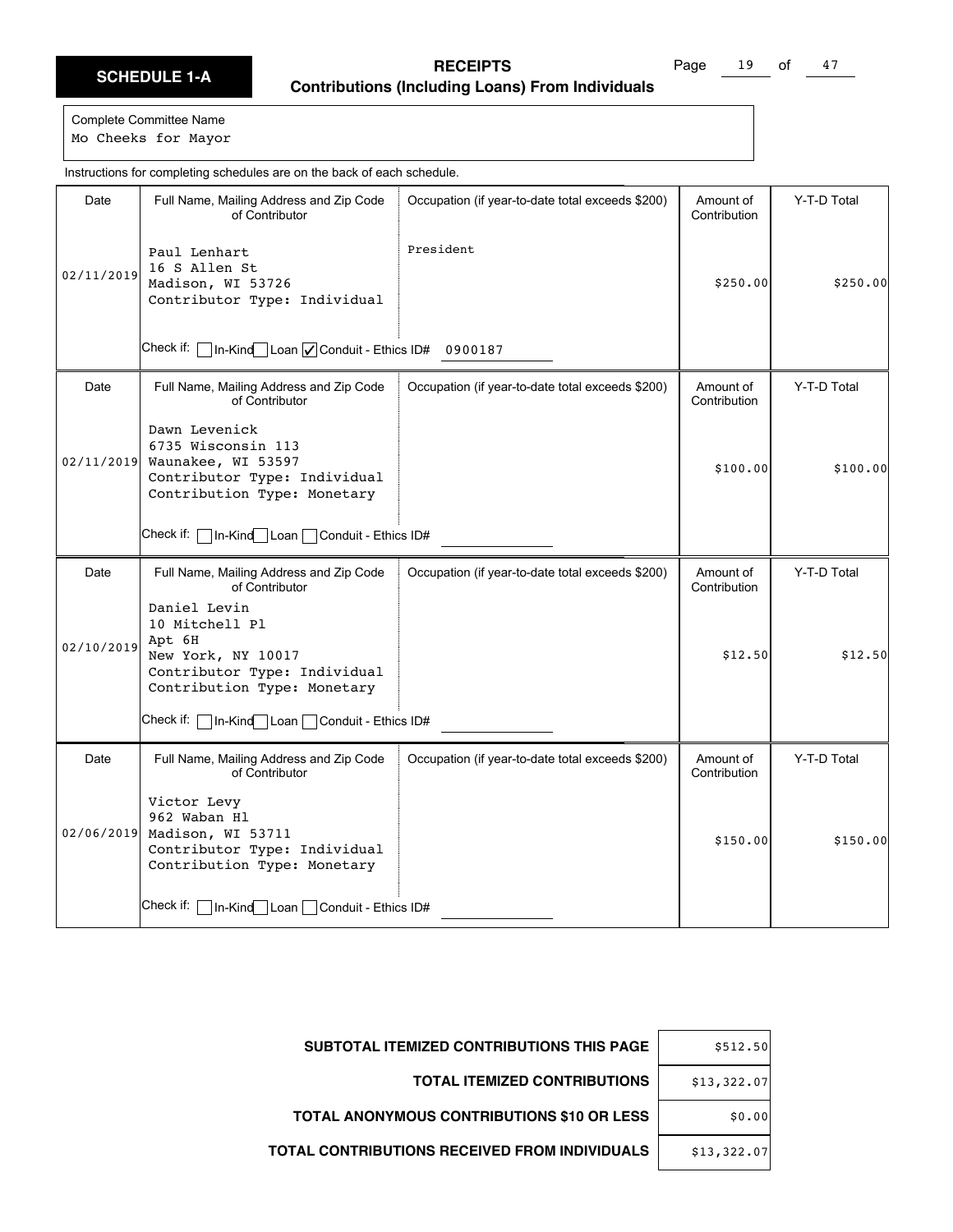**SCHEDULE 1-A**

## RECEIPTS
### Contributions (Including Loans) From Individuals

Complete Committee Name
Mo Cheeks for Mayor

Instructions for completing schedules are on the back of each schedule.

| Date | Full Name, Mailing Address and Zip Code of Contributor | Occupation (if year-to-date total exceeds $200) | Amount of Contribution | Y-T-D Total |
|---|---|---|---|---|
| 02/11/2019 | Paul Lenhart<br>16 S Allen St<br>Madison, WI 53726<br>Contributor Type: Individual<br>Check if: ☐ In-Kind ☐ Loan ☑ Conduit - Ethics ID# 0900187 | President | $250.00 | $250.00 |
| 02/11/2019 | Dawn Levenick<br>6735 Wisconsin 113<br>Waunakee, WI 53597<br>Contributor Type: Individual<br>Contribution Type: Monetary<br>Check if: ☐ In-Kind ☐ Loan ☐ Conduit - Ethics ID# | | $100.00 | $100.00 |
| 02/10/2019 | Daniel Levin<br>10 Mitchell Pl<br>Apt 6H<br>New York, NY 10017<br>Contributor Type: Individual<br>Contribution Type: Monetary<br>Check if: ☐ In-Kind ☐ Loan ☐ Conduit - Ethics ID# | | $12.50 | $12.50 |
| 02/06/2019 | Victor Levy<br>962 Waban Hl<br>Madison, WI 53711<br>Contributor Type: Individual<br>Contribution Type: Monetary<br>Check if: ☐ In-Kind ☐ Loan ☐ Conduit - Ethics ID# | | $150.00 | $150.00 |

| | |
|---|---|
| **SUBTOTAL ITEMIZED CONTRIBUTIONS THIS PAGE** | $512.50 |
| **TOTAL ITEMIZED CONTRIBUTIONS** | $13,322.07 |
| **TOTAL ANONYMOUS CONTRIBUTIONS $10 OR LESS** | $0.00 |
| **TOTAL CONTRIBUTIONS RECEIVED FROM INDIVIDUALS** | $13,322.07 |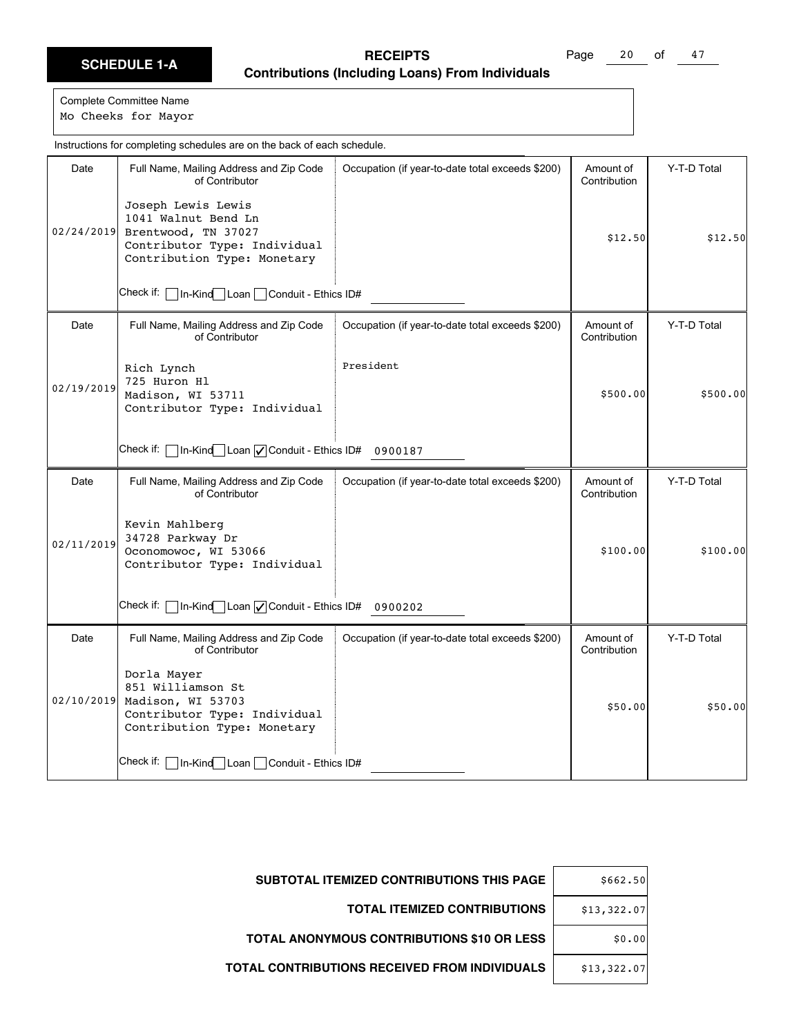# SCHEDULE 1-A

## RECEIPTS
### Contributions (Including Loans) From Individuals

Complete Committee Name
Mo Cheeks for Mayor

Instructions for completing schedules are on the back of each schedule.

| Date | Full Name, Mailing Address and Zip Code of Contributor | Occupation (if year-to-date total exceeds $200) | Amount of Contribution | Y-T-D Total |
|---|---|---|---|---|
| 02/24/2019 | Joseph Lewis Lewis<br>1041 Walnut Bend Ln<br>Brentwood, TN 37027<br>Contributor Type: Individual<br>Contribution Type: Monetary<br>Check if: ☐ In-Kind ☐ Loan ☐ Conduit - Ethics ID# | | $12.50 | $12.50 |
| 02/19/2019 | Rich Lynch<br>725 Huron Hl<br>Madison, WI 53711<br>Contributor Type: Individual<br>Check if: ☐ In-Kind ☐ Loan ☑ Conduit - Ethics ID# 0900187 | President | $500.00 | $500.00 |
| 02/11/2019 | Kevin Mahlberg<br>34728 Parkway Dr<br>Oconomowoc, WI 53066<br>Contributor Type: Individual<br>Check if: ☐ In-Kind ☐ Loan ☑ Conduit - Ethics ID# 0900202 | | $100.00 | $100.00 |
| 02/10/2019 | Dorla Mayer<br>851 Williamson St<br>Madison, WI 53703<br>Contributor Type: Individual<br>Contribution Type: Monetary<br>Check if: ☐ In-Kind ☐ Loan ☐ Conduit - Ethics ID# | | $50.00 | $50.00 |

| | |
|---|---|
| **SUBTOTAL ITEMIZED CONTRIBUTIONS THIS PAGE** | $662.50 |
| **TOTAL ITEMIZED CONTRIBUTIONS** | $13,322.07 |
| **TOTAL ANONYMOUS CONTRIBUTIONS $10 OR LESS** | $0.00 |
| **TOTAL CONTRIBUTIONS RECEIVED FROM INDIVIDUALS** | $13,322.07 |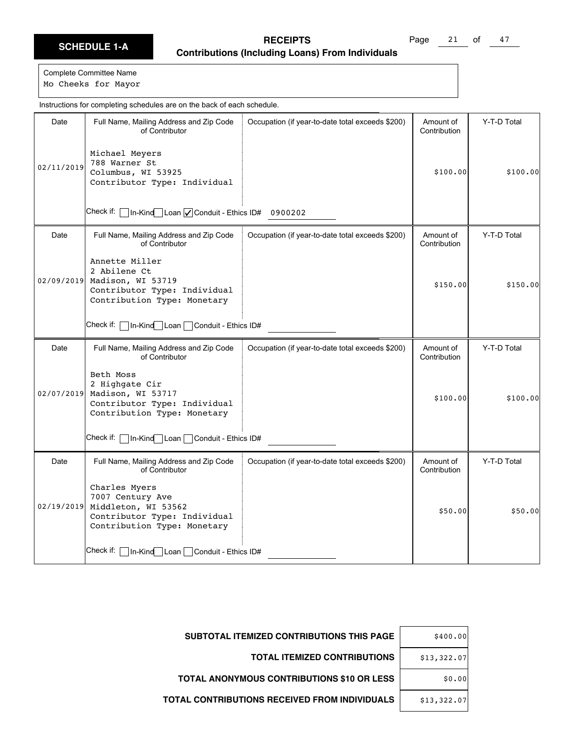## SCHEDULE 1-A

### RECEIPTS
### Contributions (Including Loans) From Individuals

Complete Committee Name
Mo Cheeks for Mayor

Instructions for completing schedules are on the back of each schedule.

| Date | Full Name, Mailing Address and Zip Code of Contributor | Occupation (if year-to-date total exceeds $200) | Amount of Contribution | Y-T-D Total |
|---|---|---|---|---|
| 02/11/2019 | Michael Meyers<br>788 Warner St<br>Columbus, WI 53925<br>Contributor Type: Individual<br><br>Check if: ☐ In-Kind ☐ Loan ☑ Conduit - Ethics ID# 0900202 | | $100.00 | $100.00 |
| 02/09/2019 | Annette Miller<br>2 Abilene Ct<br>Madison, WI 53719<br>Contributor Type: Individual<br>Contribution Type: Monetary<br><br>Check if: ☐ In-Kind ☐ Loan ☐ Conduit - Ethics ID# | | $150.00 | $150.00 |
| 02/07/2019 | Beth Moss<br>2 Highgate Cir<br>Madison, WI 53717<br>Contributor Type: Individual<br>Contribution Type: Monetary<br><br>Check if: ☐ In-Kind ☐ Loan ☐ Conduit - Ethics ID# | | $100.00 | $100.00 |
| 02/19/2019 | Charles Myers<br>7007 Century Ave<br>Middleton, WI 53562<br>Contributor Type: Individual<br>Contribution Type: Monetary<br><br>Check if: ☐ In-Kind ☐ Loan ☐ Conduit - Ethics ID# | | $50.00 | $50.00 |

| | |
|---|---|
| **SUBTOTAL ITEMIZED CONTRIBUTIONS THIS PAGE** | $400.00 |
| **TOTAL ITEMIZED CONTRIBUTIONS** | $13,322.07 |
| **TOTAL ANONYMOUS CONTRIBUTIONS $10 OR LESS** | $0.00 |
| **TOTAL CONTRIBUTIONS RECEIVED FROM INDIVIDUALS** | $13,322.07 |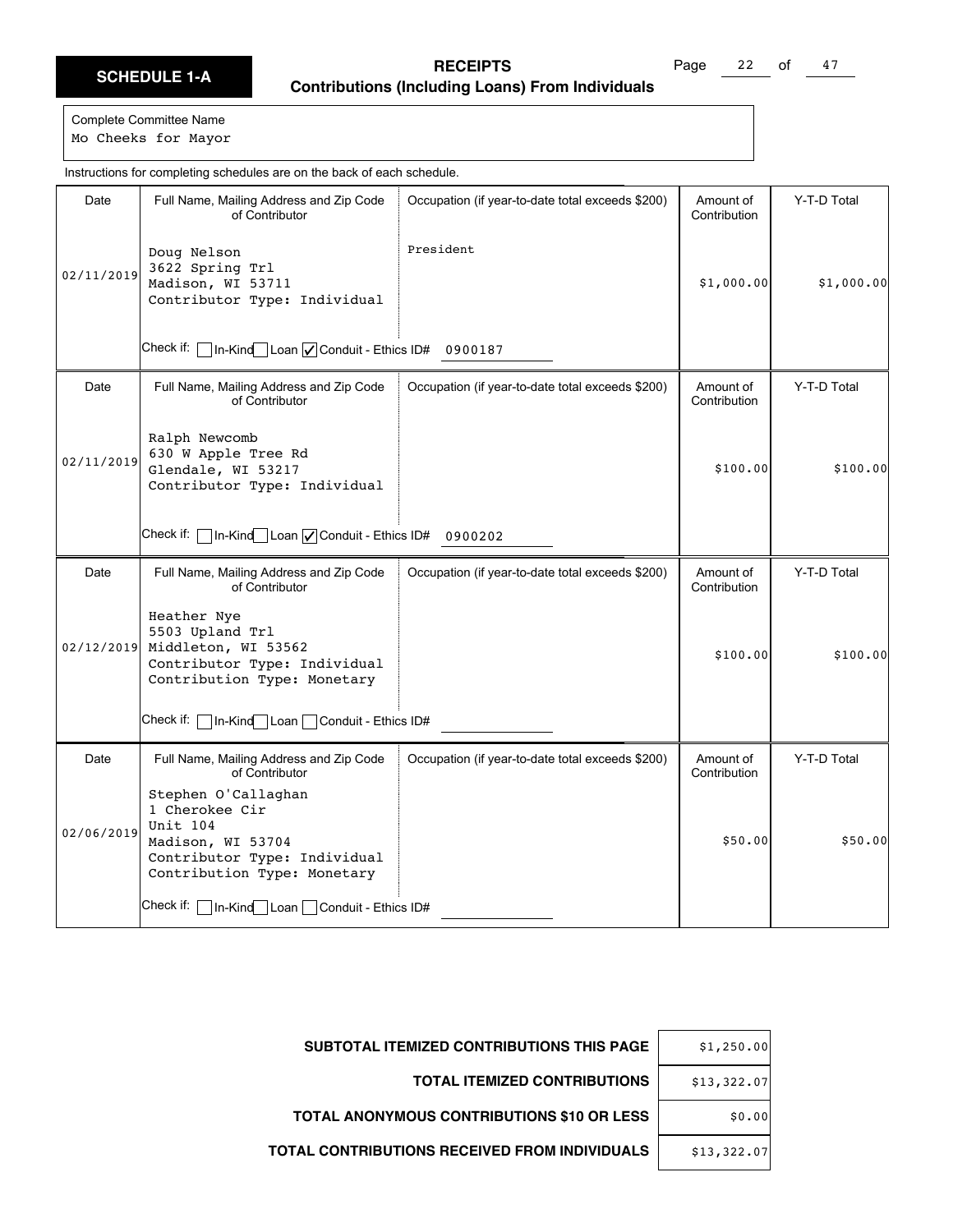**SCHEDULE 1-A**

# RECEIPTS
## Contributions (Including Loans) From Individuals

Complete Committee Name
Mo Cheeks for Mayor

Instructions for completing schedules are on the back of each schedule.

| Date | Full Name, Mailing Address and Zip Code of Contributor | Occupation (if year-to-date total exceeds $200) | Amount of Contribution | Y-T-D Total |
|---|---|---|---|---|
| 02/11/2019 | Doug Nelson<br>3622 Spring Trl<br>Madison, WI 53711<br>Contributor Type: Individual<br>Check if: ☐ In-Kind ☐ Loan ☑ Conduit - Ethics ID# 0900187 | President | $1,000.00 | $1,000.00 |
| 02/11/2019 | Ralph Newcomb<br>630 W Apple Tree Rd<br>Glendale, WI 53217<br>Contributor Type: Individual<br>Check if: ☐ In-Kind ☐ Loan ☑ Conduit - Ethics ID# 0900202 | | $100.00 | $100.00 |
| 02/12/2019 | Heather Nye<br>5503 Upland Trl<br>Middleton, WI 53562<br>Contributor Type: Individual<br>Contribution Type: Monetary<br>Check if: ☐ In-Kind ☐ Loan ☐ Conduit - Ethics ID# | | $100.00 | $100.00 |
| 02/06/2019 | Stephen O'Callaghan<br>1 Cherokee Cir<br>Unit 104<br>Madison, WI 53704<br>Contributor Type: Individual<br>Contribution Type: Monetary<br>Check if: ☐ In-Kind ☐ Loan ☐ Conduit - Ethics ID# | | $50.00 | $50.00 |

| | |
|---|---|
| **SUBTOTAL ITEMIZED CONTRIBUTIONS THIS PAGE** | $1,250.00 |
| **TOTAL ITEMIZED CONTRIBUTIONS** | $13,322.07 |
| **TOTAL ANONYMOUS CONTRIBUTIONS $10 OR LESS** | $0.00 |
| **TOTAL CONTRIBUTIONS RECEIVED FROM INDIVIDUALS** | $13,322.07 |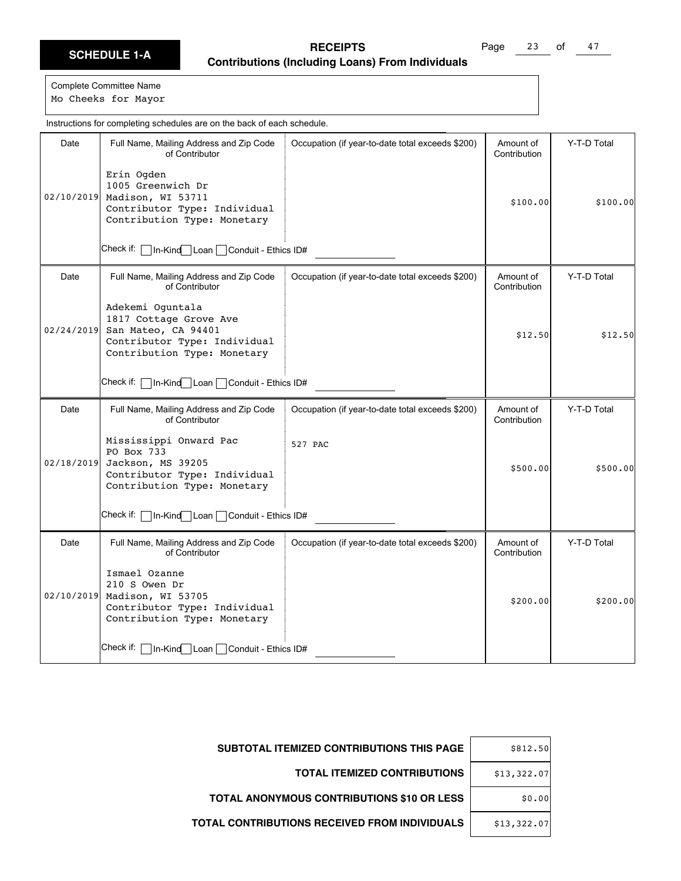# SCHEDULE 1-A

## RECEIPTS
### Contributions (Including Loans) From Individuals

Complete Committee Name
Mo Cheeks for Mayor

Instructions for completing schedules are on the back of each schedule.

| Date | Full Name, Mailing Address and Zip Code of Contributor | Occupation (if year-to-date total exceeds $200) | Amount of Contribution | Y-T-D Total |
|---|---|---|---|---|
| 02/10/2019 | Erin Ogden<br>1005 Greenwich Dr<br>Madison, WI 53711<br>Contributor Type: Individual<br>Contribution Type: Monetary<br>Check if: ☐ In-Kind ☐ Loan ☐ Conduit - Ethics ID# | | $100.00 | $100.00 |
| 02/24/2019 | Adekemi Oguntala<br>1817 Cottage Grove Ave<br>San Mateo, CA 94401<br>Contributor Type: Individual<br>Contribution Type: Monetary<br>Check if: ☐ In-Kind ☐ Loan ☐ Conduit - Ethics ID# | | $12.50 | $12.50 |
| 02/18/2019 | Mississippi Onward Pac<br>PO Box 733<br>Jackson, MS 39205<br>Contributor Type: Individual<br>Contribution Type: Monetary<br>Check if: ☐ In-Kind ☐ Loan ☐ Conduit - Ethics ID# | 527 PAC | $500.00 | $500.00 |
| 02/10/2019 | Ismael Ozanne<br>210 S Owen Dr<br>Madison, WI 53705<br>Contributor Type: Individual<br>Contribution Type: Monetary<br>Check if: ☐ In-Kind ☐ Loan ☐ Conduit - Ethics ID# | | $200.00 | $200.00 |

| | |
|---|---|
| **SUBTOTAL ITEMIZED CONTRIBUTIONS THIS PAGE** | $812.50 |
| **TOTAL ITEMIZED CONTRIBUTIONS** | $13,322.07 |
| **TOTAL ANONYMOUS CONTRIBUTIONS $10 OR LESS** | $0.00 |
| **TOTAL CONTRIBUTIONS RECEIVED FROM INDIVIDUALS** | $13,322.07 |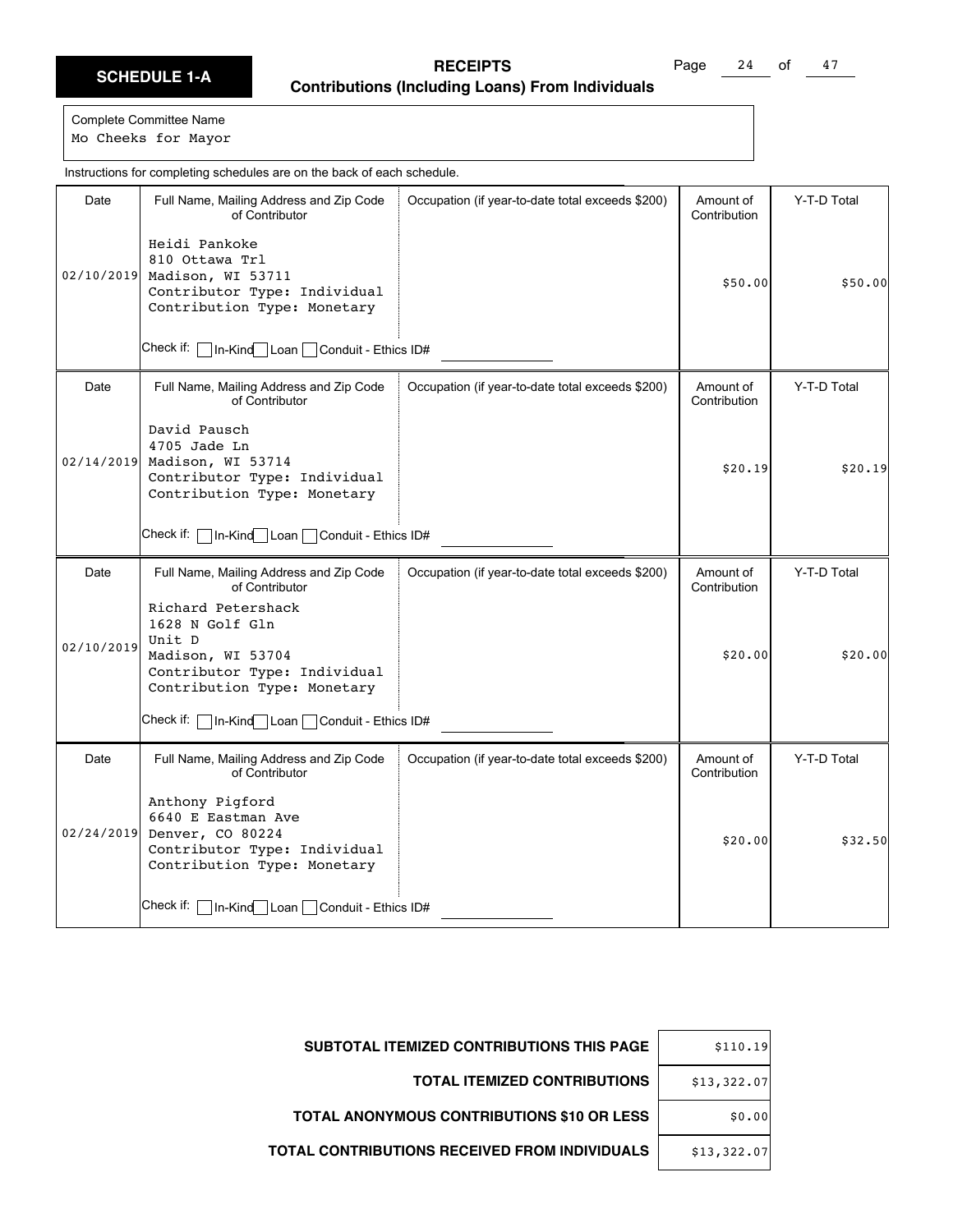# SCHEDULE 1-A

## RECEIPTS
### Contributions (Including Loans) From Individuals

Complete Committee Name
Mo Cheeks for Mayor

Instructions for completing schedules are on the back of each schedule.

| Date | Full Name, Mailing Address and Zip Code of Contributor | Occupation (if year-to-date total exceeds $200) | Amount of Contribution | Y-T-D Total |
|---|---|---|---|---|
| 02/10/2019 | Heidi Pankoke<br>810 Ottawa Trl<br>Madison, WI 53711<br>Contributor Type: Individual<br>Contribution Type: Monetary<br>Check if: ☐ In-Kind ☐ Loan ☐ Conduit - Ethics ID# | | $50.00 | $50.00 |
| 02/14/2019 | David Pausch<br>4705 Jade Ln<br>Madison, WI 53714<br>Contributor Type: Individual<br>Contribution Type: Monetary<br>Check if: ☐ In-Kind ☐ Loan ☐ Conduit - Ethics ID# | | $20.19 | $20.19 |
| 02/10/2019 | Richard Petershack<br>1628 N Golf Gln<br>Unit D<br>Madison, WI 53704<br>Contributor Type: Individual<br>Contribution Type: Monetary<br>Check if: ☐ In-Kind ☐ Loan ☐ Conduit - Ethics ID# | | $20.00 | $20.00 |
| 02/24/2019 | Anthony Pigford<br>6640 E Eastman Ave<br>Denver, CO 80224<br>Contributor Type: Individual<br>Contribution Type: Monetary<br>Check if: ☐ In-Kind ☐ Loan ☐ Conduit - Ethics ID# | | $20.00 | $32.50 |

| | |
|---|---|
| **SUBTOTAL ITEMIZED CONTRIBUTIONS THIS PAGE** | $110.19 |
| **TOTAL ITEMIZED CONTRIBUTIONS** | $13,322.07 |
| **TOTAL ANONYMOUS CONTRIBUTIONS $10 OR LESS** | $0.00 |
| **TOTAL CONTRIBUTIONS RECEIVED FROM INDIVIDUALS** | $13,322.07 |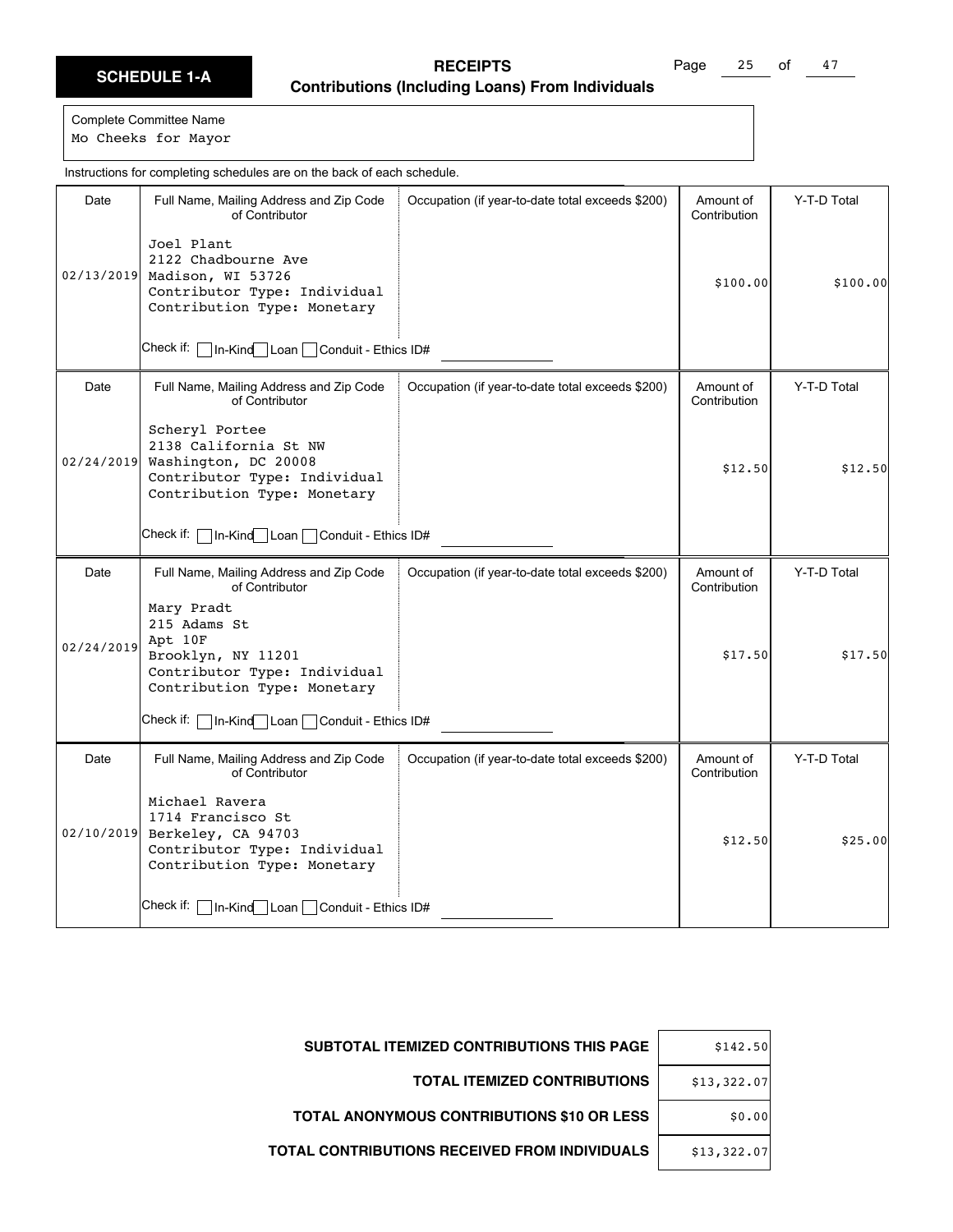# SCHEDULE 1-A

## RECEIPTS
### Contributions (Including Loans) From Individuals

Complete Committee Name
Mo Cheeks for Mayor

Instructions for completing schedules are on the back of each schedule.

| Date | Full Name, Mailing Address and Zip Code of Contributor | Occupation (if year-to-date total exceeds $200) | Amount of Contribution | Y-T-D Total |
|---|---|---|---|---|
| 02/13/2019 | Joel Plant<br>2122 Chadbourne Ave<br>Madison, WI 53726<br>Contributor Type: Individual<br>Contribution Type: Monetary<br>Check if: ☐ In-Kind ☐ Loan ☐ Conduit - Ethics ID# | | $100.00 | $100.00 |
| 02/24/2019 | Scheryl Portee<br>2138 California St NW<br>Washington, DC 20008<br>Contributor Type: Individual<br>Contribution Type: Monetary<br>Check if: ☐ In-Kind ☐ Loan ☐ Conduit - Ethics ID# | | $12.50 | $12.50 |
| 02/24/2019 | Mary Pradt<br>215 Adams St<br>Apt 10F<br>Brooklyn, NY 11201<br>Contributor Type: Individual<br>Contribution Type: Monetary<br>Check if: ☐ In-Kind ☐ Loan ☐ Conduit - Ethics ID# | | $17.50 | $17.50 |
| 02/10/2019 | Michael Ravera<br>1714 Francisco St<br>Berkeley, CA 94703<br>Contributor Type: Individual<br>Contribution Type: Monetary<br>Check if: ☐ In-Kind ☐ Loan ☐ Conduit - Ethics ID# | | $12.50 | $25.00 |

| | |
|---|---|
| **SUBTOTAL ITEMIZED CONTRIBUTIONS THIS PAGE** | $142.50 |
| **TOTAL ITEMIZED CONTRIBUTIONS** | $13,322.07 |
| **TOTAL ANONYMOUS CONTRIBUTIONS $10 OR LESS** | $0.00 |
| **TOTAL CONTRIBUTIONS RECEIVED FROM INDIVIDUALS** | $13,322.07 |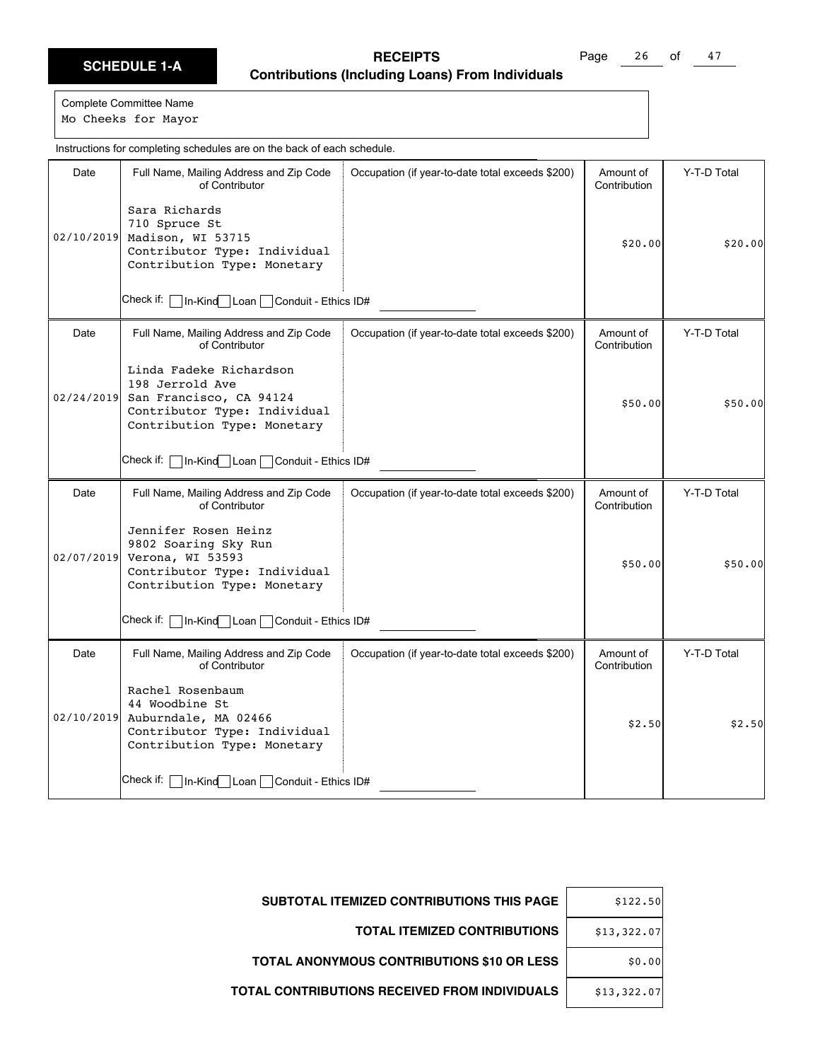**SCHEDULE 1-A**

# RECEIPTS

## Contributions (Including Loans) From Individuals

Complete Committee Name
Mo Cheeks for Mayor

Instructions for completing schedules are on the back of each schedule.

| Date | Full Name, Mailing Address and Zip Code of Contributor | Occupation (if year-to-date total exceeds $200) | Amount of Contribution | Y-T-D Total |
|---|---|---|---|---|
| 02/10/2019 | Sara Richards<br>710 Spruce St<br>Madison, WI 53715<br>Contributor Type: Individual<br>Contribution Type: Monetary<br>Check if: ☐ In-Kind ☐ Loan ☐ Conduit - Ethics ID# | | $20.00 | $20.00 |
| 02/24/2019 | Linda Fadeke Richardson<br>198 Jerrold Ave<br>San Francisco, CA 94124<br>Contributor Type: Individual<br>Contribution Type: Monetary<br>Check if: ☐ In-Kind ☐ Loan ☐ Conduit - Ethics ID# | | $50.00 | $50.00 |
| 02/07/2019 | Jennifer Rosen Heinz<br>9802 Soaring Sky Run<br>Verona, WI 53593<br>Contributor Type: Individual<br>Contribution Type: Monetary<br>Check if: ☐ In-Kind ☐ Loan ☐ Conduit - Ethics ID# | | $50.00 | $50.00 |
| 02/10/2019 | Rachel Rosenbaum<br>44 Woodbine St<br>Auburndale, MA 02466<br>Contributor Type: Individual<br>Contribution Type: Monetary<br>Check if: ☐ In-Kind ☐ Loan ☐ Conduit - Ethics ID# | | $2.50 | $2.50 |

| | |
|---|---|
| **SUBTOTAL ITEMIZED CONTRIBUTIONS THIS PAGE** | $122.50 |
| **TOTAL ITEMIZED CONTRIBUTIONS** | $13,322.07 |
| **TOTAL ANONYMOUS CONTRIBUTIONS $10 OR LESS** | $0.00 |
| **TOTAL CONTRIBUTIONS RECEIVED FROM INDIVIDUALS** | $13,322.07 |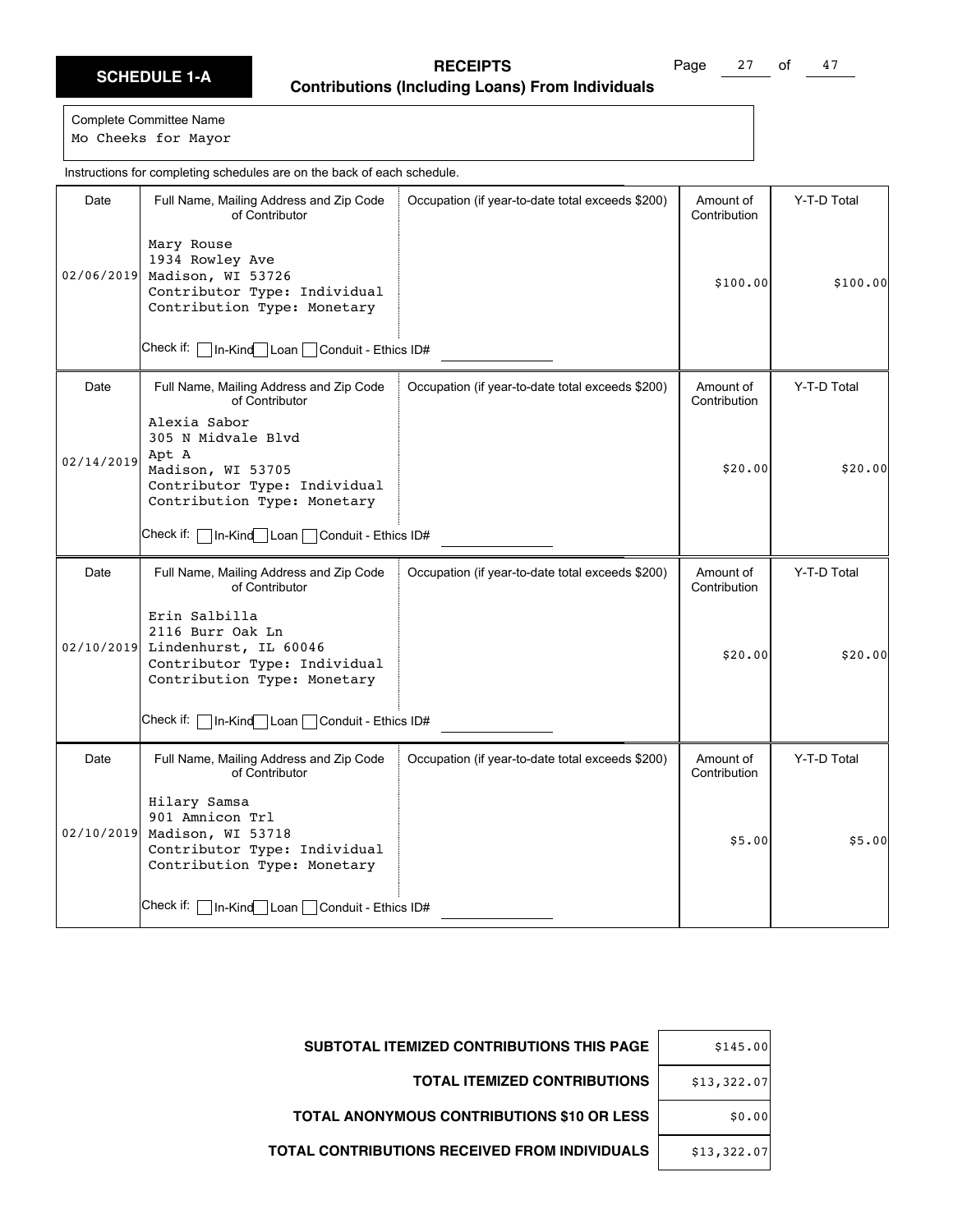**SCHEDULE 1-A**

# RECEIPTS
## Contributions (Including Loans) From Individuals

Complete Committee Name
Mo Cheeks for Mayor

Instructions for completing schedules are on the back of each schedule.

| Date | Full Name, Mailing Address and Zip Code of Contributor | Occupation (if year-to-date total exceeds $200) | Amount of Contribution | Y-T-D Total |
|---|---|---|---|---|
| 02/06/2019 | Mary Rouse<br>1934 Rowley Ave<br>Madison, WI 53726<br>Contributor Type: Individual<br>Contribution Type: Monetary<br>Check if: ☐ In-Kind ☐ Loan ☐ Conduit - Ethics ID# | | $100.00 | $100.00 |
| 02/14/2019 | Alexia Sabor<br>305 N Midvale Blvd<br>Apt A<br>Madison, WI 53705<br>Contributor Type: Individual<br>Contribution Type: Monetary<br>Check if: ☐ In-Kind ☐ Loan ☐ Conduit - Ethics ID# | | $20.00 | $20.00 |
| 02/10/2019 | Erin Salbilla<br>2116 Burr Oak Ln<br>Lindenhurst, IL 60046<br>Contributor Type: Individual<br>Contribution Type: Monetary<br>Check if: ☐ In-Kind ☐ Loan ☐ Conduit - Ethics ID# | | $20.00 | $20.00 |
| 02/10/2019 | Hilary Samsa<br>901 Amnicon Trl<br>Madison, WI 53718<br>Contributor Type: Individual<br>Contribution Type: Monetary<br>Check if: ☐ In-Kind ☐ Loan ☐ Conduit - Ethics ID# | | $5.00 | $5.00 |

| | |
|---|---|
| **SUBTOTAL ITEMIZED CONTRIBUTIONS THIS PAGE** | $145.00 |
| **TOTAL ITEMIZED CONTRIBUTIONS** | $13,322.07 |
| **TOTAL ANONYMOUS CONTRIBUTIONS $10 OR LESS** | $0.00 |
| **TOTAL CONTRIBUTIONS RECEIVED FROM INDIVIDUALS** | $13,322.07 |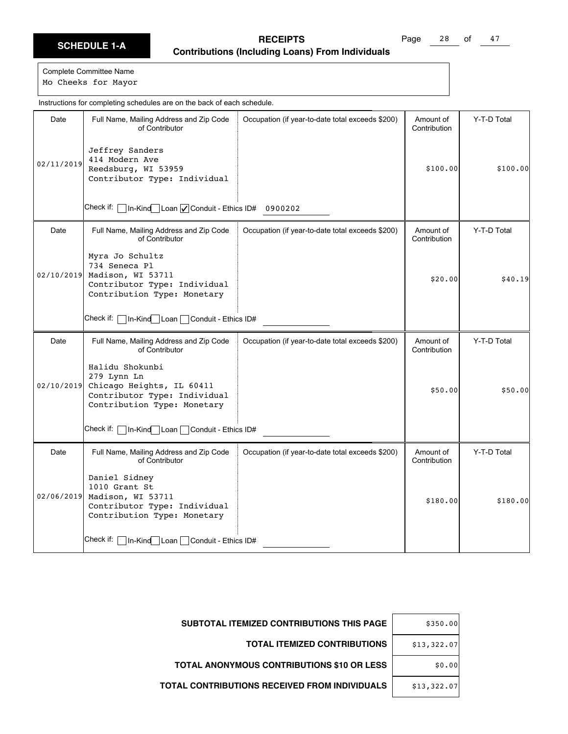**SCHEDULE 1-A**

# RECEIPTS
## Contributions (Including Loans) From Individuals

Complete Committee Name
Mo Cheeks for Mayor

Instructions for completing schedules are on the back of each schedule.

| Date | Full Name, Mailing Address and Zip Code of Contributor | Occupation (if year-to-date total exceeds $200) | Amount of Contribution | Y-T-D Total |
|---|---|---|---|---|
| 02/11/2019 | Jeffrey Sanders<br>414 Modern Ave<br>Reedsburg, WI 53959<br>Contributor Type: Individual<br>Check if: ☐ In-Kind ☐ Loan ☑ Conduit - Ethics ID# 0900202 | | $100.00 | $100.00 |
| 02/10/2019 | Myra Jo Schultz<br>734 Seneca Pl<br>Madison, WI 53711<br>Contributor Type: Individual<br>Contribution Type: Monetary<br>Check if: ☐ In-Kind ☐ Loan ☐ Conduit - Ethics ID# | | $20.00 | $40.19 |
| 02/10/2019 | Halidu Shokunbi<br>279 Lynn Ln<br>Chicago Heights, IL 60411<br>Contributor Type: Individual<br>Contribution Type: Monetary<br>Check if: ☐ In-Kind ☐ Loan ☐ Conduit - Ethics ID# | | $50.00 | $50.00 |
| 02/06/2019 | Daniel Sidney<br>1010 Grant St<br>Madison, WI 53711<br>Contributor Type: Individual<br>Contribution Type: Monetary<br>Check if: ☐ In-Kind ☐ Loan ☐ Conduit - Ethics ID# | | $180.00 | $180.00 |

| | |
|---|---|
| **SUBTOTAL ITEMIZED CONTRIBUTIONS THIS PAGE** | $350.00 |
| **TOTAL ITEMIZED CONTRIBUTIONS** | $13,322.07 |
| **TOTAL ANONYMOUS CONTRIBUTIONS $10 OR LESS** | $0.00 |
| **TOTAL CONTRIBUTIONS RECEIVED FROM INDIVIDUALS** | $13,322.07 |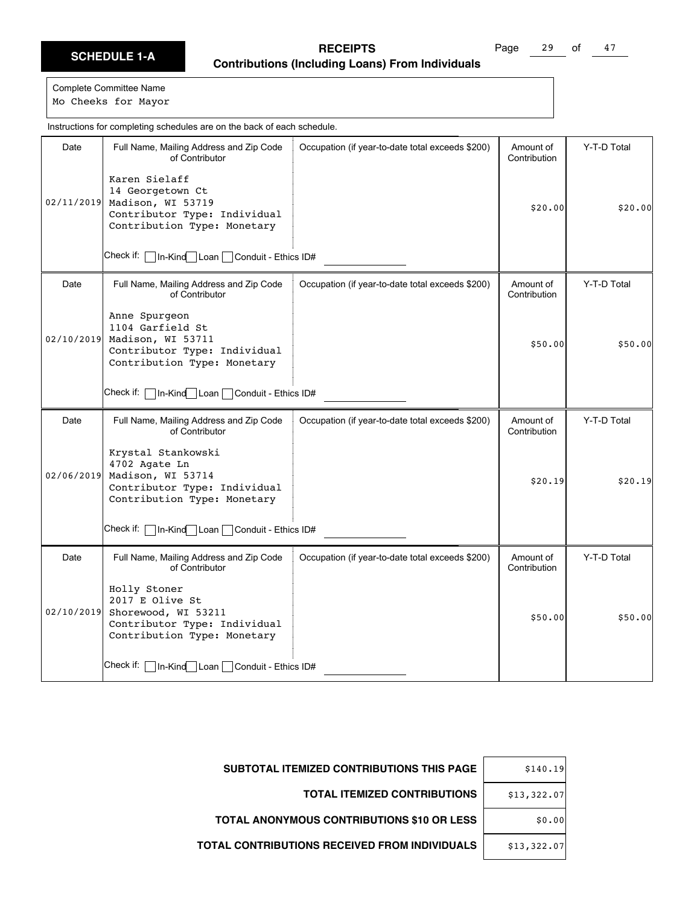**SCHEDULE 1-A**

# RECEIPTS
## Contributions (Including Loans) From Individuals

Complete Committee Name
Mo Cheeks for Mayor

Instructions for completing schedules are on the back of each schedule.

| Date | Full Name, Mailing Address and Zip Code of Contributor | Occupation (if year-to-date total exceeds $200) | Amount of Contribution | Y-T-D Total |
|---|---|---|---|---|
| 02/11/2019 | Karen Sielaff<br>14 Georgetown Ct<br>Madison, WI 53719<br>Contributor Type: Individual<br>Contribution Type: Monetary<br>Check if: ☐ In-Kind ☐ Loan ☐ Conduit - Ethics ID# |  | $20.00 | $20.00 |
| 02/10/2019 | Anne Spurgeon<br>1104 Garfield St<br>Madison, WI 53711<br>Contributor Type: Individual<br>Contribution Type: Monetary<br>Check if: ☐ In-Kind ☐ Loan ☐ Conduit - Ethics ID# |  | $50.00 | $50.00 |
| 02/06/2019 | Krystal Stankowski<br>4702 Agate Ln<br>Madison, WI 53714<br>Contributor Type: Individual<br>Contribution Type: Monetary<br>Check if: ☐ In-Kind ☐ Loan ☐ Conduit - Ethics ID# |  | $20.19 | $20.19 |
| 02/10/2019 | Holly Stoner<br>2017 E Olive St<br>Shorewood, WI 53211<br>Contributor Type: Individual<br>Contribution Type: Monetary<br>Check if: ☐ In-Kind ☐ Loan ☐ Conduit - Ethics ID# |  | $50.00 | $50.00 |

| | |
|---|---|
| **SUBTOTAL ITEMIZED CONTRIBUTIONS THIS PAGE** | $140.19 |
| **TOTAL ITEMIZED CONTRIBUTIONS** | $13,322.07 |
| **TOTAL ANONYMOUS CONTRIBUTIONS $10 OR LESS** | $0.00 |
| **TOTAL CONTRIBUTIONS RECEIVED FROM INDIVIDUALS** | $13,322.07 |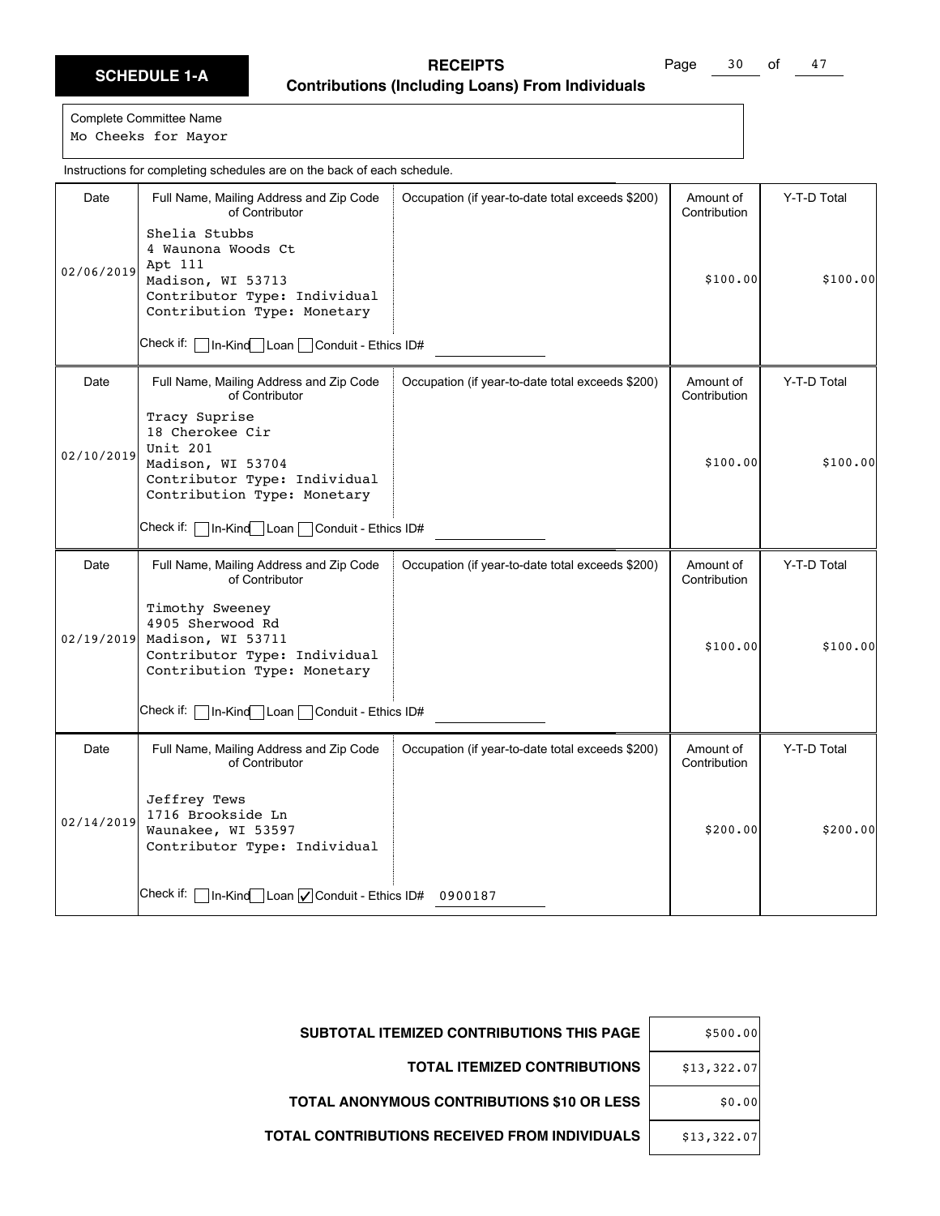**SCHEDULE 1-A**

## RECEIPTS
### Contributions (Including Loans) From Individuals

Complete Committee Name
Mo Cheeks for Mayor

Instructions for completing schedules are on the back of each schedule.

| Date | Full Name, Mailing Address and Zip Code of Contributor | Occupation (if year-to-date total exceeds $200) | Amount of Contribution | Y-T-D Total |
|---|---|---|---|---|
| 02/06/2019 | Shelia Stubbs<br>4 Waunona Woods Ct<br>Apt 111<br>Madison, WI 53713<br>Contributor Type: Individual<br>Contribution Type: Monetary<br>Check if: ☐ In-Kind ☐ Loan ☐ Conduit - Ethics ID# | | $100.00 | $100.00 |
| 02/10/2019 | Tracy Suprise<br>18 Cherokee Cir<br>Unit 201<br>Madison, WI 53704<br>Contributor Type: Individual<br>Contribution Type: Monetary<br>Check if: ☐ In-Kind ☐ Loan ☐ Conduit - Ethics ID# | | $100.00 | $100.00 |
| 02/19/2019 | Timothy Sweeney<br>4905 Sherwood Rd<br>Madison, WI 53711<br>Contributor Type: Individual<br>Contribution Type: Monetary<br>Check if: ☐ In-Kind ☐ Loan ☐ Conduit - Ethics ID# | | $100.00 | $100.00 |
| 02/14/2019 | Jeffrey Tews<br>1716 Brookside Ln<br>Waunakee, WI 53597<br>Contributor Type: Individual<br>Check if: ☐ In-Kind ☐ Loan ☑ Conduit - Ethics ID# 0900187 | | $200.00 | $200.00 |

| | |
|---|---|
| **SUBTOTAL ITEMIZED CONTRIBUTIONS THIS PAGE** | $500.00 |
| **TOTAL ITEMIZED CONTRIBUTIONS** | $13,322.07 |
| **TOTAL ANONYMOUS CONTRIBUTIONS $10 OR LESS** | $0.00 |
| **TOTAL CONTRIBUTIONS RECEIVED FROM INDIVIDUALS** | $13,322.07 |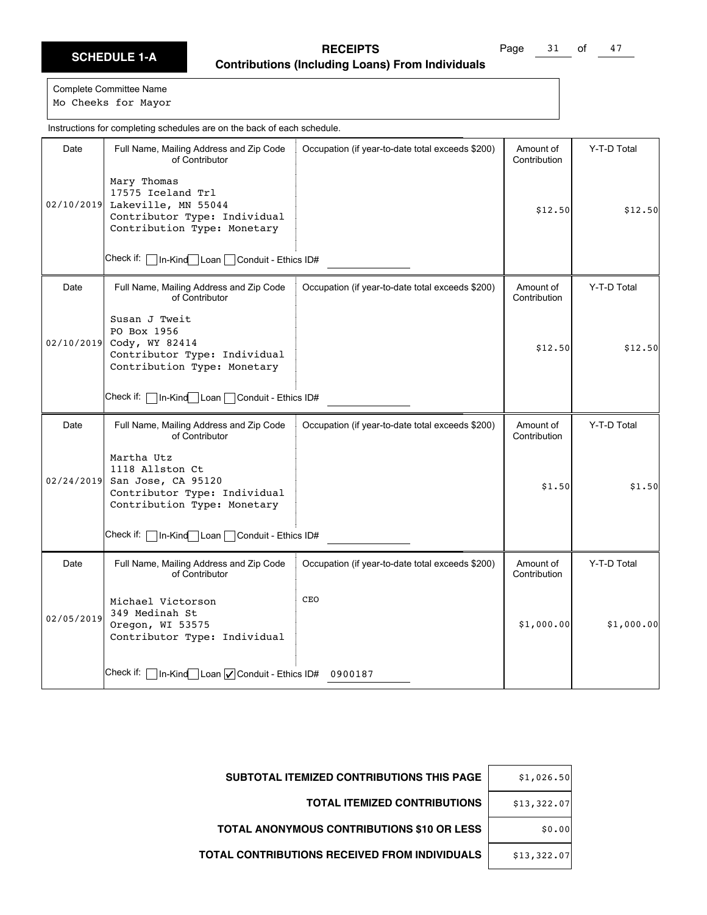**SCHEDULE 1-A**

## RECEIPTS
### Contributions (Including Loans) From Individuals

Complete Committee Name
Mo Cheeks for Mayor

Instructions for completing schedules are on the back of each schedule.

| Date | Full Name, Mailing Address and Zip Code of Contributor | Occupation (if year-to-date total exceeds $200) | Amount of Contribution | Y-T-D Total |
|---|---|---|---|---|
| 02/10/2019 | Mary Thomas<br>17575 Iceland Trl<br>Lakeville, MN 55044<br>Contributor Type: Individual<br>Contribution Type: Monetary<br>Check if: ☐ In-Kind ☐ Loan ☐ Conduit - Ethics ID# | | $12.50 | $12.50 |
| 02/10/2019 | Susan J Tweit<br>PO Box 1956<br>Cody, WY 82414<br>Contributor Type: Individual<br>Contribution Type: Monetary<br>Check if: ☐ In-Kind ☐ Loan ☐ Conduit - Ethics ID# | | $12.50 | $12.50 |
| 02/24/2019 | Martha Utz<br>1118 Allston Ct<br>San Jose, CA 95120<br>Contributor Type: Individual<br>Contribution Type: Monetary<br>Check if: ☐ In-Kind ☐ Loan ☐ Conduit - Ethics ID# | | $1.50 | $1.50 |
| 02/05/2019 | Michael Victorson<br>349 Medinah St<br>Oregon, WI 53575<br>Contributor Type: Individual<br>Check if: ☐ In-Kind ☐ Loan ☑ Conduit - Ethics ID# 0900187 | CEO | $1,000.00 | $1,000.00 |

| | |
|---|---|
| **SUBTOTAL ITEMIZED CONTRIBUTIONS THIS PAGE** | $1,026.50 |
| **TOTAL ITEMIZED CONTRIBUTIONS** | $13,322.07 |
| **TOTAL ANONYMOUS CONTRIBUTIONS $10 OR LESS** | $0.00 |
| **TOTAL CONTRIBUTIONS RECEIVED FROM INDIVIDUALS** | $13,322.07 |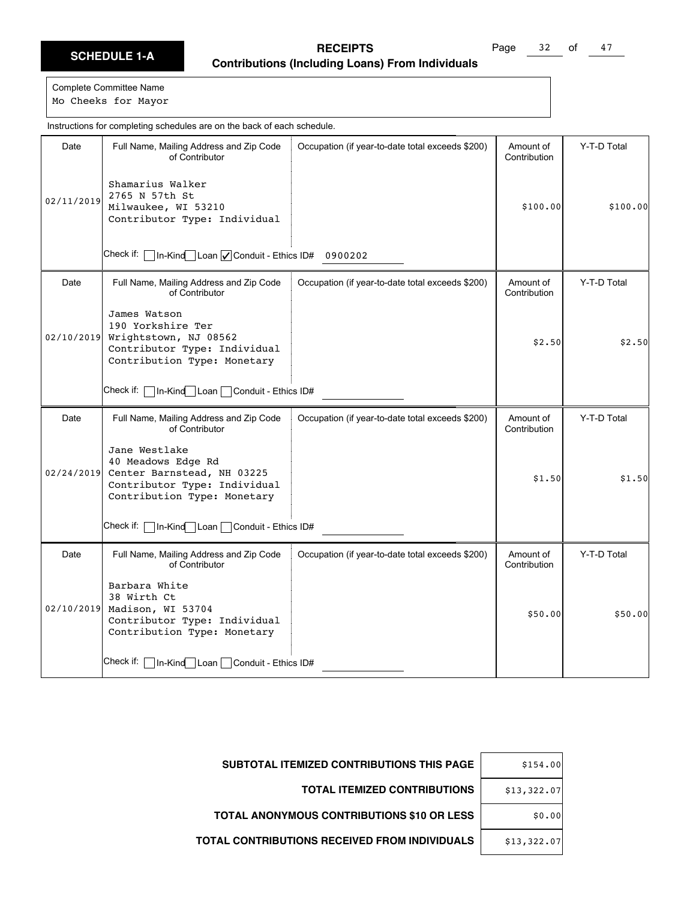# SCHEDULE 1-A

## RECEIPTS

### Contributions (Including Loans) From Individuals

Complete Committee Name
Mo Cheeks for Mayor

Instructions for completing schedules are on the back of each schedule.

| Date | Full Name, Mailing Address and Zip Code of Contributor | Occupation (if year-to-date total exceeds $200) | Amount of Contribution | Y-T-D Total |
|---|---|---|---|---|
| 02/11/2019 | Shamarius Walker<br>2765 N 57th St<br>Milwaukee, WI 53210<br>Contributor Type: Individual<br>Check if: [ ] In-Kind [ ] Loan [x] Conduit - Ethics ID# 0900202 | | $100.00 | $100.00 |
| 02/10/2019 | James Watson<br>190 Yorkshire Ter<br>Wrightstown, NJ 08562<br>Contributor Type: Individual<br>Contribution Type: Monetary<br>Check if: [ ] In-Kind [ ] Loan [ ] Conduit - Ethics ID# | | $2.50 | $2.50 |
| 02/24/2019 | Jane Westlake<br>40 Meadows Edge Rd<br>Center Barnstead, NH 03225<br>Contributor Type: Individual<br>Contribution Type: Monetary<br>Check if: [ ] In-Kind [ ] Loan [ ] Conduit - Ethics ID# | | $1.50 | $1.50 |
| 02/10/2019 | Barbara White<br>38 Wirth Ct<br>Madison, WI 53704<br>Contributor Type: Individual<br>Contribution Type: Monetary<br>Check if: [ ] In-Kind [ ] Loan [ ] Conduit - Ethics ID# | | $50.00 | $50.00 |

| | |
|---|---|
| **SUBTOTAL ITEMIZED CONTRIBUTIONS THIS PAGE** | $154.00 |
| **TOTAL ITEMIZED CONTRIBUTIONS** | $13,322.07 |
| **TOTAL ANONYMOUS CONTRIBUTIONS $10 OR LESS** | $0.00 |
| **TOTAL CONTRIBUTIONS RECEIVED FROM INDIVIDUALS** | $13,322.07 |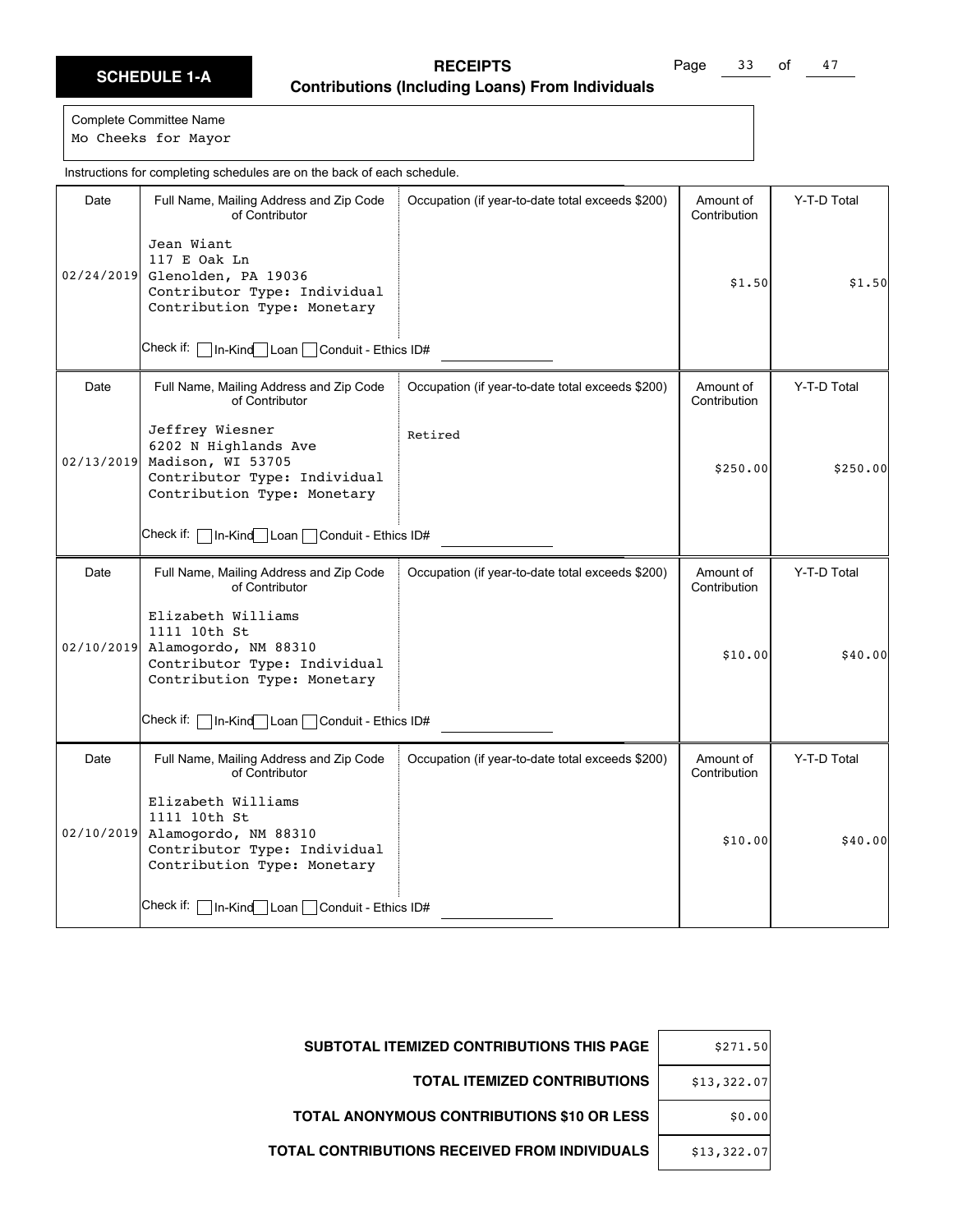**SCHEDULE 1-A**

**RECEIPTS**
**Contributions (Including Loans) From Individuals**

Complete Committee Name
Mo Cheeks for Mayor

Instructions for completing schedules are on the back of each schedule.

| Date | Full Name, Mailing Address and Zip Code of Contributor | Occupation (if year-to-date total exceeds $200) | Amount of Contribution | Y-T-D Total |
|---|---|---|---|---|
| 02/24/2019 | Jean Wiant<br>117 E Oak Ln<br>Glenolden, PA 19036<br>Contributor Type: Individual<br>Contribution Type: Monetary<br>Check if: ☐ In-Kind ☐ Loan ☐ Conduit - Ethics ID# | | $1.50 | $1.50 |
| 02/13/2019 | Jeffrey Wiesner<br>6202 N Highlands Ave<br>Madison, WI 53705<br>Contributor Type: Individual<br>Contribution Type: Monetary<br>Check if: ☐ In-Kind ☐ Loan ☐ Conduit - Ethics ID# | Retired | $250.00 | $250.00 |
| 02/10/2019 | Elizabeth Williams<br>1111 10th St<br>Alamogordo, NM 88310<br>Contributor Type: Individual<br>Contribution Type: Monetary<br>Check if: ☐ In-Kind ☐ Loan ☐ Conduit - Ethics ID# | | $10.00 | $40.00 |
| 02/10/2019 | Elizabeth Williams<br>1111 10th St<br>Alamogordo, NM 88310<br>Contributor Type: Individual<br>Contribution Type: Monetary<br>Check if: ☐ In-Kind ☐ Loan ☐ Conduit - Ethics ID# | | $10.00 | $40.00 |

| | |
|---|---|
| **SUBTOTAL ITEMIZED CONTRIBUTIONS THIS PAGE** | $271.50 |
| **TOTAL ITEMIZED CONTRIBUTIONS** | $13,322.07 |
| **TOTAL ANONYMOUS CONTRIBUTIONS $10 OR LESS** | $0.00 |
| **TOTAL CONTRIBUTIONS RECEIVED FROM INDIVIDUALS** | $13,322.07 |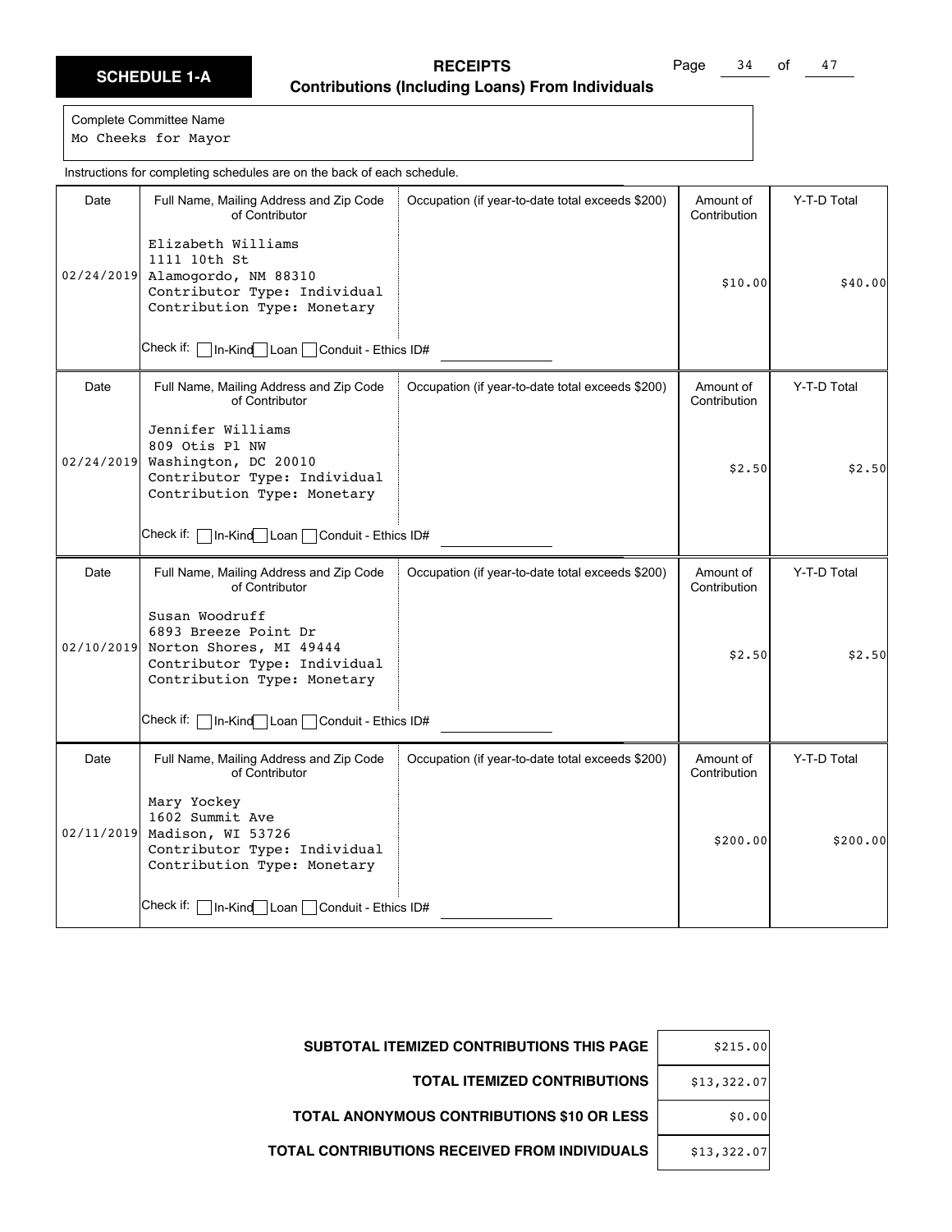**SCHEDULE 1-A**

## RECEIPTS
### Contributions (Including Loans) From Individuals

Complete Committee Name
Mo Cheeks for Mayor

Instructions for completing schedules are on the back of each schedule.

| Date | Full Name, Mailing Address and Zip Code of Contributor | Occupation (if year-to-date total exceeds $200) | Amount of Contribution | Y-T-D Total |
|---|---|---|---|---|
| 02/24/2019 | Elizabeth Williams<br>1111 10th St<br>Alamogordo, NM 88310<br>Contributor Type: Individual<br>Contribution Type: Monetary<br>Check if: ☐ In-Kind ☐ Loan ☐ Conduit - Ethics ID# |  | $10.00 | $40.00 |
| 02/24/2019 | Jennifer Williams<br>809 Otis Pl NW<br>Washington, DC 20010<br>Contributor Type: Individual<br>Contribution Type: Monetary<br>Check if: ☐ In-Kind ☐ Loan ☐ Conduit - Ethics ID# |  | $2.50 | $2.50 |
| 02/10/2019 | Susan Woodruff<br>6893 Breeze Point Dr<br>Norton Shores, MI 49444<br>Contributor Type: Individual<br>Contribution Type: Monetary<br>Check if: ☐ In-Kind ☐ Loan ☐ Conduit - Ethics ID# |  | $2.50 | $2.50 |
| 02/11/2019 | Mary Yockey<br>1602 Summit Ave<br>Madison, WI 53726<br>Contributor Type: Individual<br>Contribution Type: Monetary<br>Check if: ☐ In-Kind ☐ Loan ☐ Conduit - Ethics ID# |  | $200.00 | $200.00 |

| | |
|---|---|
| **SUBTOTAL ITEMIZED CONTRIBUTIONS THIS PAGE** | $215.00 |
| **TOTAL ITEMIZED CONTRIBUTIONS** | $13,322.07 |
| **TOTAL ANONYMOUS CONTRIBUTIONS $10 OR LESS** | $0.00 |
| **TOTAL CONTRIBUTIONS RECEIVED FROM INDIVIDUALS** | $13,322.07 |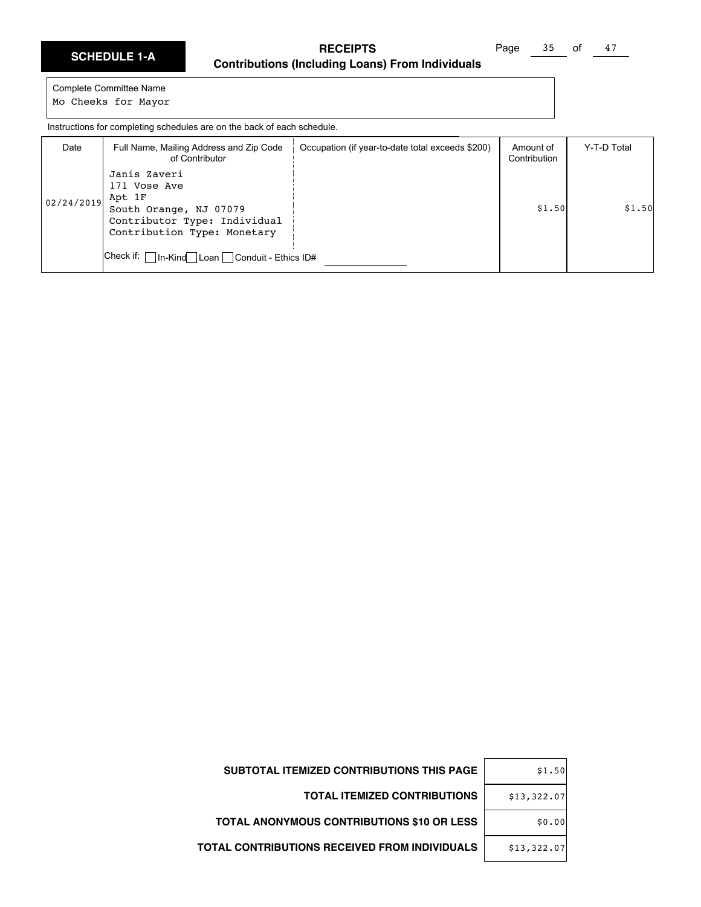**SCHEDULE 1-A**

**RECEIPTS**
**Contributions (Including Loans) From Individuals**

Complete Committee Name
Mo Cheeks for Mayor

Instructions for completing schedules are on the back of each schedule.

| Date | Full Name, Mailing Address and Zip Code of Contributor | Occupation (if year-to-date total exceeds $200) | Amount of Contribution | Y-T-D Total |
|---|---|---|---|---|
| 02/24/2019 | Janis Zaveri<br>171 Vose Ave<br>Apt 1F<br>South Orange, NJ 07079<br>Contributor Type: Individual<br>Contribution Type: Monetary<br>Check if: ☐ In-Kind ☐ Loan ☐ Conduit - Ethics ID# | | $1.50 | $1.50 |

| | |
|---|---|
| **SUBTOTAL ITEMIZED CONTRIBUTIONS THIS PAGE** | $1.50 |
| **TOTAL ITEMIZED CONTRIBUTIONS** | $13,322.07 |
| **TOTAL ANONYMOUS CONTRIBUTIONS $10 OR LESS** | $0.00 |
| **TOTAL CONTRIBUTIONS RECEIVED FROM INDIVIDUALS** | $13,322.07 |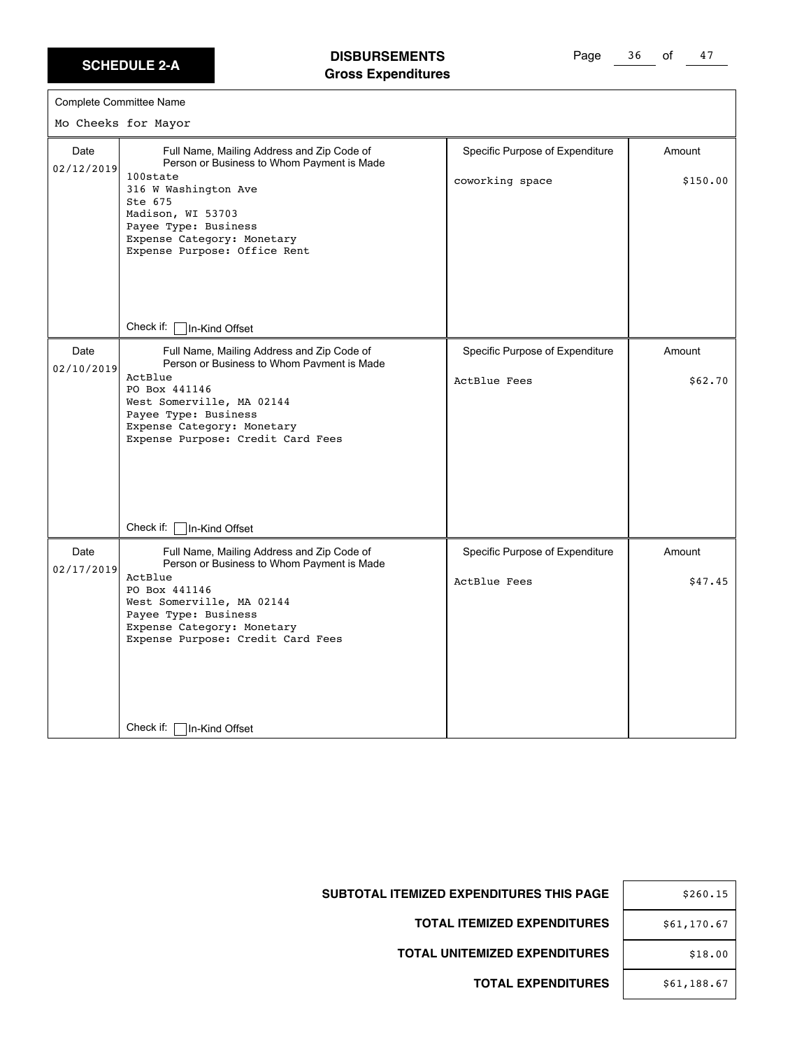## SCHEDULE 2-A

## DISBURSEMENTS
### Gross Expenditures

Complete Committee Name

Mo Cheeks for Mayor

| Date | Full Name, Mailing Address and Zip Code of Person or Business to Whom Payment is Made | Specific Purpose of Expenditure | Amount |
|---|---|---|---|
| 02/12/2019 | 100state<br>316 W Washington Ave<br>Ste 675<br>Madison, WI 53703<br>Payee Type: Business<br>Expense Category: Monetary<br>Expense Purpose: Office Rent<br><br>Check if: ☐ In-Kind Offset | coworking space | $150.00 |
| 02/10/2019 | ActBlue<br>PO Box 441146<br>West Somerville, MA 02144<br>Payee Type: Business<br>Expense Category: Monetary<br>Expense Purpose: Credit Card Fees<br><br>Check if: ☐ In-Kind Offset | ActBlue Fees | $62.70 |
| 02/17/2019 | ActBlue<br>PO Box 441146<br>West Somerville, MA 02144<br>Payee Type: Business<br>Expense Category: Monetary<br>Expense Purpose: Credit Card Fees<br><br>Check if: ☐ In-Kind Offset | ActBlue Fees | $47.45 |

| | |
|---|---|
| **SUBTOTAL ITEMIZED EXPENDITURES THIS PAGE** | $260.15 |
| **TOTAL ITEMIZED EXPENDITURES** | $61,170.67 |
| **TOTAL UNITEMIZED EXPENDITURES** | $18.00 |
| **TOTAL EXPENDITURES** | $61,188.67 |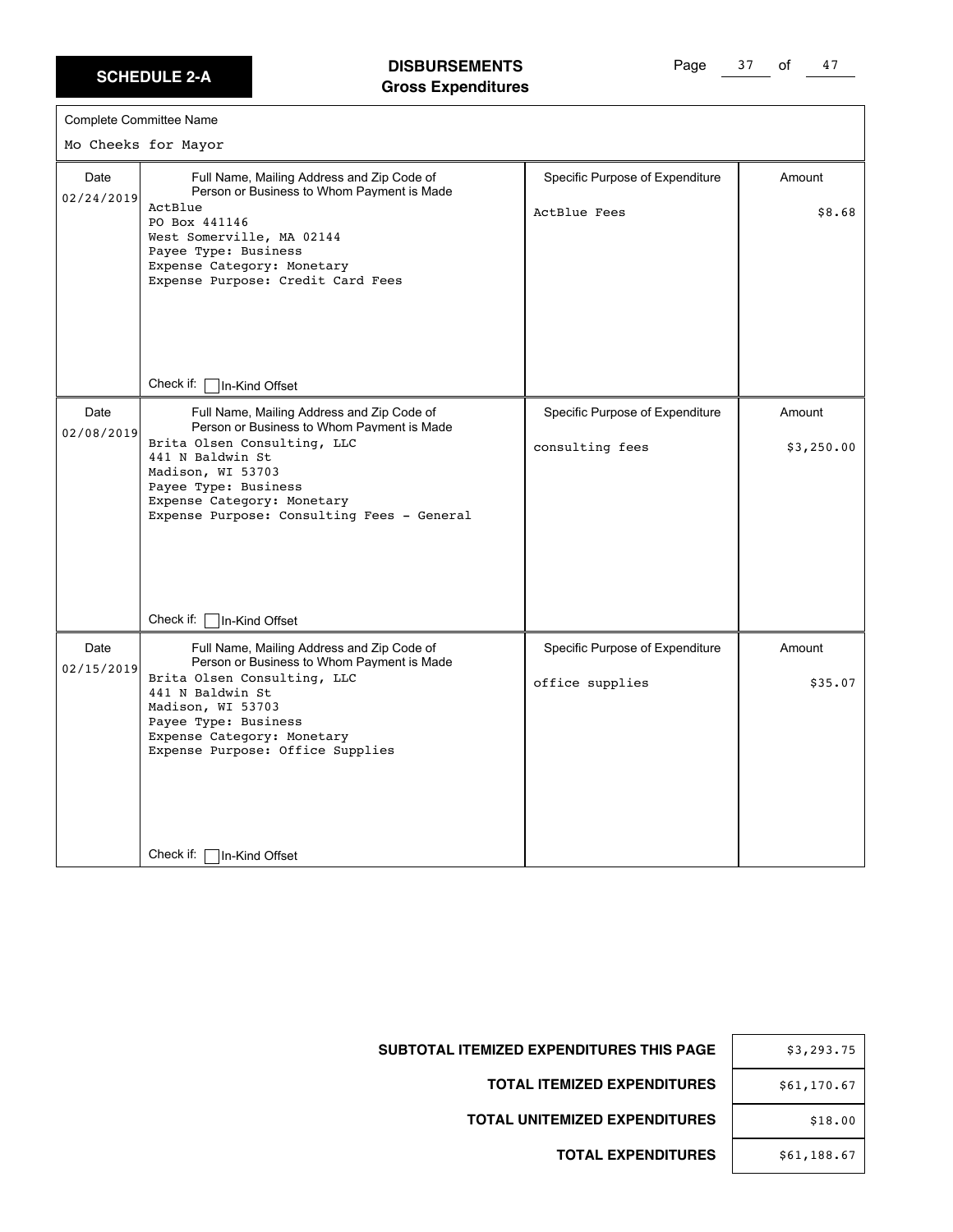**SCHEDULE 2-A**

## DISBURSEMENTS
### Gross Expenditures

Complete Committee Name

Mo Cheeks for Mayor

| Date | Full Name, Mailing Address and Zip Code of Person or Business to Whom Payment is Made | Specific Purpose of Expenditure | Amount |
|---|---|---|---|
| 02/24/2019 | ActBlue<br>PO Box 441146<br>West Somerville, MA 02144<br>Payee Type: Business<br>Expense Category: Monetary<br>Expense Purpose: Credit Card Fees<br><br>Check if: ☐ In-Kind Offset | ActBlue Fees | $8.68 |
| 02/08/2019 | Brita Olsen Consulting, LLC<br>441 N Baldwin St<br>Madison, WI 53703<br>Payee Type: Business<br>Expense Category: Monetary<br>Expense Purpose: Consulting Fees - General<br><br>Check if: ☐ In-Kind Offset | consulting fees | $3,250.00 |
| 02/15/2019 | Brita Olsen Consulting, LLC<br>441 N Baldwin St<br>Madison, WI 53703<br>Payee Type: Business<br>Expense Category: Monetary<br>Expense Purpose: Office Supplies<br><br>Check if: ☐ In-Kind Offset | office supplies | $35.07 |

| | |
|---|---|
| **SUBTOTAL ITEMIZED EXPENDITURES THIS PAGE** | $3,293.75 |
| **TOTAL ITEMIZED EXPENDITURES** | $61,170.67 |
| **TOTAL UNITEMIZED EXPENDITURES** | $18.00 |
| **TOTAL EXPENDITURES** | $61,188.67 |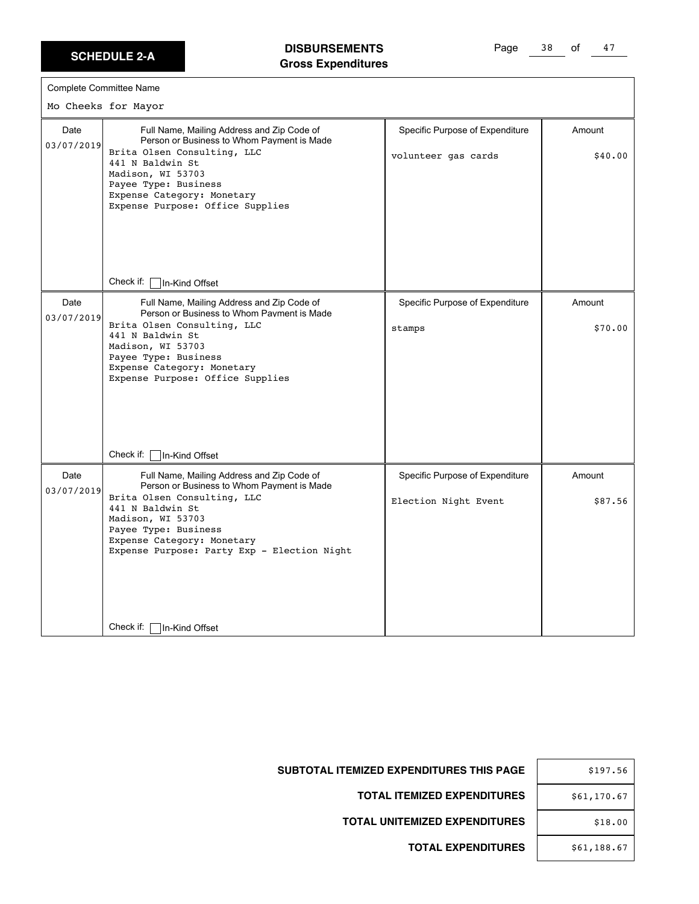## SCHEDULE 2-A

**DISBURSEMENTS**
**Gross Expenditures**

Complete Committee Name

Mo Cheeks for Mayor

| Date | Full Name, Mailing Address and Zip Code of Person or Business to Whom Payment is Made | Specific Purpose of Expenditure | Amount |
|---|---|---|---|
| 03/07/2019 | Brita Olsen Consulting, LLC<br>441 N Baldwin St<br>Madison, WI 53703<br>Payee Type: Business<br>Expense Category: Monetary<br>Expense Purpose: Office Supplies<br><br>Check if: ☐ In-Kind Offset | volunteer gas cards | $40.00 |
| 03/07/2019 | Brita Olsen Consulting, LLC<br>441 N Baldwin St<br>Madison, WI 53703<br>Payee Type: Business<br>Expense Category: Monetary<br>Expense Purpose: Office Supplies<br><br>Check if: ☐ In-Kind Offset | stamps | $70.00 |
| 03/07/2019 | Brita Olsen Consulting, LLC<br>441 N Baldwin St<br>Madison, WI 53703<br>Payee Type: Business<br>Expense Category: Monetary<br>Expense Purpose: Party Exp - Election Night<br><br>Check if: ☐ In-Kind Offset | Election Night Event | $87.56 |

| | |
|---|---|
| **SUBTOTAL ITEMIZED EXPENDITURES THIS PAGE** | $197.56 |
| **TOTAL ITEMIZED EXPENDITURES** | $61,170.67 |
| **TOTAL UNITEMIZED EXPENDITURES** | $18.00 |
| **TOTAL EXPENDITURES** | $61,188.67 |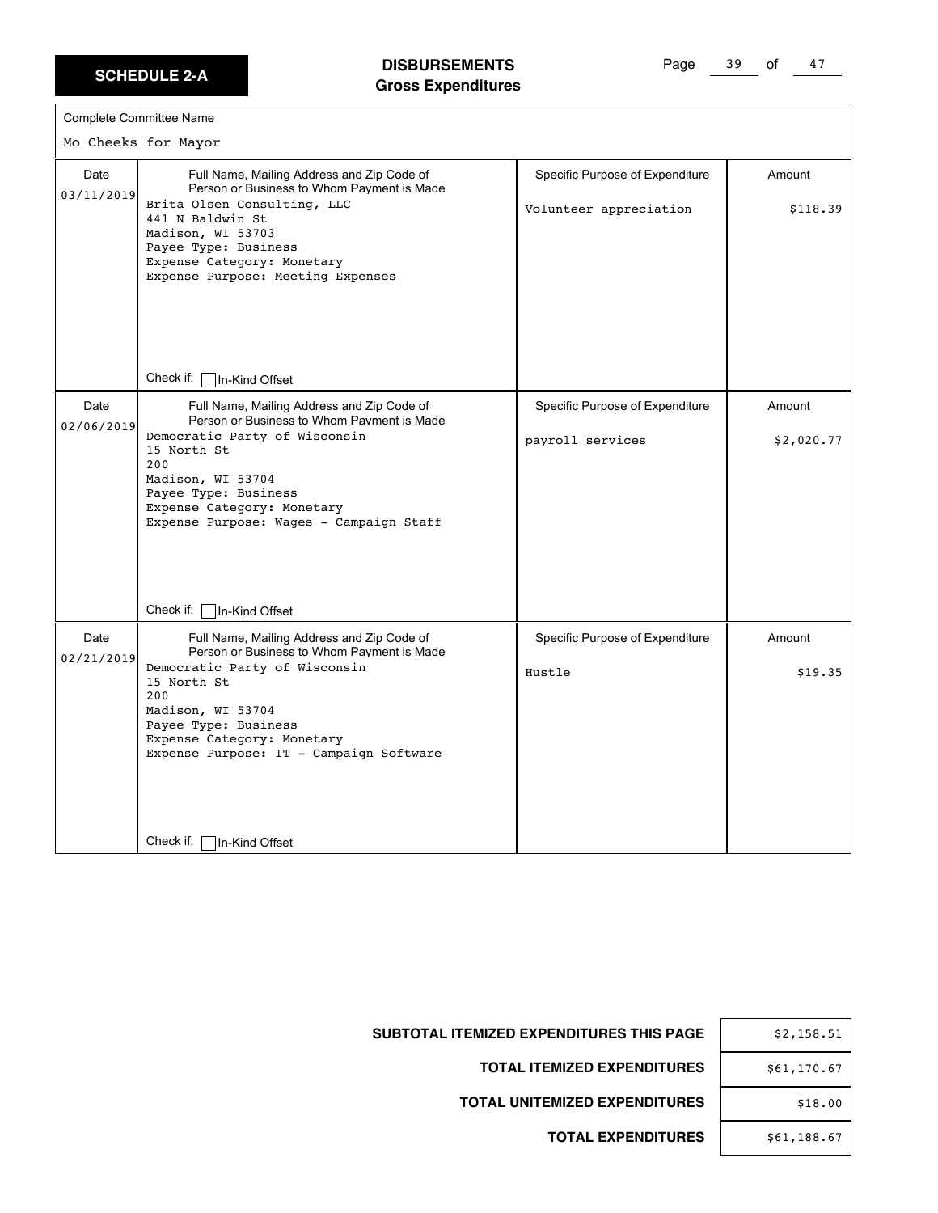**SCHEDULE 2-A**

# DISBURSEMENTS
## Gross Expenditures

Complete Committee Name

Mo Cheeks for Mayor

| Date | Full Name, Mailing Address and Zip Code of Person or Business to Whom Payment is Made | Specific Purpose of Expenditure | Amount |
|---|---|---|---|
| 03/11/2019 | Brita Olsen Consulting, LLC<br>441 N Baldwin St<br>Madison, WI 53703<br>Payee Type: Business<br>Expense Category: Monetary<br>Expense Purpose: Meeting Expenses<br><br>Check if: ☐ In-Kind Offset | Volunteer appreciation | $118.39 |
| 02/06/2019 | Democratic Party of Wisconsin<br>15 North St<br>200<br>Madison, WI 53704<br>Payee Type: Business<br>Expense Category: Monetary<br>Expense Purpose: Wages - Campaign Staff<br><br>Check if: ☐ In-Kind Offset | payroll services | $2,020.77 |
| 02/21/2019 | Democratic Party of Wisconsin<br>15 North St<br>200<br>Madison, WI 53704<br>Payee Type: Business<br>Expense Category: Monetary<br>Expense Purpose: IT - Campaign Software<br><br>Check if: ☐ In-Kind Offset | Hustle | $19.35 |

| | |
|---|---|
| **SUBTOTAL ITEMIZED EXPENDITURES THIS PAGE** | $2,158.51 |
| **TOTAL ITEMIZED EXPENDITURES** | $61,170.67 |
| **TOTAL UNITEMIZED EXPENDITURES** | $18.00 |
| **TOTAL EXPENDITURES** | $61,188.67 |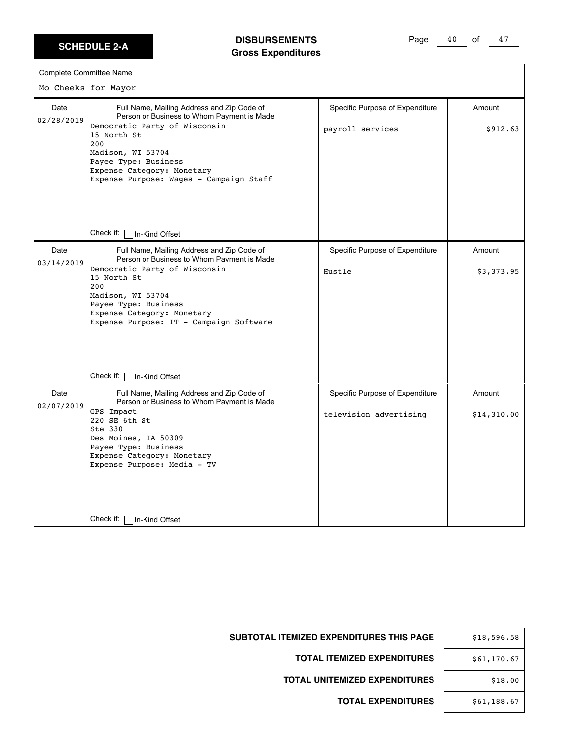## SCHEDULE 2-A

# DISBURSEMENTS
## Gross Expenditures

Complete Committee Name

Mo Cheeks for Mayor

| Date | Full Name, Mailing Address and Zip Code of Person or Business to Whom Payment is Made | Specific Purpose of Expenditure | Amount |
|---|---|---|---|
| 02/28/2019 | Democratic Party of Wisconsin<br>15 North St<br>200<br>Madison, WI 53704<br>Payee Type: Business<br>Expense Category: Monetary<br>Expense Purpose: Wages - Campaign Staff<br><br>Check if: ☐ In-Kind Offset | payroll services | $912.63 |
| 03/14/2019 | Democratic Party of Wisconsin<br>15 North St<br>200<br>Madison, WI 53704<br>Payee Type: Business<br>Expense Category: Monetary<br>Expense Purpose: IT - Campaign Software<br><br>Check if: ☐ In-Kind Offset | Hustle | $3,373.95 |
| 02/07/2019 | GPS Impact<br>220 SE 6th St<br>Ste 330<br>Des Moines, IA 50309<br>Payee Type: Business<br>Expense Category: Monetary<br>Expense Purpose: Media - TV<br><br>Check if: ☐ In-Kind Offset | television advertising | $14,310.00 |

| | |
|---|---|
| **SUBTOTAL ITEMIZED EXPENDITURES THIS PAGE** | $18,596.58 |
| **TOTAL ITEMIZED EXPENDITURES** | $61,170.67 |
| **TOTAL UNITEMIZED EXPENDITURES** | $18.00 |
| **TOTAL EXPENDITURES** | $61,188.67 |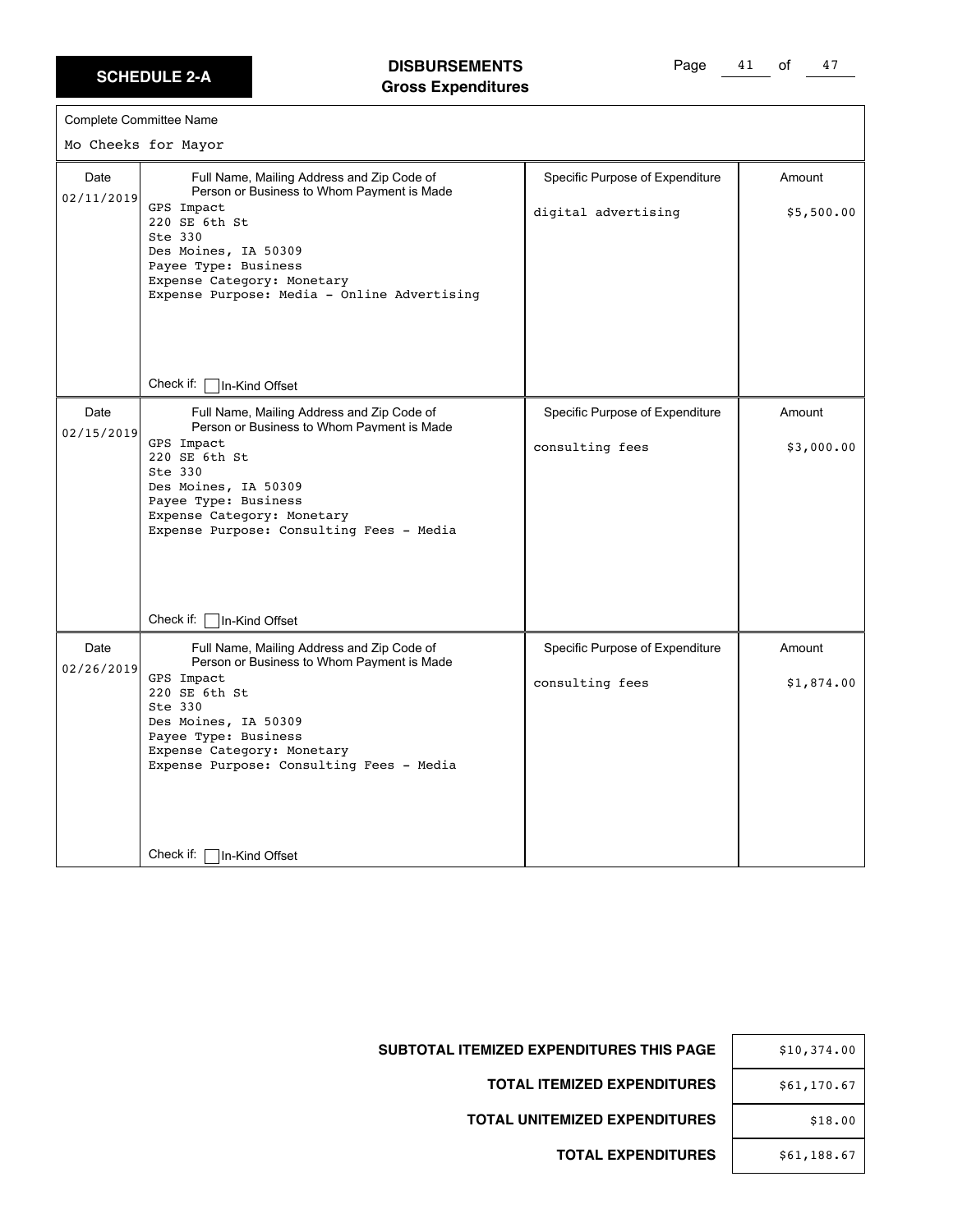**SCHEDULE 2-A**

## DISBURSEMENTS
### Gross Expenditures

Complete Committee Name

Mo Cheeks for Mayor

| Date | Full Name, Mailing Address and Zip Code of Person or Business to Whom Payment is Made | Specific Purpose of Expenditure | Amount |
|---|---|---|---|
| 02/11/2019 | GPS Impact<br>220 SE 6th St<br>Ste 330<br>Des Moines, IA 50309<br>Payee Type: Business<br>Expense Category: Monetary<br>Expense Purpose: Media - Online Advertising<br><br>Check if: ☐ In-Kind Offset | digital advertising | $5,500.00 |
| 02/15/2019 | GPS Impact<br>220 SE 6th St<br>Ste 330<br>Des Moines, IA 50309<br>Payee Type: Business<br>Expense Category: Monetary<br>Expense Purpose: Consulting Fees - Media<br><br>Check if: ☐ In-Kind Offset | consulting fees | $3,000.00 |
| 02/26/2019 | GPS Impact<br>220 SE 6th St<br>Ste 330<br>Des Moines, IA 50309<br>Payee Type: Business<br>Expense Category: Monetary<br>Expense Purpose: Consulting Fees - Media<br><br>Check if: ☐ In-Kind Offset | consulting fees | $1,874.00 |

| | |
|---|---|
| **SUBTOTAL ITEMIZED EXPENDITURES THIS PAGE** | $10,374.00 |
| **TOTAL ITEMIZED EXPENDITURES** | $61,170.67 |
| **TOTAL UNITEMIZED EXPENDITURES** | $18.00 |
| **TOTAL EXPENDITURES** | $61,188.67 |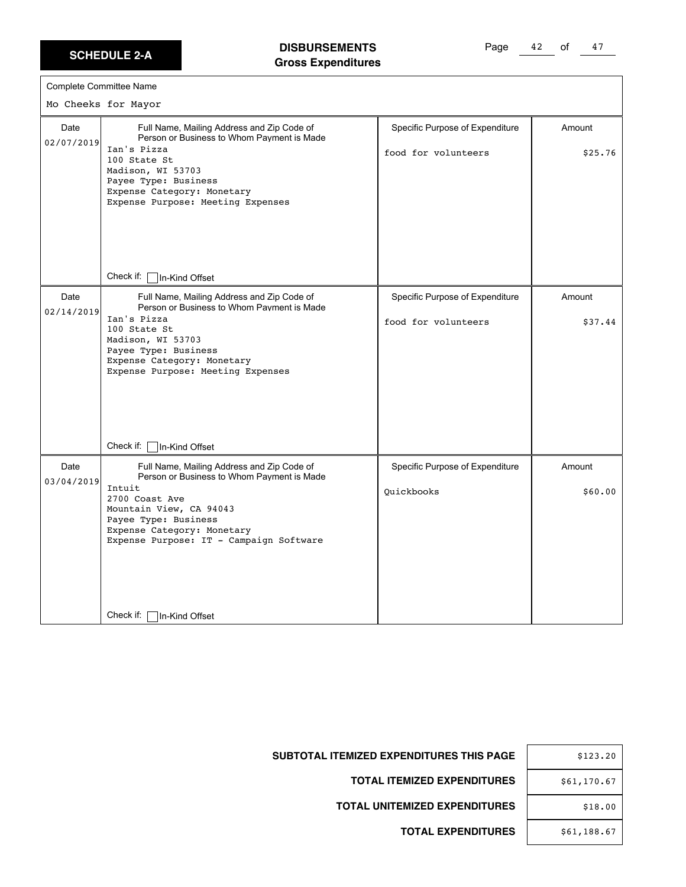**SCHEDULE 2-A**

# DISBURSEMENTS
## Gross Expenditures

Complete Committee Name

Mo Cheeks for Mayor

| Date | Full Name, Mailing Address and Zip Code of Person or Business to Whom Payment is Made | Specific Purpose of Expenditure | Amount |
|---|---|---|---|
| 02/07/2019 | Ian's Pizza<br>100 State St<br>Madison, WI 53703<br>Payee Type: Business<br>Expense Category: Monetary<br>Expense Purpose: Meeting Expenses<br><br>Check if: ☐ In-Kind Offset | food for volunteers | $25.76 |
| 02/14/2019 | Ian's Pizza<br>100 State St<br>Madison, WI 53703<br>Payee Type: Business<br>Expense Category: Monetary<br>Expense Purpose: Meeting Expenses<br><br>Check if: ☐ In-Kind Offset | food for volunteers | $37.44 |
| 03/04/2019 | Intuit<br>2700 Coast Ave<br>Mountain View, CA 94043<br>Payee Type: Business<br>Expense Category: Monetary<br>Expense Purpose: IT - Campaign Software<br><br>Check if: ☐ In-Kind Offset | Quickbooks | $60.00 |

| | |
|---|---|
| **SUBTOTAL ITEMIZED EXPENDITURES THIS PAGE** | $123.20 |
| **TOTAL ITEMIZED EXPENDITURES** | $61,170.67 |
| **TOTAL UNITEMIZED EXPENDITURES** | $18.00 |
| **TOTAL EXPENDITURES** | $61,188.67 |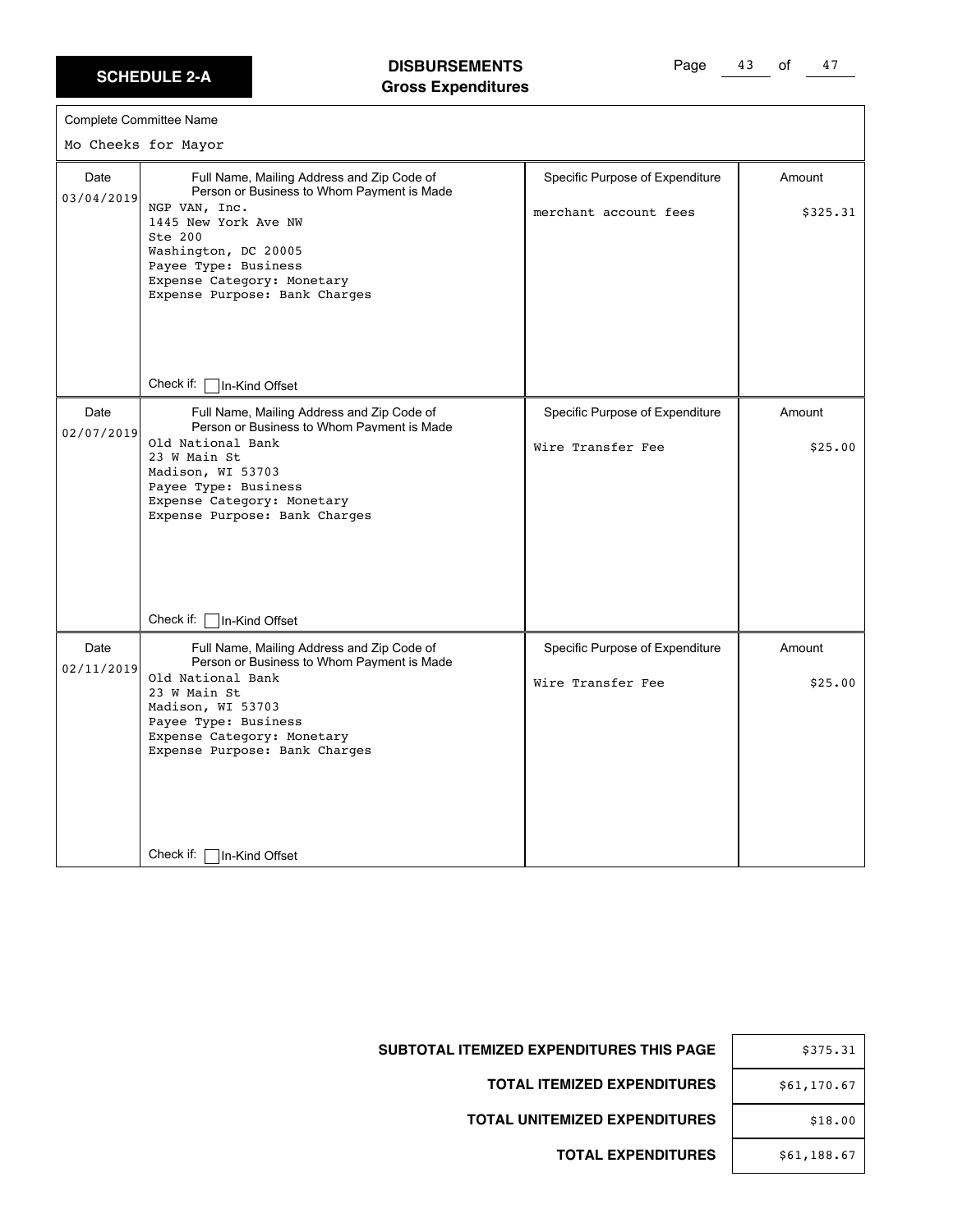**SCHEDULE 2-A**

# DISBURSEMENTS
## Gross Expenditures

Complete Committee Name

Mo Cheeks for Mayor

| Date | Full Name, Mailing Address and Zip Code of Person or Business to Whom Payment is Made | Specific Purpose of Expenditure | Amount |
|---|---|---|---|
| 03/04/2019 | NGP VAN, Inc.<br>1445 New York Ave NW<br>Ste 200<br>Washington, DC 20005<br>Payee Type: Business<br>Expense Category: Monetary<br>Expense Purpose: Bank Charges<br><br>Check if: ☐ In-Kind Offset | merchant account fees | $325.31 |
| 02/07/2019 | Old National Bank<br>23 W Main St<br>Madison, WI 53703<br>Payee Type: Business<br>Expense Category: Monetary<br>Expense Purpose: Bank Charges<br><br>Check if: ☐ In-Kind Offset | Wire Transfer Fee | $25.00 |
| 02/11/2019 | Old National Bank<br>23 W Main St<br>Madison, WI 53703<br>Payee Type: Business<br>Expense Category: Monetary<br>Expense Purpose: Bank Charges<br><br>Check if: ☐ In-Kind Offset | Wire Transfer Fee | $25.00 |

| | |
|---|---|
| **SUBTOTAL ITEMIZED EXPENDITURES THIS PAGE** | $375.31 |
| **TOTAL ITEMIZED EXPENDITURES** | $61,170.67 |
| **TOTAL UNITEMIZED EXPENDITURES** | $18.00 |
| **TOTAL EXPENDITURES** | $61,188.67 |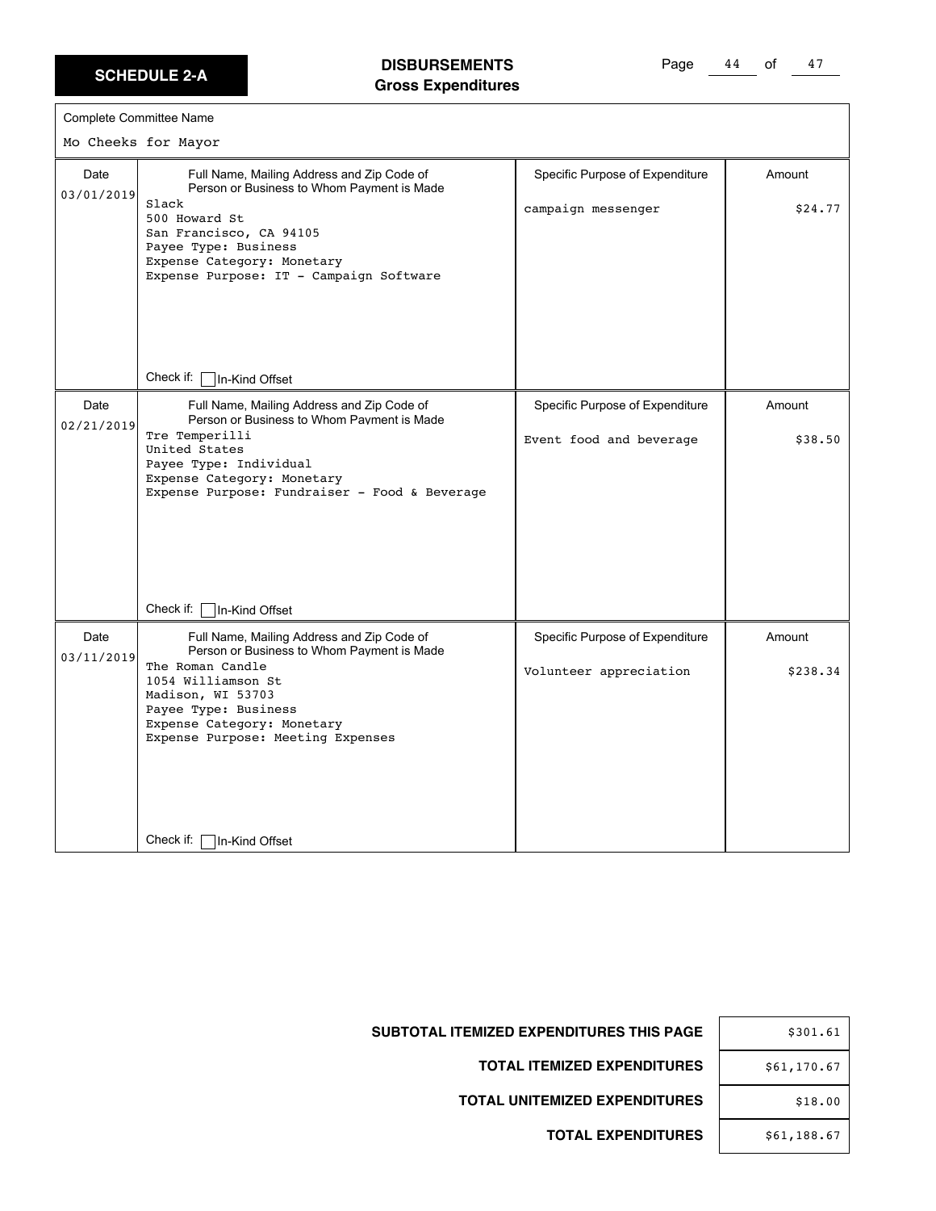**SCHEDULE 2-A**

# DISBURSEMENTS
## Gross Expenditures

Complete Committee Name

Mo Cheeks for Mayor

| Date | Full Name, Mailing Address and Zip Code of Person or Business to Whom Payment is Made | Specific Purpose of Expenditure | Amount |
|---|---|---|---|
| 03/01/2019 | Slack<br>500 Howard St<br>San Francisco, CA 94105<br>Payee Type: Business<br>Expense Category: Monetary<br>Expense Purpose: IT - Campaign Software<br><br>Check if: ☐ In-Kind Offset | campaign messenger | $24.77 |
| 02/21/2019 | Tre Temperilli<br>United States<br>Payee Type: Individual<br>Expense Category: Monetary<br>Expense Purpose: Fundraiser - Food & Beverage<br><br>Check if: ☐ In-Kind Offset | Event food and beverage | $38.50 |
| 03/11/2019 | The Roman Candle<br>1054 Williamson St<br>Madison, WI 53703<br>Payee Type: Business<br>Expense Category: Monetary<br>Expense Purpose: Meeting Expenses<br><br>Check if: ☐ In-Kind Offset | Volunteer appreciation | $238.34 |

| | |
|---|---|
| **SUBTOTAL ITEMIZED EXPENDITURES THIS PAGE** | $301.61 |
| **TOTAL ITEMIZED EXPENDITURES** | $61,170.67 |
| **TOTAL UNITEMIZED EXPENDITURES** | $18.00 |
| **TOTAL EXPENDITURES** | $61,188.67 |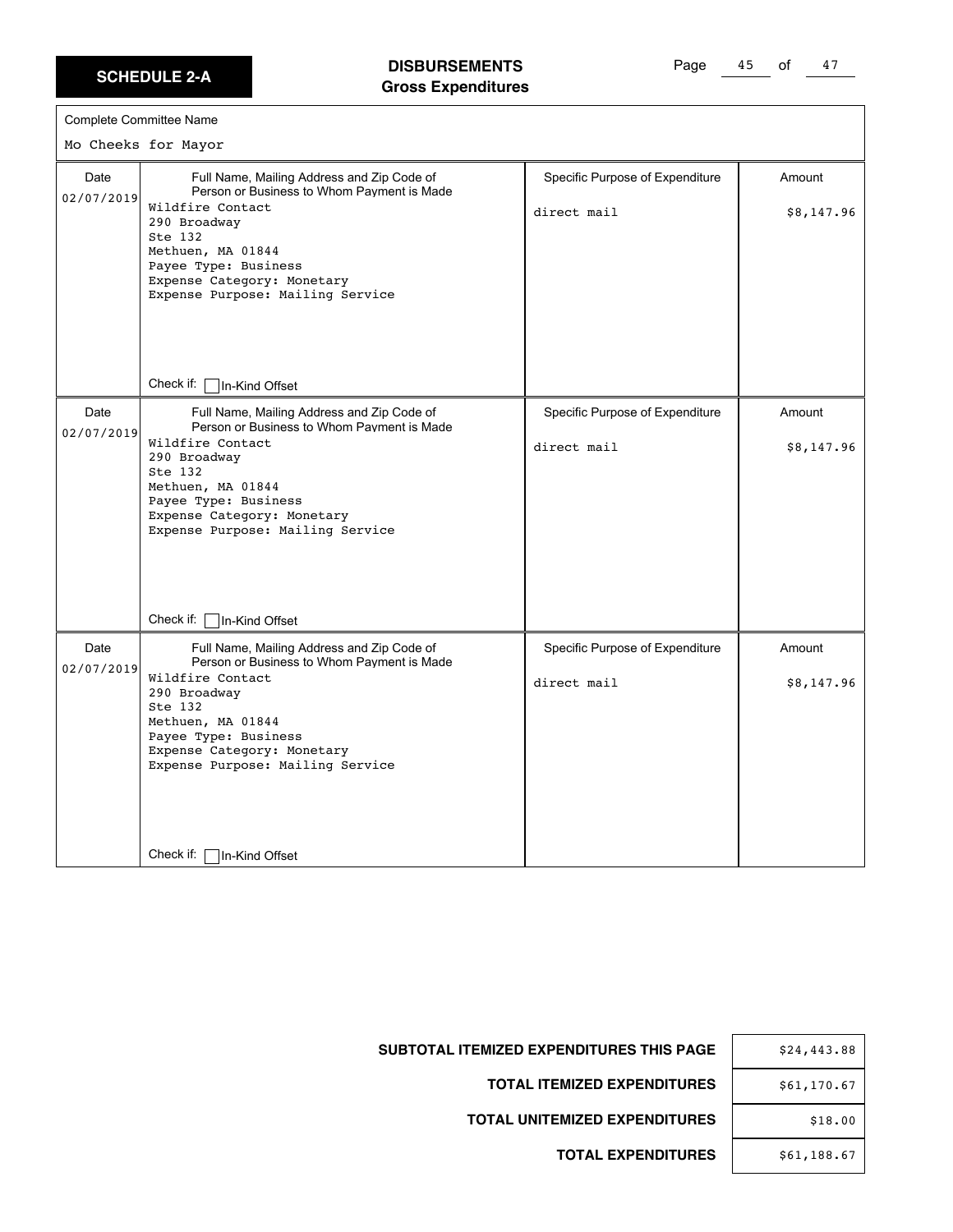**SCHEDULE 2-A**

## DISBURSEMENTS
### Gross Expenditures

Complete Committee Name

Mo Cheeks for Mayor

| Date | Full Name, Mailing Address and Zip Code of Person or Business to Whom Payment is Made | Specific Purpose of Expenditure | Amount |
|---|---|---|---|
| 02/07/2019 | Wildfire Contact<br>290 Broadway<br>Ste 132<br>Methuen, MA 01844<br>Payee Type: Business<br>Expense Category: Monetary<br>Expense Purpose: Mailing Service<br><br>Check if: ☐ In-Kind Offset | direct mail | $8,147.96 |
| 02/07/2019 | Wildfire Contact<br>290 Broadway<br>Ste 132<br>Methuen, MA 01844<br>Payee Type: Business<br>Expense Category: Monetary<br>Expense Purpose: Mailing Service<br><br>Check if: ☐ In-Kind Offset | direct mail | $8,147.96 |
| 02/07/2019 | Wildfire Contact<br>290 Broadway<br>Ste 132<br>Methuen, MA 01844<br>Payee Type: Business<br>Expense Category: Monetary<br>Expense Purpose: Mailing Service<br><br>Check if: ☐ In-Kind Offset | direct mail | $8,147.96 |

| | |
|---|---|
| **SUBTOTAL ITEMIZED EXPENDITURES THIS PAGE** | $24,443.88 |
| **TOTAL ITEMIZED EXPENDITURES** | $61,170.67 |
| **TOTAL UNITEMIZED EXPENDITURES** | $18.00 |
| **TOTAL EXPENDITURES** | $61,188.67 |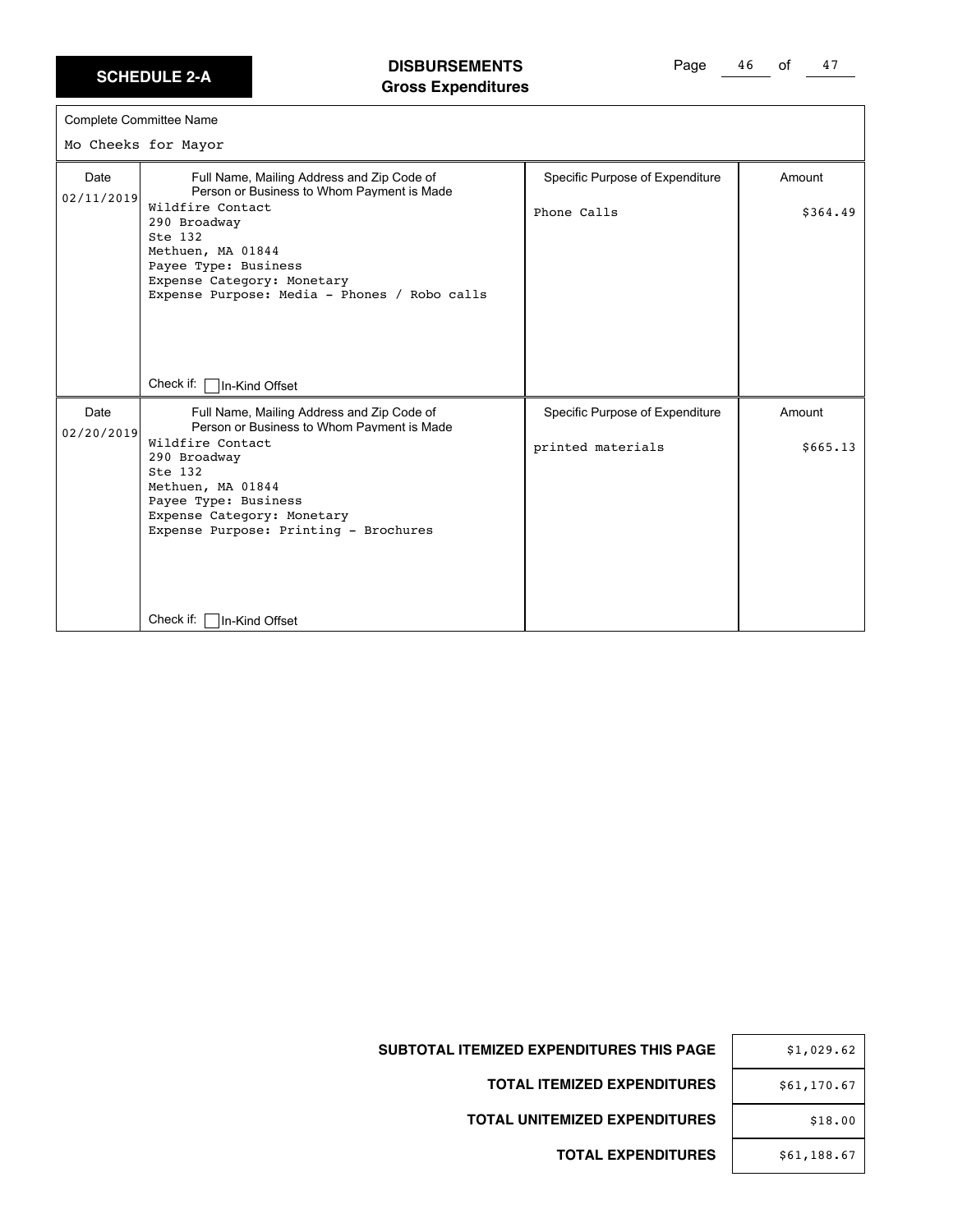**SCHEDULE 2-A**

# DISBURSEMENTS
## Gross Expenditures

Complete Committee Name

Mo Cheeks for Mayor

| Date | Full Name, Mailing Address and Zip Code of Person or Business to Whom Payment is Made | Specific Purpose of Expenditure | Amount |
|---|---|---|---|
| 02/11/2019 | Wildfire Contact<br>290 Broadway<br>Ste 132<br>Methuen, MA 01844<br>Payee Type: Business<br>Expense Category: Monetary<br>Expense Purpose: Media - Phones / Robo calls<br><br>Check if: ☐ In-Kind Offset | Phone Calls | $364.49 |
| 02/20/2019 | Wildfire Contact<br>290 Broadway<br>Ste 132<br>Methuen, MA 01844<br>Payee Type: Business<br>Expense Category: Monetary<br>Expense Purpose: Printing - Brochures<br><br>Check if: ☐ In-Kind Offset | printed materials | $665.13 |

| | |
|---|---|
| **SUBTOTAL ITEMIZED EXPENDITURES THIS PAGE** | $1,029.62 |
| **TOTAL ITEMIZED EXPENDITURES** | $61,170.67 |
| **TOTAL UNITEMIZED EXPENDITURES** | $18.00 |
| **TOTAL EXPENDITURES** | $61,188.67 |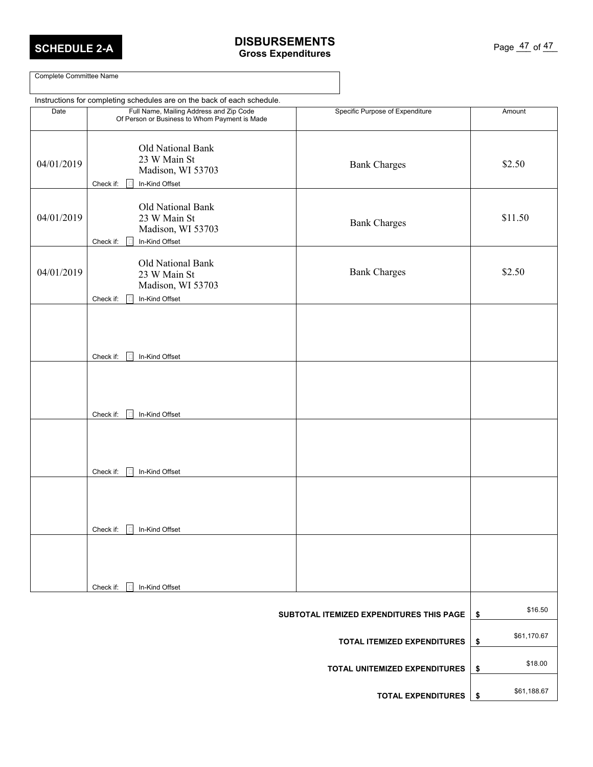**SCHEDULE 2-A**

# DISBURSEMENTS
## Gross Expenditures

Complete Committee Name

Instructions for completing schedules are on the back of each schedule.

| Date | Full Name, Mailing Address and Zip Code Of Person or Business to Whom Payment is Made | Specific Purpose of Expenditure | Amount |
|---|---|---|---|
| 04/01/2019 | Old National Bank<br>23 W Main St<br>Madison, WI 53703<br>Check if: ☐ In-Kind Offset | Bank Charges | $2.50 |
| 04/01/2019 | Old National Bank<br>23 W Main St<br>Madison, WI 53703<br>Check if: ☐ In-Kind Offset | Bank Charges | $11.50 |
| 04/01/2019 | Old National Bank<br>23 W Main St<br>Madison, WI 53703<br>Check if: ☐ In-Kind Offset | Bank Charges | $2.50 |
| | Check if: ☐ In-Kind Offset | | |
| | Check if: ☐ In-Kind Offset | | |
| | Check if: ☐ In-Kind Offset | | |
| | Check if: ☐ In-Kind Offset | | |
| | Check if: ☐ In-Kind Offset | | |

| | |
|---|---|
| **SUBTOTAL ITEMIZED EXPENDITURES THIS PAGE** | $ $16.50 |
| **TOTAL ITEMIZED EXPENDITURES** | $ $61,170.67 |
| **TOTAL UNITEMIZED EXPENDITURES** | $ $18.00 |
| **TOTAL EXPENDITURES** | $ $61,188.67 |